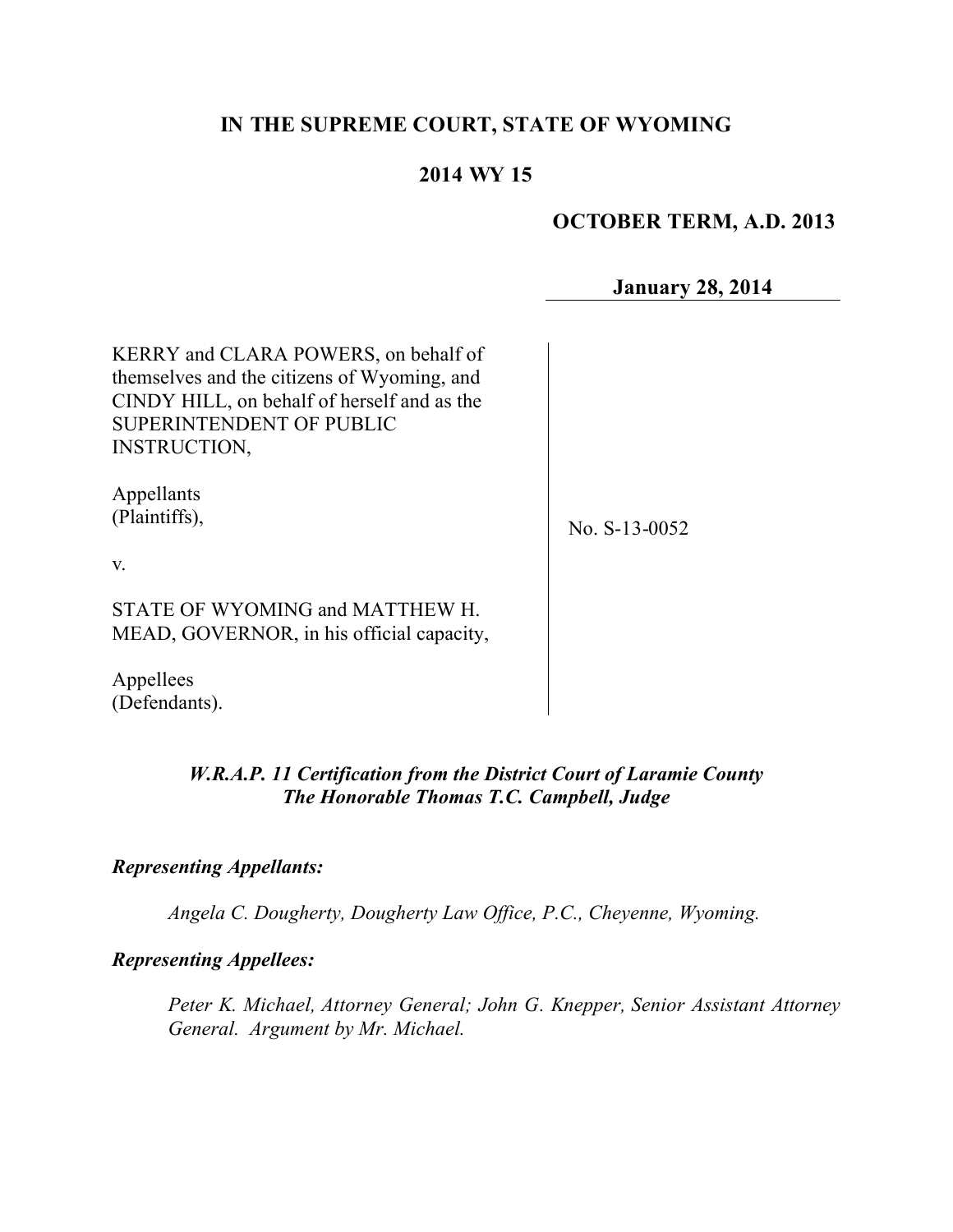# IN THE SUPREME COURT, STATE OF WYOMING

## 2014 WY 15

**OCTOBER TERM, A.D. 2013**

**January 28, 2014**

KERRY and CLARA POWERS, on behalf of themselves and the citizens of Wyoming, and CINDY HILL, on behalf of herself and as the SUPERINTENDENT OF PUBLIC INSTRUCTION,

Appellants (Plaintiffs),

v.

STATE OF WYOMING and MATTHEW H. MEAD, GOVERNOR, in his official capacity,

Appellees (Defendants).

No. S-13-0052

***W.R.A.P. 11 Certification from the District Court of Laramie County***
***The Honorable Thomas T.C. Campbell, Judge***

***Representing Appellants:***

*Angela C. Dougherty, Dougherty Law Office, P.C., Cheyenne, Wyoming.*

***Representing Appellees:***

*Peter K. Michael, Attorney General; John G. Knepper, Senior Assistant Attorney General. Argument by Mr. Michael.*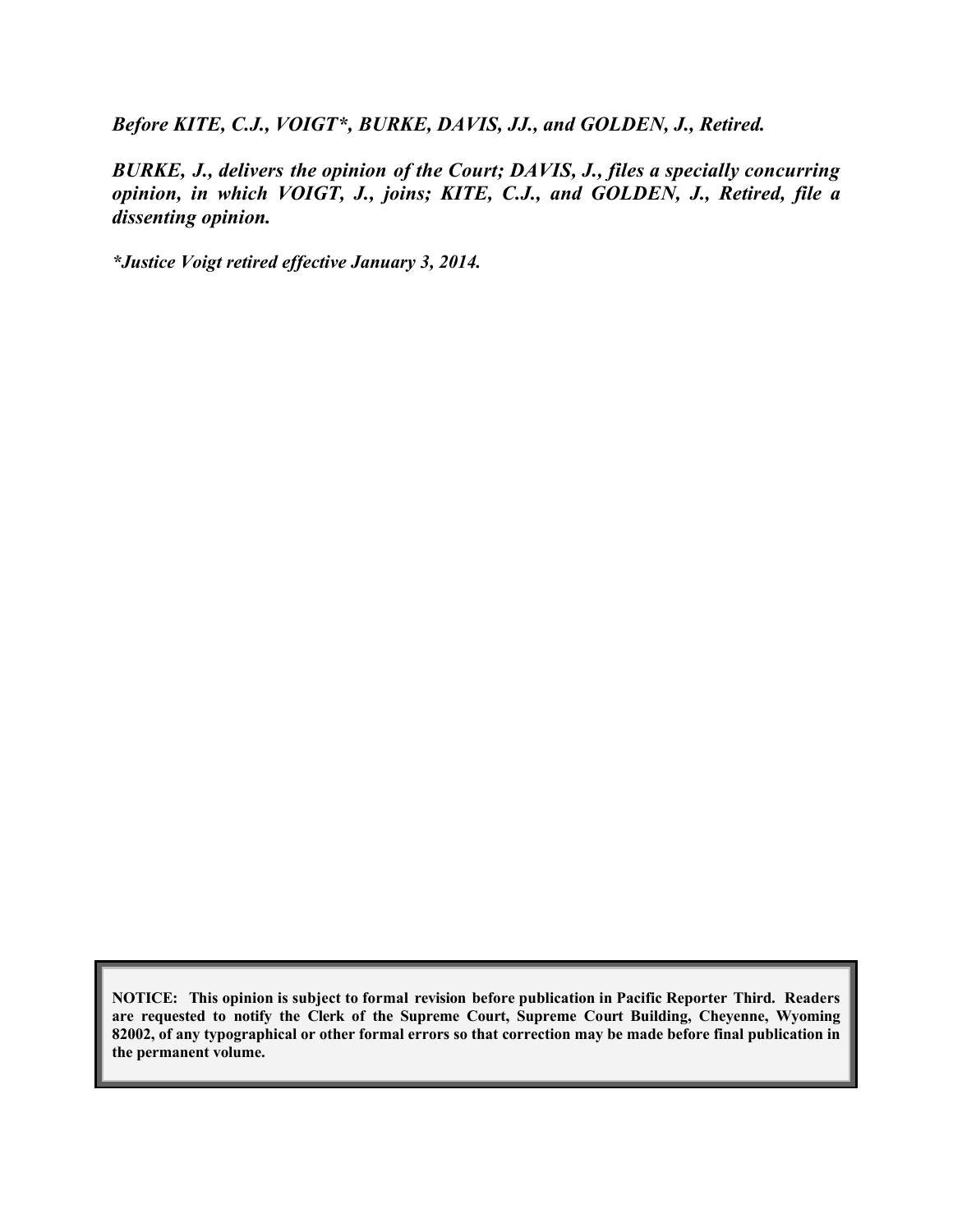***Before KITE, C.J., VOIGT\*, BURKE, DAVIS, JJ., and GOLDEN, J., Retired.***

***BURKE, J., delivers the opinion of the Court; DAVIS, J., files a specially concurring opinion, in which VOIGT, J., joins; KITE, C.J., and GOLDEN, J., Retired, file a dissenting opinion.***

***\*Justice Voigt retired effective January 3, 2014.***

**NOTICE: This opinion is subject to formal revision before publication in Pacific Reporter Third. Readers are requested to notify the Clerk of the Supreme Court, Supreme Court Building, Cheyenne, Wyoming 82002, of any typographical or other formal errors so that correction may be made before final publication in the permanent volume.**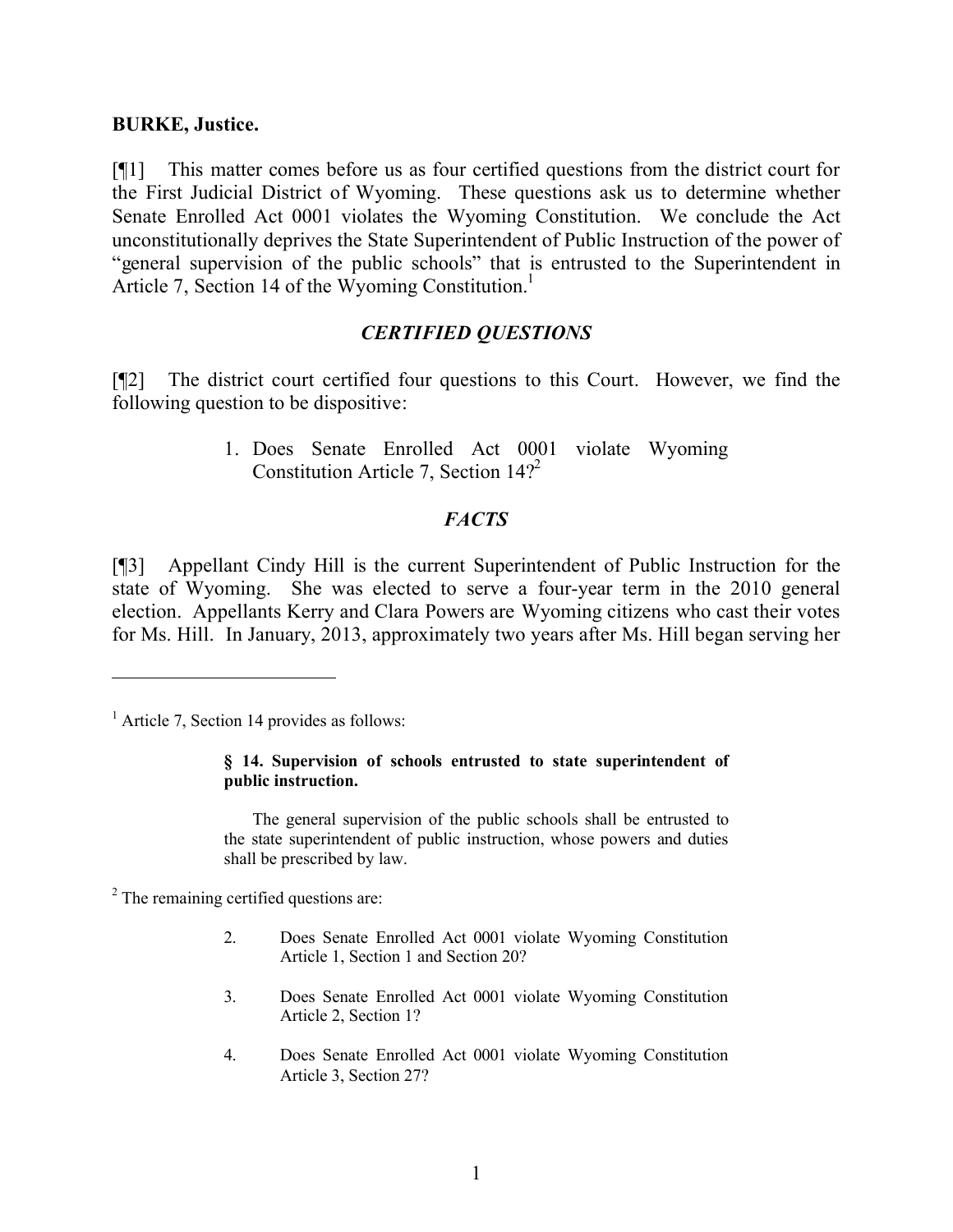**BURKE, Justice.**

[¶1] This matter comes before us as four certified questions from the district court for the First Judicial District of Wyoming. These questions ask us to determine whether Senate Enrolled Act 0001 violates the Wyoming Constitution. We conclude the Act unconstitutionally deprives the State Superintendent of Public Instruction of the power of "general supervision of the public schools" that is entrusted to the Superintendent in Article 7, Section 14 of the Wyoming Constitution.[1]

## *CERTIFIED QUESTIONS*

[¶2] The district court certified four questions to this Court. However, we find the following question to be dispositive:

> 1. Does Senate Enrolled Act 0001 violate Wyoming Constitution Article 7, Section 14?[2]

## *FACTS*

[¶3] Appellant Cindy Hill is the current Superintendent of Public Instruction for the state of Wyoming. She was elected to serve a four-year term in the 2010 general election. Appellants Kerry and Clara Powers are Wyoming citizens who cast their votes for Ms. Hill. In January, 2013, approximately two years after Ms. Hill began serving her

---

[1] Article 7, Section 14 provides as follows:

> **§ 14. Supervision of schools entrusted to state superintendent of public instruction.**
>
> The general supervision of the public schools shall be entrusted to the state superintendent of public instruction, whose powers and duties shall be prescribed by law.

[2] The remaining certified questions are:

> 2. Does Senate Enrolled Act 0001 violate Wyoming Constitution Article 1, Section 1 and Section 20?
>
> 3. Does Senate Enrolled Act 0001 violate Wyoming Constitution Article 2, Section 1?
>
> 4. Does Senate Enrolled Act 0001 violate Wyoming Constitution Article 3, Section 27?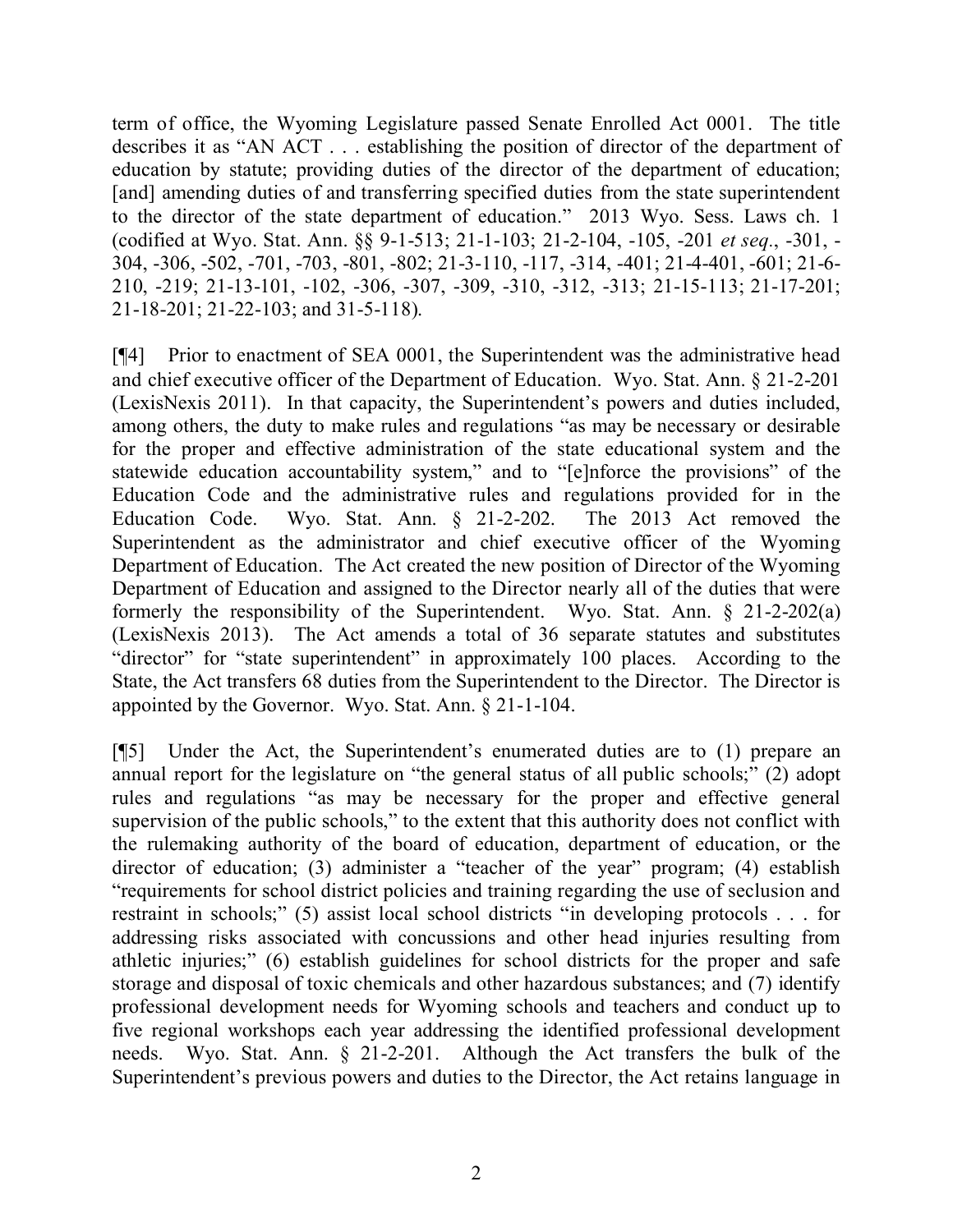term of office, the Wyoming Legislature passed Senate Enrolled Act 0001. The title describes it as "AN ACT . . . establishing the position of director of the department of education by statute; providing duties of the director of the department of education; [and] amending duties of and transferring specified duties from the state superintendent to the director of the state department of education." 2013 Wyo. Sess. Laws ch. 1 (codified at Wyo. Stat. Ann. §§ 9-1-513; 21-1-103; 21-2-104, -105, -201 *et seq*., -301, -304, -306, -502, -701, -703, -801, -802; 21-3-110, -117, -314, -401; 21-4-401, -601; 21-6-210, -219; 21-13-101, -102, -306, -307, -309, -310, -312, -313; 21-15-113; 21-17-201; 21-18-201; 21-22-103; and 31-5-118).

[¶4] Prior to enactment of SEA 0001, the Superintendent was the administrative head and chief executive officer of the Department of Education. Wyo. Stat. Ann. § 21-2-201 (LexisNexis 2011). In that capacity, the Superintendent's powers and duties included, among others, the duty to make rules and regulations "as may be necessary or desirable for the proper and effective administration of the state educational system and the statewide education accountability system," and to "[e]nforce the provisions" of the Education Code and the administrative rules and regulations provided for in the Education Code. Wyo. Stat. Ann. § 21-2-202. The 2013 Act removed the Superintendent as the administrator and chief executive officer of the Wyoming Department of Education. The Act created the new position of Director of the Wyoming Department of Education and assigned to the Director nearly all of the duties that were formerly the responsibility of the Superintendent. Wyo. Stat. Ann. § 21-2-202(a) (LexisNexis 2013). The Act amends a total of 36 separate statutes and substitutes "director" for "state superintendent" in approximately 100 places. According to the State, the Act transfers 68 duties from the Superintendent to the Director. The Director is appointed by the Governor. Wyo. Stat. Ann. § 21-1-104.

[¶5] Under the Act, the Superintendent's enumerated duties are to (1) prepare an annual report for the legislature on "the general status of all public schools;" (2) adopt rules and regulations "as may be necessary for the proper and effective general supervision of the public schools," to the extent that this authority does not conflict with the rulemaking authority of the board of education, department of education, or the director of education; (3) administer a "teacher of the year" program; (4) establish "requirements for school district policies and training regarding the use of seclusion and restraint in schools;" (5) assist local school districts "in developing protocols . . . for addressing risks associated with concussions and other head injuries resulting from athletic injuries;" (6) establish guidelines for school districts for the proper and safe storage and disposal of toxic chemicals and other hazardous substances; and (7) identify professional development needs for Wyoming schools and teachers and conduct up to five regional workshops each year addressing the identified professional development needs. Wyo. Stat. Ann. § 21-2-201. Although the Act transfers the bulk of the Superintendent's previous powers and duties to the Director, the Act retains language in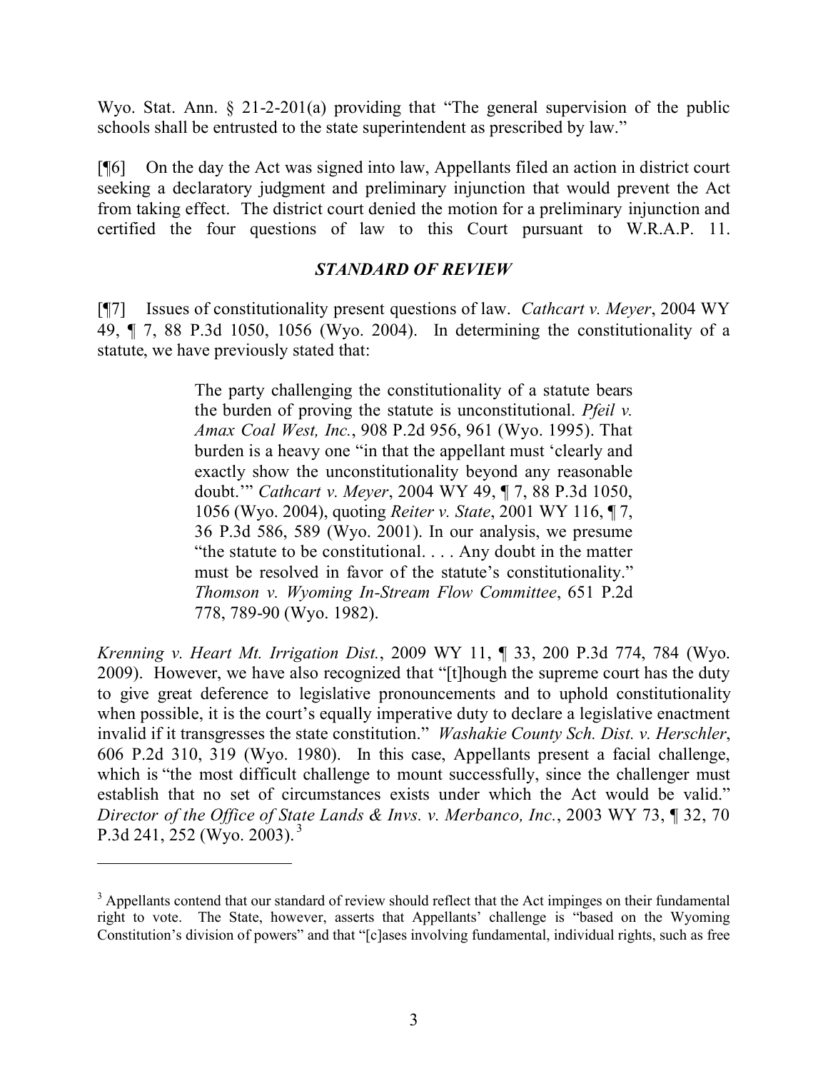Wyo. Stat. Ann. § 21-2-201(a) providing that "The general supervision of the public schools shall be entrusted to the state superintendent as prescribed by law."

[¶6] On the day the Act was signed into law, Appellants filed an action in district court seeking a declaratory judgment and preliminary injunction that would prevent the Act from taking effect. The district court denied the motion for a preliminary injunction and certified the four questions of law to this Court pursuant to W.R.A.P. 11.

### *STANDARD OF REVIEW*

[¶7] Issues of constitutionality present questions of law. *Cathcart v. Meyer*, 2004 WY 49, ¶ 7, 88 P.3d 1050, 1056 (Wyo. 2004). In determining the constitutionality of a statute, we have previously stated that:

> The party challenging the constitutionality of a statute bears the burden of proving the statute is unconstitutional. *Pfeil v. Amax Coal West, Inc.*, 908 P.2d 956, 961 (Wyo. 1995). That burden is a heavy one "in that the appellant must 'clearly and exactly show the unconstitutionality beyond any reasonable doubt.'" *Cathcart v. Meyer*, 2004 WY 49, ¶ 7, 88 P.3d 1050, 1056 (Wyo. 2004), quoting *Reiter v. State*, 2001 WY 116, ¶ 7, 36 P.3d 586, 589 (Wyo. 2001). In our analysis, we presume "the statute to be constitutional. . . . Any doubt in the matter must be resolved in favor of the statute's constitutionality." *Thomson v. Wyoming In-Stream Flow Committee*, 651 P.2d 778, 789-90 (Wyo. 1982).

*Krenning v. Heart Mt. Irrigation Dist.*, 2009 WY 11, ¶ 33, 200 P.3d 774, 784 (Wyo. 2009). However, we have also recognized that "[t]hough the supreme court has the duty to give great deference to legislative pronouncements and to uphold constitutionality when possible, it is the court's equally imperative duty to declare a legislative enactment invalid if it transgresses the state constitution." *Washakie County Sch. Dist. v. Herschler*, 606 P.2d 310, 319 (Wyo. 1980). In this case, Appellants present a facial challenge, which is "the most difficult challenge to mount successfully, since the challenger must establish that no set of circumstances exists under which the Act would be valid." *Director of the Office of State Lands & Invs. v. Merbanco, Inc.*, 2003 WY 73, ¶ 32, 70 P.3d 241, 252 (Wyo. 2003).[3]

---

[3] Appellants contend that our standard of review should reflect that the Act impinges on their fundamental right to vote. The State, however, asserts that Appellants' challenge is "based on the Wyoming Constitution's division of powers" and that "[c]ases involving fundamental, individual rights, such as free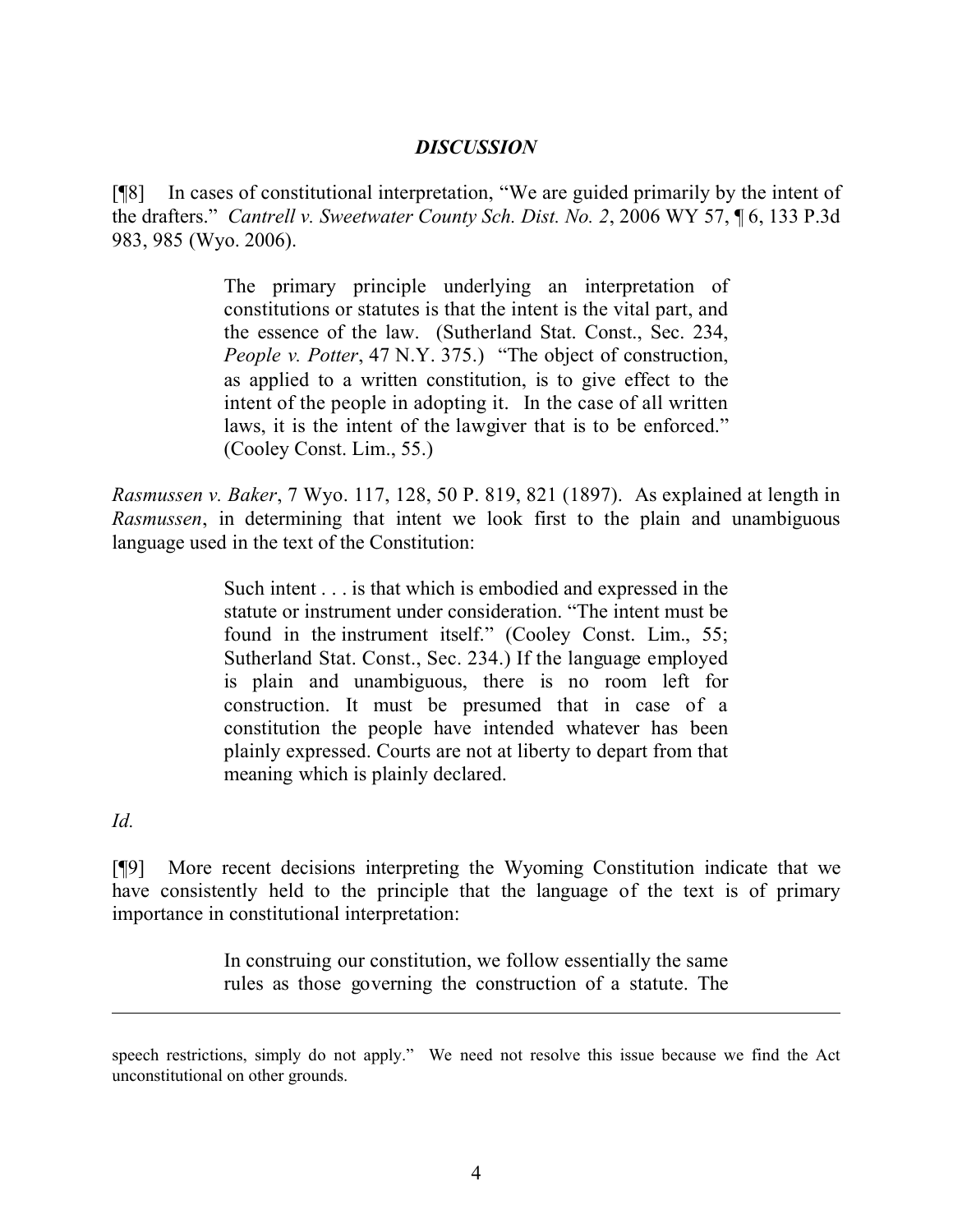### *DISCUSSION*

[¶8] In cases of constitutional interpretation, "We are guided primarily by the intent of the drafters." *Cantrell v. Sweetwater County Sch. Dist. No. 2*, 2006 WY 57, ¶ 6, 133 P.3d 983, 985 (Wyo. 2006).

> The primary principle underlying an interpretation of constitutions or statutes is that the intent is the vital part, and the essence of the law. (Sutherland Stat. Const., Sec. 234, *People v. Potter*, 47 N.Y. 375.) "The object of construction, as applied to a written constitution, is to give effect to the intent of the people in adopting it. In the case of all written laws, it is the intent of the lawgiver that is to be enforced." (Cooley Const. Lim., 55.)

*Rasmussen v. Baker*, 7 Wyo. 117, 128, 50 P. 819, 821 (1897). As explained at length in *Rasmussen*, in determining that intent we look first to the plain and unambiguous language used in the text of the Constitution:

> Such intent . . . is that which is embodied and expressed in the statute or instrument under consideration. "The intent must be found in the instrument itself." (Cooley Const. Lim., 55; Sutherland Stat. Const., Sec. 234.) If the language employed is plain and unambiguous, there is no room left for construction. It must be presumed that in case of a constitution the people have intended whatever has been plainly expressed. Courts are not at liberty to depart from that meaning which is plainly declared.

*Id.*

[¶9] More recent decisions interpreting the Wyoming Constitution indicate that we have consistently held to the principle that the language of the text is of primary importance in constitutional interpretation:

> In construing our constitution, we follow essentially the same rules as those governing the construction of a statute. The

---

speech restrictions, simply do not apply." We need not resolve this issue because we find the Act unconstitutional on other grounds.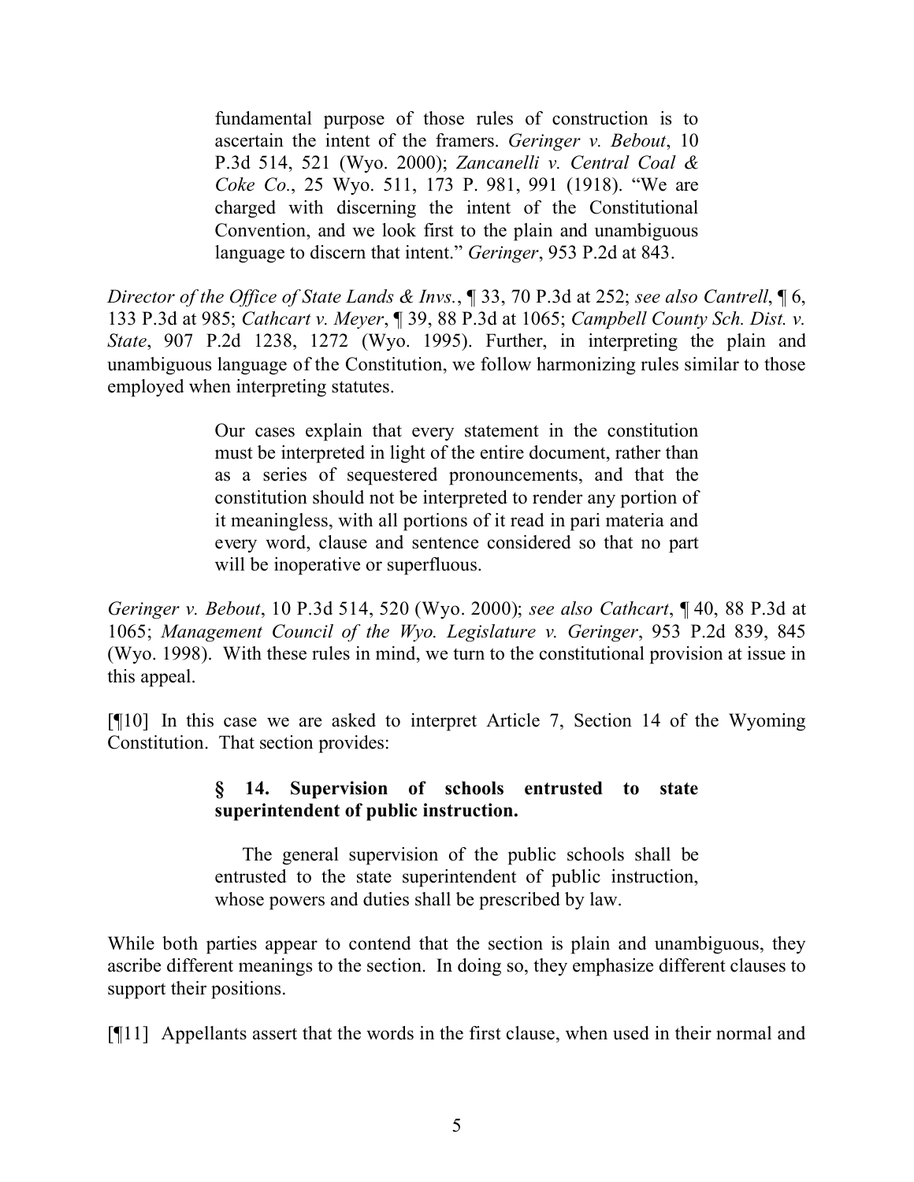> fundamental purpose of those rules of construction is to ascertain the intent of the framers. *Geringer v. Bebout*, 10 P.3d 514, 521 (Wyo. 2000); *Zancanelli v. Central Coal & Coke Co.*, 25 Wyo. 511, 173 P. 981, 991 (1918). "We are charged with discerning the intent of the Constitutional Convention, and we look first to the plain and unambiguous language to discern that intent." *Geringer*, 953 P.2d at 843.

*Director of the Office of State Lands & Invs.*, ¶ 33, 70 P.3d at 252; *see also Cantrell*, ¶ 6, 133 P.3d at 985; *Cathcart v. Meyer*, ¶ 39, 88 P.3d at 1065; *Campbell County Sch. Dist. v. State*, 907 P.2d 1238, 1272 (Wyo. 1995). Further, in interpreting the plain and unambiguous language of the Constitution, we follow harmonizing rules similar to those employed when interpreting statutes.

> Our cases explain that every statement in the constitution must be interpreted in light of the entire document, rather than as a series of sequestered pronouncements, and that the constitution should not be interpreted to render any portion of it meaningless, with all portions of it read in pari materia and every word, clause and sentence considered so that no part will be inoperative or superfluous.

*Geringer v. Bebout*, 10 P.3d 514, 520 (Wyo. 2000); *see also Cathcart*, ¶ 40, 88 P.3d at 1065; *Management Council of the Wyo. Legislature v. Geringer*, 953 P.2d 839, 845 (Wyo. 1998). With these rules in mind, we turn to the constitutional provision at issue in this appeal.

[¶10] In this case we are asked to interpret Article 7, Section 14 of the Wyoming Constitution. That section provides:

> **§ 14. Supervision of schools entrusted to state superintendent of public instruction.**
>
> The general supervision of the public schools shall be entrusted to the state superintendent of public instruction, whose powers and duties shall be prescribed by law.

While both parties appear to contend that the section is plain and unambiguous, they ascribe different meanings to the section. In doing so, they emphasize different clauses to support their positions.

[¶11] Appellants assert that the words in the first clause, when used in their normal and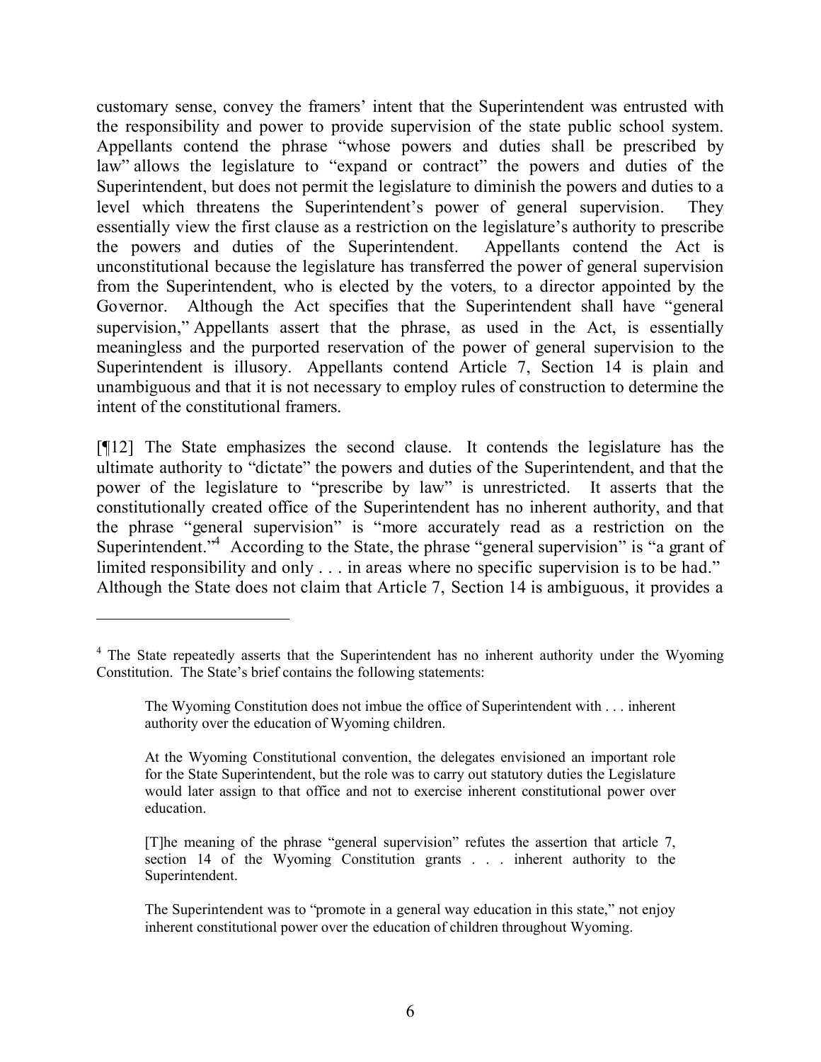customary sense, convey the framers' intent that the Superintendent was entrusted with the responsibility and power to provide supervision of the state public school system. Appellants contend the phrase "whose powers and duties shall be prescribed by law" allows the legislature to "expand or contract" the powers and duties of the Superintendent, but does not permit the legislature to diminish the powers and duties to a level which threatens the Superintendent's power of general supervision. They essentially view the first clause as a restriction on the legislature's authority to prescribe the powers and duties of the Superintendent. Appellants contend the Act is unconstitutional because the legislature has transferred the power of general supervision from the Superintendent, who is elected by the voters, to a director appointed by the Governor. Although the Act specifies that the Superintendent shall have "general supervision," Appellants assert that the phrase, as used in the Act, is essentially meaningless and the purported reservation of the power of general supervision to the Superintendent is illusory. Appellants contend Article 7, Section 14 is plain and unambiguous and that it is not necessary to employ rules of construction to determine the intent of the constitutional framers.

[¶12] The State emphasizes the second clause. It contends the legislature has the ultimate authority to "dictate" the powers and duties of the Superintendent, and that the power of the legislature to "prescribe by law" is unrestricted. It asserts that the constitutionally created office of the Superintendent has no inherent authority, and that the phrase "general supervision" is "more accurately read as a restriction on the Superintendent."[4] According to the State, the phrase "general supervision" is "a grant of limited responsibility and only . . . in areas where no specific supervision is to be had." Although the State does not claim that Article 7, Section 14 is ambiguous, it provides a

---

[4] The State repeatedly asserts that the Superintendent has no inherent authority under the Wyoming Constitution. The State's brief contains the following statements:

> The Wyoming Constitution does not imbue the office of Superintendent with . . . inherent authority over the education of Wyoming children.
>
> At the Wyoming Constitutional convention, the delegates envisioned an important role for the State Superintendent, but the role was to carry out statutory duties the Legislature would later assign to that office and not to exercise inherent constitutional power over education.
>
> [T]he meaning of the phrase "general supervision" refutes the assertion that article 7, section 14 of the Wyoming Constitution grants . . . inherent authority to the Superintendent.
>
> The Superintendent was to "promote in a general way education in this state," not enjoy inherent constitutional power over the education of children throughout Wyoming.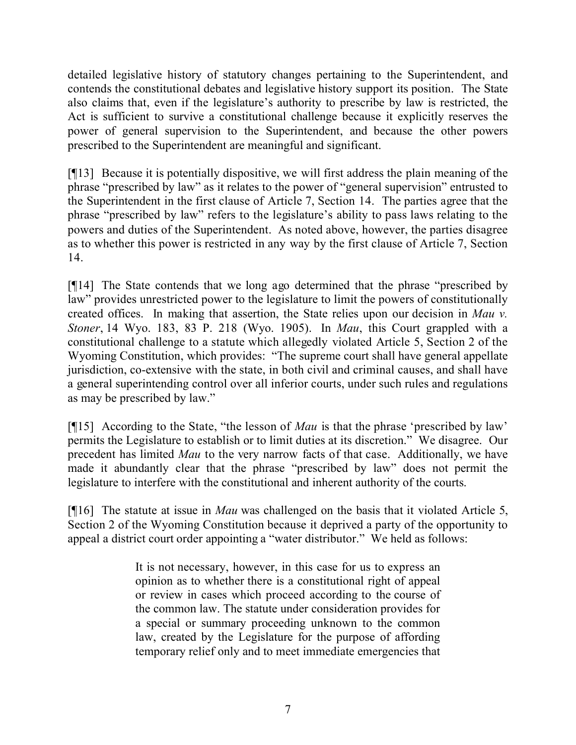detailed legislative history of statutory changes pertaining to the Superintendent, and contends the constitutional debates and legislative history support its position. The State also claims that, even if the legislature's authority to prescribe by law is restricted, the Act is sufficient to survive a constitutional challenge because it explicitly reserves the power of general supervision to the Superintendent, and because the other powers prescribed to the Superintendent are meaningful and significant.

[¶13] Because it is potentially dispositive, we will first address the plain meaning of the phrase "prescribed by law" as it relates to the power of "general supervision" entrusted to the Superintendent in the first clause of Article 7, Section 14. The parties agree that the phrase "prescribed by law" refers to the legislature's ability to pass laws relating to the powers and duties of the Superintendent. As noted above, however, the parties disagree as to whether this power is restricted in any way by the first clause of Article 7, Section 14.

[¶14] The State contends that we long ago determined that the phrase "prescribed by law" provides unrestricted power to the legislature to limit the powers of constitutionally created offices. In making that assertion, the State relies upon our decision in *Mau v. Stoner*, 14 Wyo. 183, 83 P. 218 (Wyo. 1905). In *Mau*, this Court grappled with a constitutional challenge to a statute which allegedly violated Article 5, Section 2 of the Wyoming Constitution, which provides: "The supreme court shall have general appellate jurisdiction, co-extensive with the state, in both civil and criminal causes, and shall have a general superintending control over all inferior courts, under such rules and regulations as may be prescribed by law."

[¶15] According to the State, "the lesson of *Mau* is that the phrase 'prescribed by law' permits the Legislature to establish or to limit duties at its discretion." We disagree. Our precedent has limited *Mau* to the very narrow facts of that case. Additionally, we have made it abundantly clear that the phrase "prescribed by law" does not permit the legislature to interfere with the constitutional and inherent authority of the courts.

[¶16] The statute at issue in *Mau* was challenged on the basis that it violated Article 5, Section 2 of the Wyoming Constitution because it deprived a party of the opportunity to appeal a district court order appointing a "water distributor." We held as follows:

> It is not necessary, however, in this case for us to express an opinion as to whether there is a constitutional right of appeal or review in cases which proceed according to the course of the common law. The statute under consideration provides for a special or summary proceeding unknown to the common law, created by the Legislature for the purpose of affording temporary relief only and to meet immediate emergencies that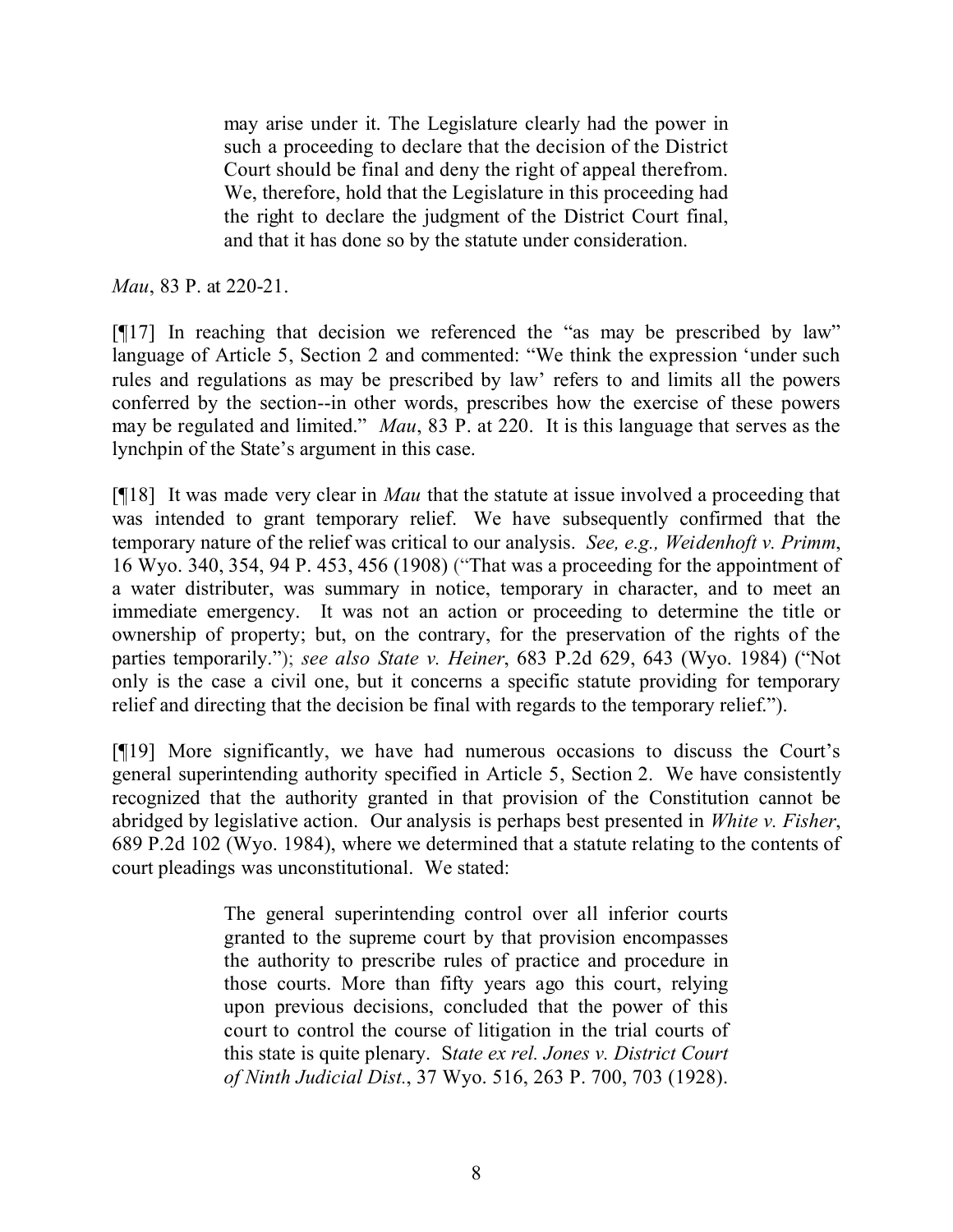> may arise under it. The Legislature clearly had the power in such a proceeding to declare that the decision of the District Court should be final and deny the right of appeal therefrom. We, therefore, hold that the Legislature in this proceeding had the right to declare the judgment of the District Court final, and that it has done so by the statute under consideration.

*Mau*, 83 P. at 220-21.

[¶17] In reaching that decision we referenced the "as may be prescribed by law" language of Article 5, Section 2 and commented: "We think the expression 'under such rules and regulations as may be prescribed by law' refers to and limits all the powers conferred by the section--in other words, prescribes how the exercise of these powers may be regulated and limited." *Mau*, 83 P. at 220. It is this language that serves as the lynchpin of the State's argument in this case.

[¶18] It was made very clear in *Mau* that the statute at issue involved a proceeding that was intended to grant temporary relief. We have subsequently confirmed that the temporary nature of the relief was critical to our analysis. *See, e.g., Weidenhoft v. Primm*, 16 Wyo. 340, 354, 94 P. 453, 456 (1908) ("That was a proceeding for the appointment of a water distributer, was summary in notice, temporary in character, and to meet an immediate emergency. It was not an action or proceeding to determine the title or ownership of property; but, on the contrary, for the preservation of the rights of the parties temporarily."); *see also State v. Heiner*, 683 P.2d 629, 643 (Wyo. 1984) ("Not only is the case a civil one, but it concerns a specific statute providing for temporary relief and directing that the decision be final with regards to the temporary relief.").

[¶19] More significantly, we have had numerous occasions to discuss the Court's general superintending authority specified in Article 5, Section 2. We have consistently recognized that the authority granted in that provision of the Constitution cannot be abridged by legislative action. Our analysis is perhaps best presented in *White v. Fisher*, 689 P.2d 102 (Wyo. 1984), where we determined that a statute relating to the contents of court pleadings was unconstitutional. We stated:

> The general superintending control over all inferior courts granted to the supreme court by that provision encompasses the authority to prescribe rules of practice and procedure in those courts. More than fifty years ago this court, relying upon previous decisions, concluded that the power of this court to control the course of litigation in the trial courts of this state is quite plenary. S*tate ex rel. Jones v. District Court of Ninth Judicial Dist.*, 37 Wyo. 516, 263 P. 700, 703 (1928).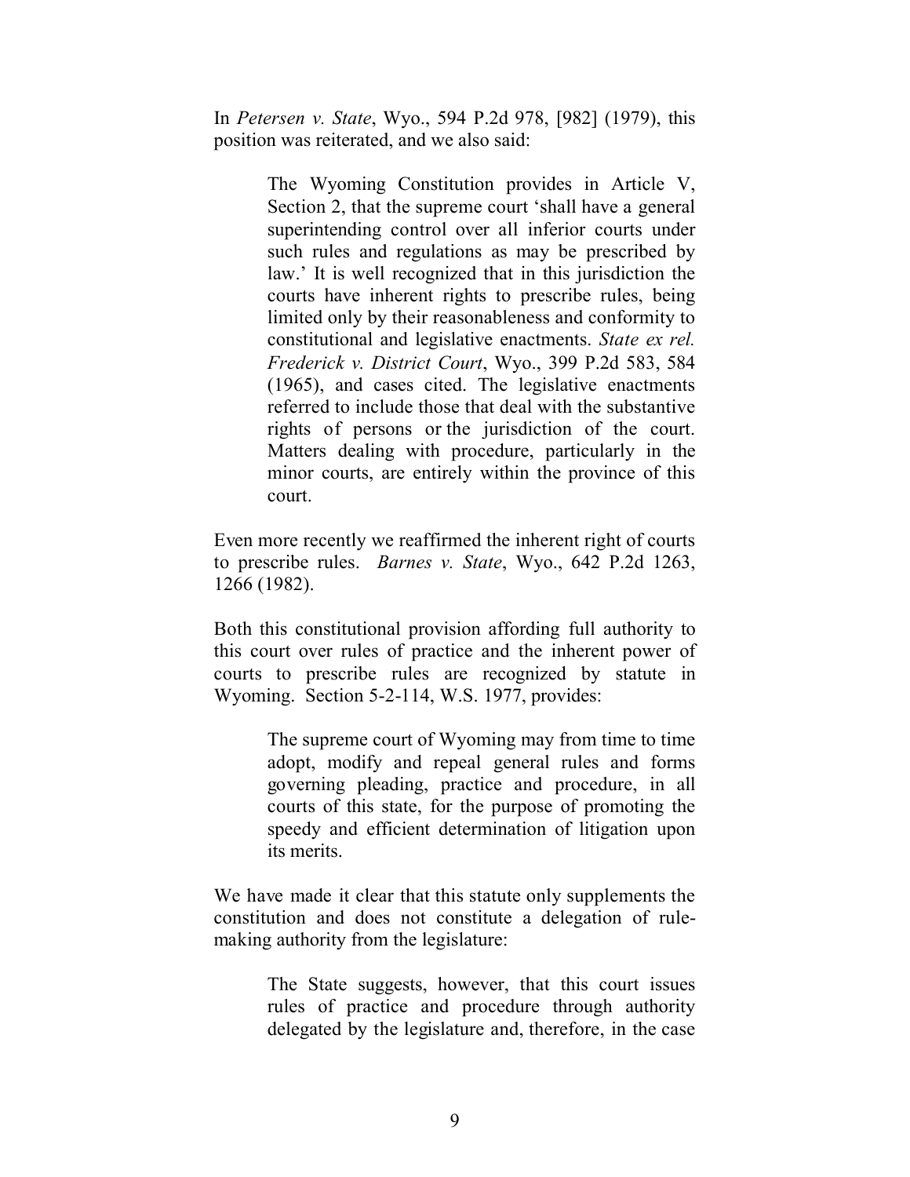In *Petersen v. State*, Wyo., 594 P.2d 978, [982] (1979), this position was reiterated, and we also said:

> The Wyoming Constitution provides in Article V, Section 2, that the supreme court 'shall have a general superintending control over all inferior courts under such rules and regulations as may be prescribed by law.' It is well recognized that in this jurisdiction the courts have inherent rights to prescribe rules, being limited only by their reasonableness and conformity to constitutional and legislative enactments. *State ex rel. Frederick v. District Court*, Wyo., 399 P.2d 583, 584 (1965), and cases cited. The legislative enactments referred to include those that deal with the substantive rights of persons or the jurisdiction of the court. Matters dealing with procedure, particularly in the minor courts, are entirely within the province of this court.

Even more recently we reaffirmed the inherent right of courts to prescribe rules. *Barnes v. State*, Wyo., 642 P.2d 1263, 1266 (1982).

Both this constitutional provision affording full authority to this court over rules of practice and the inherent power of courts to prescribe rules are recognized by statute in Wyoming. Section 5-2-114, W.S. 1977, provides:

> The supreme court of Wyoming may from time to time adopt, modify and repeal general rules and forms governing pleading, practice and procedure, in all courts of this state, for the purpose of promoting the speedy and efficient determination of litigation upon its merits.

We have made it clear that this statute only supplements the constitution and does not constitute a delegation of rule-making authority from the legislature:

> The State suggests, however, that this court issues rules of practice and procedure through authority delegated by the legislature and, therefore, in the case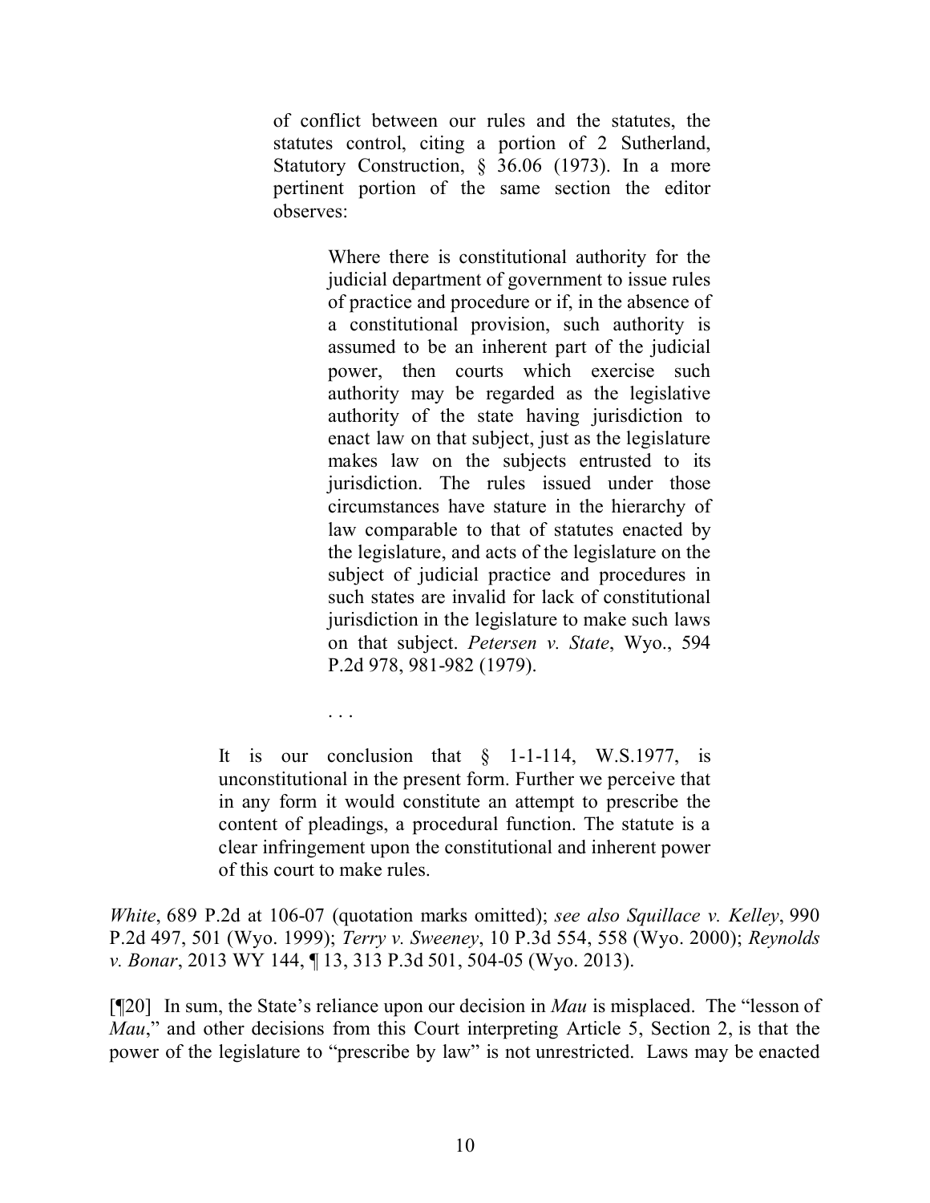> of conflict between our rules and the statutes, the statutes control, citing a portion of 2 Sutherland, Statutory Construction, § 36.06 (1973). In a more pertinent portion of the same section the editor observes:
>
> > Where there is constitutional authority for the judicial department of government to issue rules of practice and procedure or if, in the absence of a constitutional provision, such authority is assumed to be an inherent part of the judicial power, then courts which exercise such authority may be regarded as the legislative authority of the state having jurisdiction to enact law on that subject, just as the legislature makes law on the subjects entrusted to its jurisdiction. The rules issued under those circumstances have stature in the hierarchy of law comparable to that of statutes enacted by the legislature, and acts of the legislature on the subject of judicial practice and procedures in such states are invalid for lack of constitutional jurisdiction in the legislature to make such laws on that subject. *Petersen v. State*, Wyo., 594 P.2d 978, 981-982 (1979).
>
> . . .
>
> It is our conclusion that § 1-1-114, W.S.1977, is unconstitutional in the present form. Further we perceive that in any form it would constitute an attempt to prescribe the content of pleadings, a procedural function. The statute is a clear infringement upon the constitutional and inherent power of this court to make rules.

*White*, 689 P.2d at 106-07 (quotation marks omitted); *see also Squillace v. Kelley*, 990 P.2d 497, 501 (Wyo. 1999); *Terry v. Sweeney*, 10 P.3d 554, 558 (Wyo. 2000); *Reynolds v. Bonar*, 2013 WY 144, ¶ 13, 313 P.3d 501, 504-05 (Wyo. 2013).

[¶20] In sum, the State's reliance upon our decision in *Mau* is misplaced. The "lesson of *Mau*," and other decisions from this Court interpreting Article 5, Section 2, is that the power of the legislature to "prescribe by law" is not unrestricted. Laws may be enacted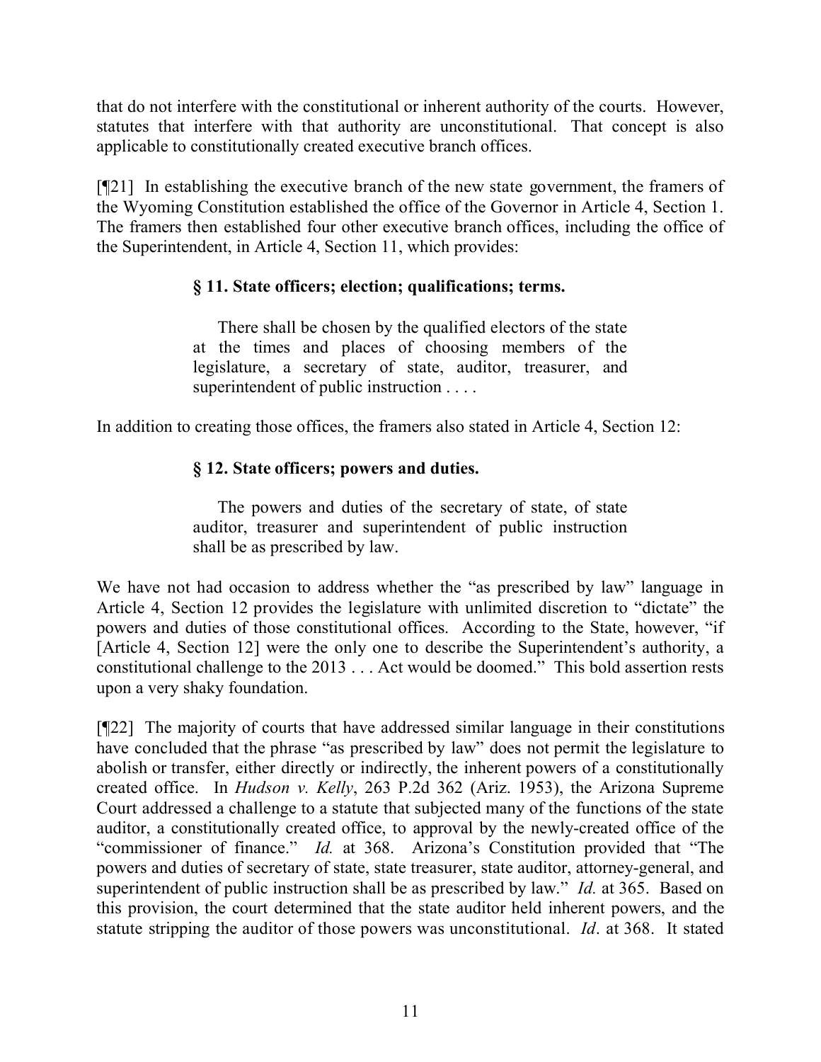that do not interfere with the constitutional or inherent authority of the courts. However, statutes that interfere with that authority are unconstitutional. That concept is also applicable to constitutionally created executive branch offices.

[¶21] In establishing the executive branch of the new state government, the framers of the Wyoming Constitution established the office of the Governor in Article 4, Section 1. The framers then established four other executive branch offices, including the office of the Superintendent, in Article 4, Section 11, which provides:

> **§ 11. State officers; election; qualifications; terms.**
>
> There shall be chosen by the qualified electors of the state at the times and places of choosing members of the legislature, a secretary of state, auditor, treasurer, and superintendent of public instruction . . . .

In addition to creating those offices, the framers also stated in Article 4, Section 12:

> **§ 12. State officers; powers and duties.**
>
> The powers and duties of the secretary of state, of state auditor, treasurer and superintendent of public instruction shall be as prescribed by law.

We have not had occasion to address whether the "as prescribed by law" language in Article 4, Section 12 provides the legislature with unlimited discretion to "dictate" the powers and duties of those constitutional offices. According to the State, however, "if [Article 4, Section 12] were the only one to describe the Superintendent's authority, a constitutional challenge to the 2013 . . . Act would be doomed." This bold assertion rests upon a very shaky foundation.

[¶22] The majority of courts that have addressed similar language in their constitutions have concluded that the phrase "as prescribed by law" does not permit the legislature to abolish or transfer, either directly or indirectly, the inherent powers of a constitutionally created office. In *Hudson v. Kelly*, 263 P.2d 362 (Ariz. 1953), the Arizona Supreme Court addressed a challenge to a statute that subjected many of the functions of the state auditor, a constitutionally created office, to approval by the newly-created office of the "commissioner of finance." *Id.* at 368. Arizona's Constitution provided that "The powers and duties of secretary of state, state treasurer, state auditor, attorney-general, and superintendent of public instruction shall be as prescribed by law." *Id.* at 365. Based on this provision, the court determined that the state auditor held inherent powers, and the statute stripping the auditor of those powers was unconstitutional. *Id*. at 368. It stated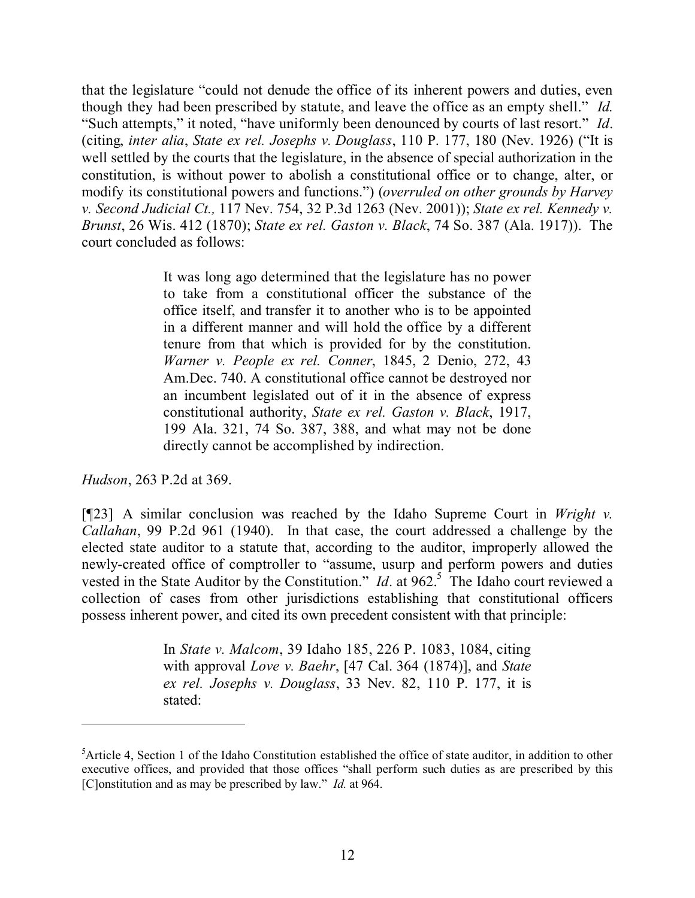that the legislature "could not denude the office of its inherent powers and duties, even though they had been prescribed by statute, and leave the office as an empty shell." *Id.* "Such attempts," it noted, "have uniformly been denounced by courts of last resort." *Id*. (citing, *inter alia*, *State ex rel. Josephs v. Douglass*, 110 P. 177, 180 (Nev. 1926) ("It is well settled by the courts that the legislature, in the absence of special authorization in the constitution, is without power to abolish a constitutional office or to change, alter, or modify its constitutional powers and functions.") (*overruled on other grounds by Harvey v. Second Judicial Ct.,* 117 Nev. 754, 32 P.3d 1263 (Nev. 2001)); *State ex rel. Kennedy v. Brunst*, 26 Wis. 412 (1870); *State ex rel. Gaston v. Black*, 74 So. 387 (Ala. 1917)). The court concluded as follows:

> It was long ago determined that the legislature has no power to take from a constitutional officer the substance of the office itself, and transfer it to another who is to be appointed in a different manner and will hold the office by a different tenure from that which is provided for by the constitution. *Warner v. People ex rel. Conner*, 1845, 2 Denio, 272, 43 Am.Dec. 740. A constitutional office cannot be destroyed nor an incumbent legislated out of it in the absence of express constitutional authority, *State ex rel. Gaston v. Black*, 1917, 199 Ala. 321, 74 So. 387, 388, and what may not be done directly cannot be accomplished by indirection.

*Hudson*, 263 P.2d at 369.

[¶23] A similar conclusion was reached by the Idaho Supreme Court in *Wright v. Callahan*, 99 P.2d 961 (1940). In that case, the court addressed a challenge by the elected state auditor to a statute that, according to the auditor, improperly allowed the newly-created office of comptroller to "assume, usurp and perform powers and duties vested in the State Auditor by the Constitution." *Id*. at 962.[5] The Idaho court reviewed a collection of cases from other jurisdictions establishing that constitutional officers possess inherent power, and cited its own precedent consistent with that principle:

> In *State v. Malcom*, 39 Idaho 185, 226 P. 1083, 1084, citing with approval *Love v. Baehr*, [47 Cal. 364 (1874)], and *State ex rel. Josephs v. Douglass*, 33 Nev. 82, 110 P. 177, it is stated:

---

[5]Article 4, Section 1 of the Idaho Constitution established the office of state auditor, in addition to other executive offices, and provided that those offices "shall perform such duties as are prescribed by this [C]onstitution and as may be prescribed by law." *Id.* at 964.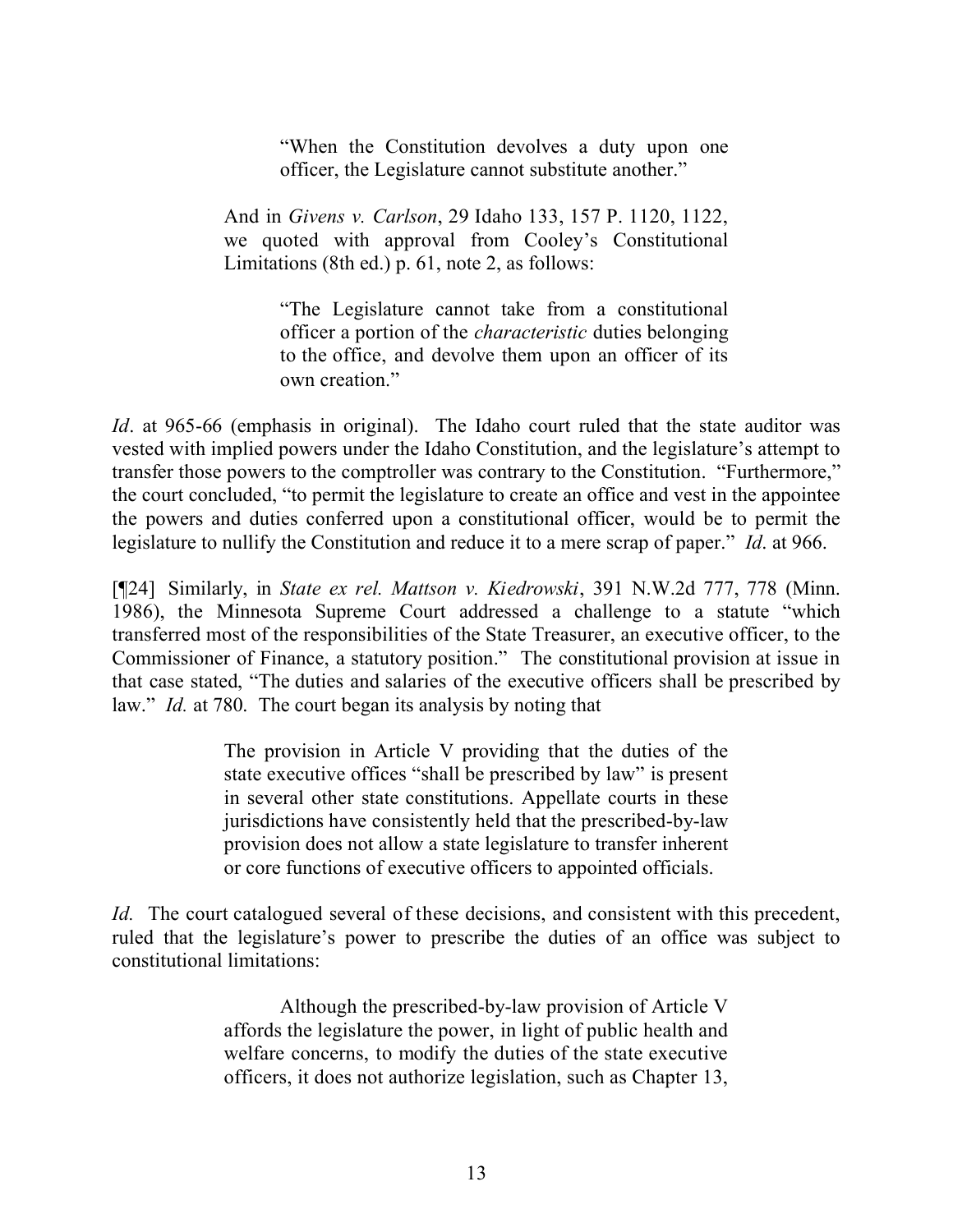> "When the Constitution devolves a duty upon one officer, the Legislature cannot substitute another."
>
> And in *Givens v. Carlson*, 29 Idaho 133, 157 P. 1120, 1122, we quoted with approval from Cooley's Constitutional Limitations (8th ed.) p. 61, note 2, as follows:
>
> > "The Legislature cannot take from a constitutional officer a portion of the *characteristic* duties belonging to the office, and devolve them upon an officer of its own creation."

*Id*. at 965-66 (emphasis in original). The Idaho court ruled that the state auditor was vested with implied powers under the Idaho Constitution, and the legislature's attempt to transfer those powers to the comptroller was contrary to the Constitution. "Furthermore," the court concluded, "to permit the legislature to create an office and vest in the appointee the powers and duties conferred upon a constitutional officer, would be to permit the legislature to nullify the Constitution and reduce it to a mere scrap of paper." *Id*. at 966.

[¶24] Similarly, in *State ex rel. Mattson v. Kiedrowski*, 391 N.W.2d 777, 778 (Minn. 1986), the Minnesota Supreme Court addressed a challenge to a statute "which transferred most of the responsibilities of the State Treasurer, an executive officer, to the Commissioner of Finance, a statutory position." The constitutional provision at issue in that case stated, "The duties and salaries of the executive officers shall be prescribed by law." *Id.* at 780. The court began its analysis by noting that

> The provision in Article V providing that the duties of the state executive offices "shall be prescribed by law" is present in several other state constitutions. Appellate courts in these jurisdictions have consistently held that the prescribed-by-law provision does not allow a state legislature to transfer inherent or core functions of executive officers to appointed officials.

*Id.* The court catalogued several of these decisions, and consistent with this precedent, ruled that the legislature's power to prescribe the duties of an office was subject to constitutional limitations:

> Although the prescribed-by-law provision of Article V affords the legislature the power, in light of public health and welfare concerns, to modify the duties of the state executive officers, it does not authorize legislation, such as Chapter 13,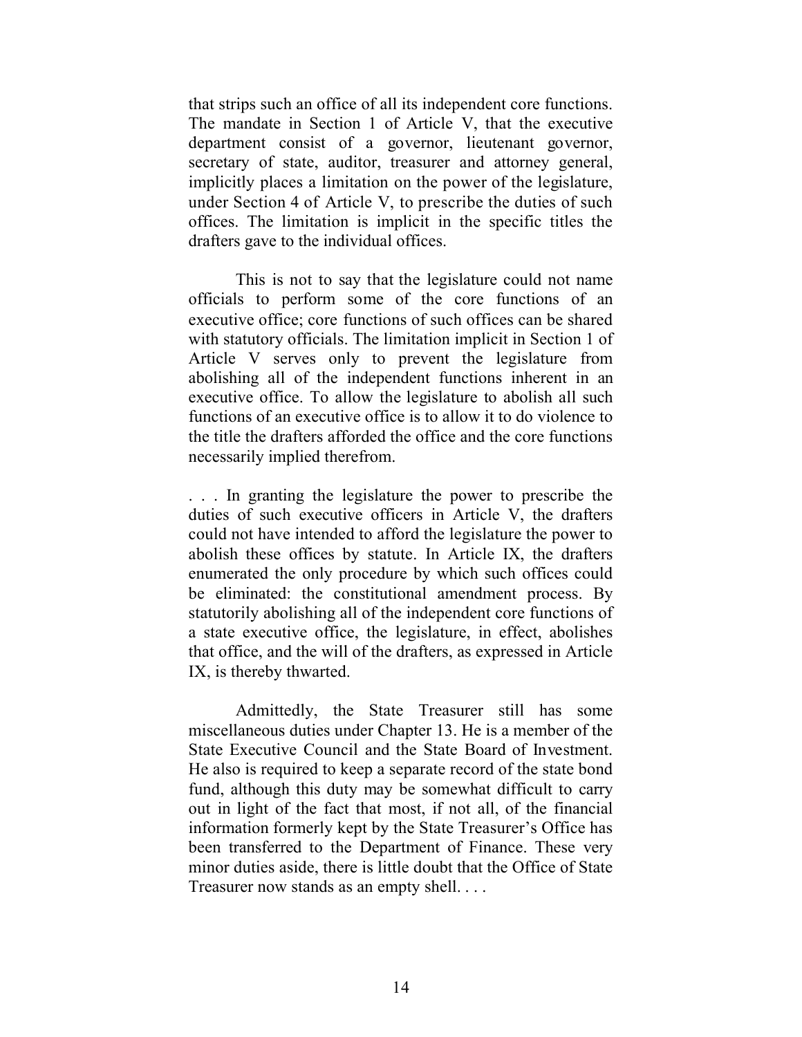that strips such an office of all its independent core functions. The mandate in Section 1 of Article V, that the executive department consist of a governor, lieutenant governor, secretary of state, auditor, treasurer and attorney general, implicitly places a limitation on the power of the legislature, under Section 4 of Article V, to prescribe the duties of such offices. The limitation is implicit in the specific titles the drafters gave to the individual offices.

This is not to say that the legislature could not name officials to perform some of the core functions of an executive office; core functions of such offices can be shared with statutory officials. The limitation implicit in Section 1 of Article V serves only to prevent the legislature from abolishing all of the independent functions inherent in an executive office. To allow the legislature to abolish all such functions of an executive office is to allow it to do violence to the title the drafters afforded the office and the core functions necessarily implied therefrom.

. . . In granting the legislature the power to prescribe the duties of such executive officers in Article V, the drafters could not have intended to afford the legislature the power to abolish these offices by statute. In Article IX, the drafters enumerated the only procedure by which such offices could be eliminated: the constitutional amendment process. By statutorily abolishing all of the independent core functions of a state executive office, the legislature, in effect, abolishes that office, and the will of the drafters, as expressed in Article IX, is thereby thwarted.

Admittedly, the State Treasurer still has some miscellaneous duties under Chapter 13. He is a member of the State Executive Council and the State Board of Investment. He also is required to keep a separate record of the state bond fund, although this duty may be somewhat difficult to carry out in light of the fact that most, if not all, of the financial information formerly kept by the State Treasurer's Office has been transferred to the Department of Finance. These very minor duties aside, there is little doubt that the Office of State Treasurer now stands as an empty shell. . . .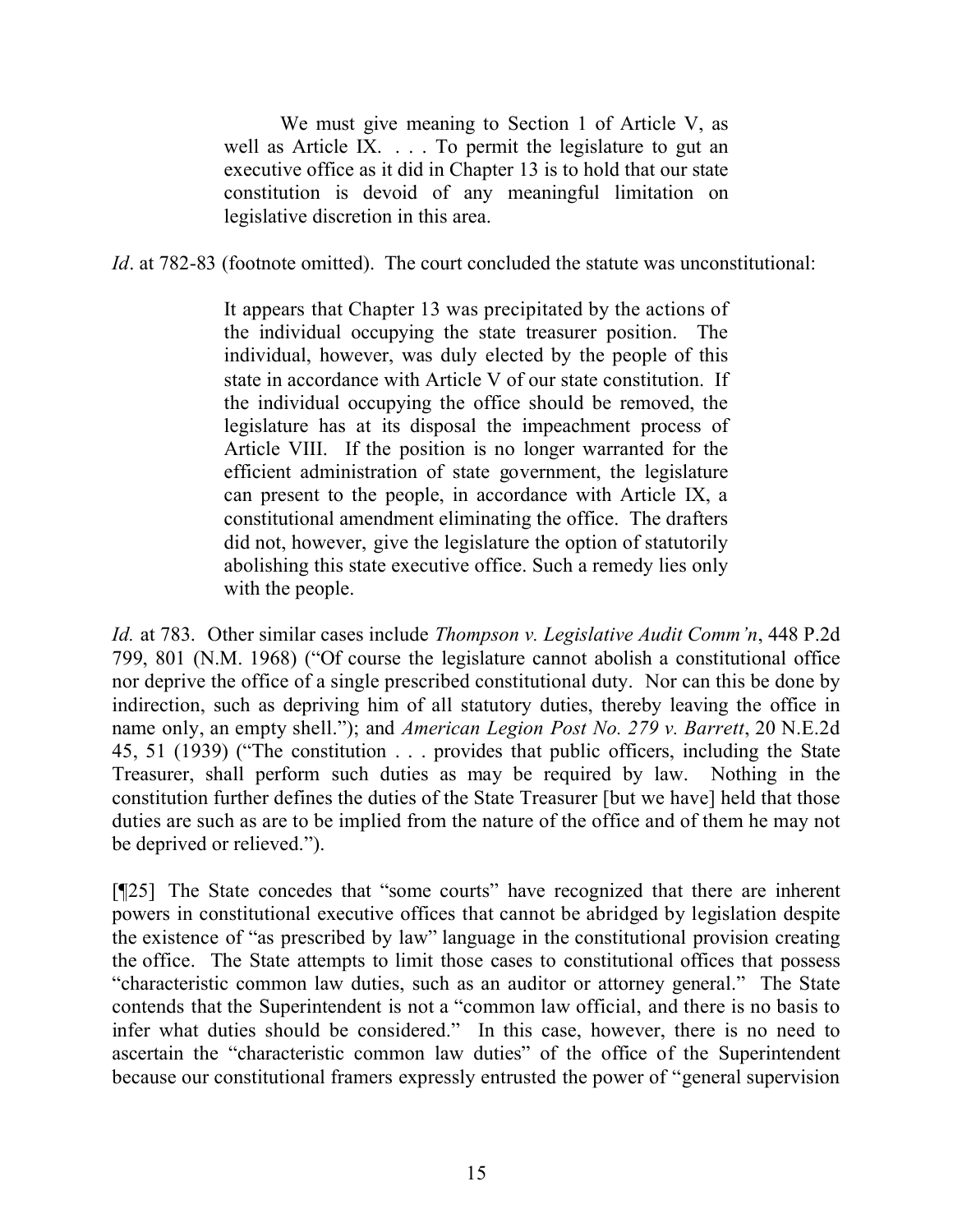> We must give meaning to Section 1 of Article V, as well as Article IX. . . . To permit the legislature to gut an executive office as it did in Chapter 13 is to hold that our state constitution is devoid of any meaningful limitation on legislative discretion in this area.

*Id*. at 782-83 (footnote omitted). The court concluded the statute was unconstitutional:

> It appears that Chapter 13 was precipitated by the actions of the individual occupying the state treasurer position. The individual, however, was duly elected by the people of this state in accordance with Article V of our state constitution. If the individual occupying the office should be removed, the legislature has at its disposal the impeachment process of Article VIII. If the position is no longer warranted for the efficient administration of state government, the legislature can present to the people, in accordance with Article IX, a constitutional amendment eliminating the office. The drafters did not, however, give the legislature the option of statutorily abolishing this state executive office. Such a remedy lies only with the people.

*Id.* at 783. Other similar cases include *Thompson v. Legislative Audit Comm'n*, 448 P.2d 799, 801 (N.M. 1968) ("Of course the legislature cannot abolish a constitutional office nor deprive the office of a single prescribed constitutional duty. Nor can this be done by indirection, such as depriving him of all statutory duties, thereby leaving the office in name only, an empty shell."); and *American Legion Post No. 279 v. Barrett*, 20 N.E.2d 45, 51 (1939) ("The constitution . . . provides that public officers, including the State Treasurer, shall perform such duties as may be required by law. Nothing in the constitution further defines the duties of the State Treasurer [but we have] held that those duties are such as are to be implied from the nature of the office and of them he may not be deprived or relieved.").

[¶25] The State concedes that "some courts" have recognized that there are inherent powers in constitutional executive offices that cannot be abridged by legislation despite the existence of "as prescribed by law" language in the constitutional provision creating the office. The State attempts to limit those cases to constitutional offices that possess "characteristic common law duties, such as an auditor or attorney general." The State contends that the Superintendent is not a "common law official, and there is no basis to infer what duties should be considered." In this case, however, there is no need to ascertain the "characteristic common law duties" of the office of the Superintendent because our constitutional framers expressly entrusted the power of "general supervision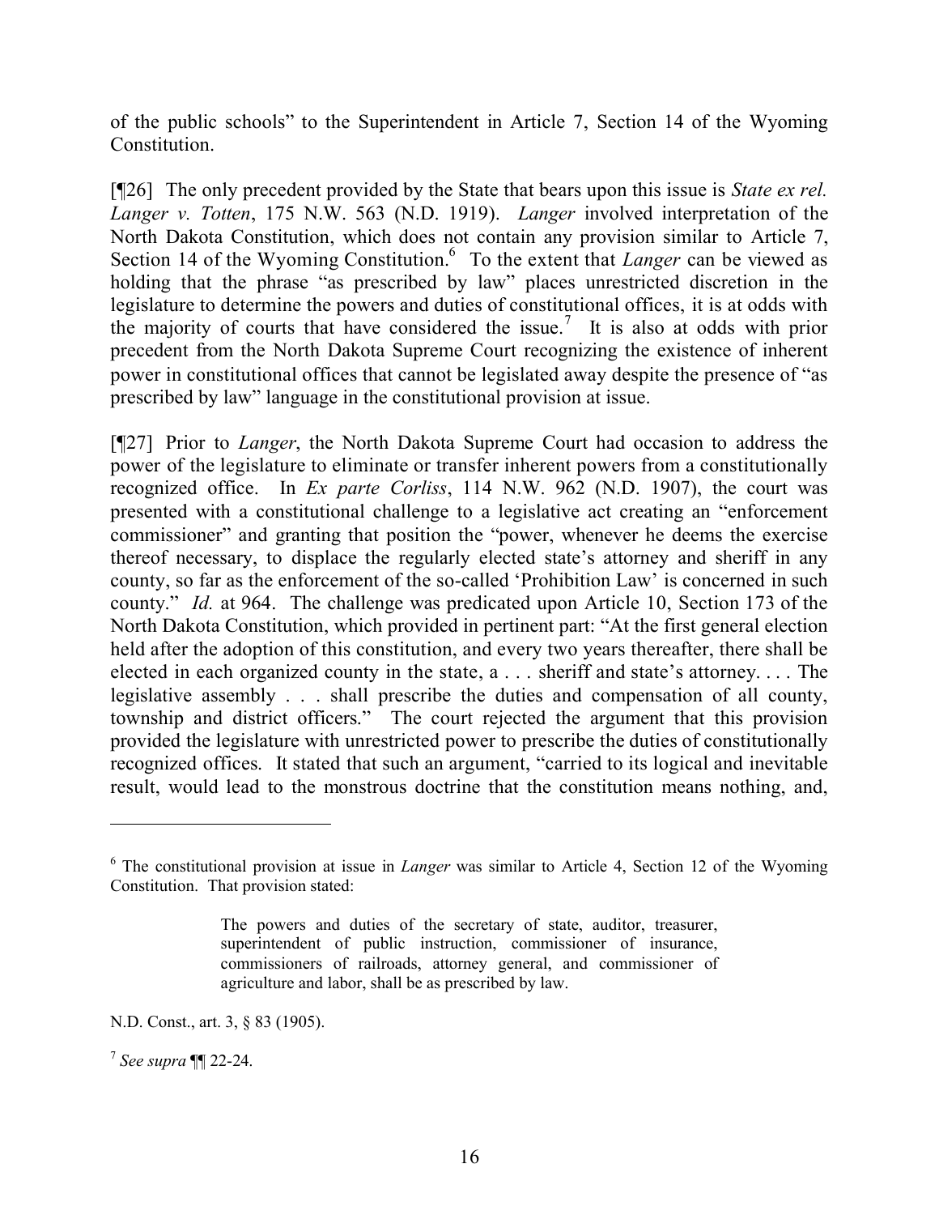of the public schools" to the Superintendent in Article 7, Section 14 of the Wyoming Constitution.

[¶26] The only precedent provided by the State that bears upon this issue is *State ex rel. Langer v. Totten*, 175 N.W. 563 (N.D. 1919). *Langer* involved interpretation of the North Dakota Constitution, which does not contain any provision similar to Article 7, Section 14 of the Wyoming Constitution.[6] To the extent that *Langer* can be viewed as holding that the phrase "as prescribed by law" places unrestricted discretion in the legislature to determine the powers and duties of constitutional offices, it is at odds with the majority of courts that have considered the issue.[7] It is also at odds with prior precedent from the North Dakota Supreme Court recognizing the existence of inherent power in constitutional offices that cannot be legislated away despite the presence of "as prescribed by law" language in the constitutional provision at issue.

[¶27] Prior to *Langer*, the North Dakota Supreme Court had occasion to address the power of the legislature to eliminate or transfer inherent powers from a constitutionally recognized office. In *Ex parte Corliss*, 114 N.W. 962 (N.D. 1907), the court was presented with a constitutional challenge to a legislative act creating an "enforcement commissioner" and granting that position the "power, whenever he deems the exercise thereof necessary, to displace the regularly elected state's attorney and sheriff in any county, so far as the enforcement of the so-called 'Prohibition Law' is concerned in such county." *Id.* at 964. The challenge was predicated upon Article 10, Section 173 of the North Dakota Constitution, which provided in pertinent part: "At the first general election held after the adoption of this constitution, and every two years thereafter, there shall be elected in each organized county in the state, a . . . sheriff and state's attorney. . . . The legislative assembly . . . shall prescribe the duties and compensation of all county, township and district officers." The court rejected the argument that this provision provided the legislature with unrestricted power to prescribe the duties of constitutionally recognized offices. It stated that such an argument, "carried to its logical and inevitable result, would lead to the monstrous doctrine that the constitution means nothing, and,

---

[6] The constitutional provision at issue in *Langer* was similar to Article 4, Section 12 of the Wyoming Constitution. That provision stated:

> The powers and duties of the secretary of state, auditor, treasurer, superintendent of public instruction, commissioner of insurance, commissioners of railroads, attorney general, and commissioner of agriculture and labor, shall be as prescribed by law.

N.D. Const., art. 3, § 83 (1905).

[7] *See supra* ¶¶ 22-24.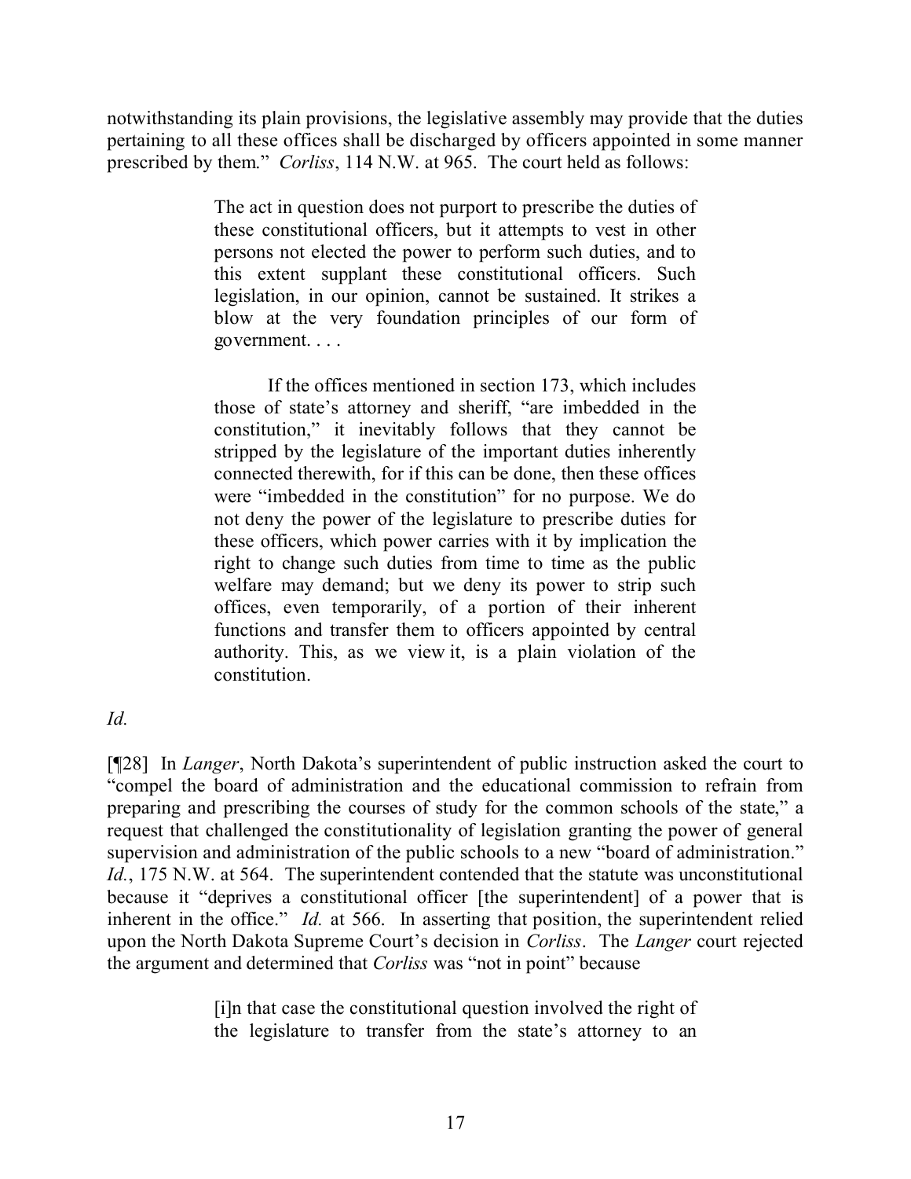notwithstanding its plain provisions, the legislative assembly may provide that the duties pertaining to all these offices shall be discharged by officers appointed in some manner prescribed by them." *Corliss*, 114 N.W. at 965. The court held as follows:

> The act in question does not purport to prescribe the duties of these constitutional officers, but it attempts to vest in other persons not elected the power to perform such duties, and to this extent supplant these constitutional officers. Such legislation, in our opinion, cannot be sustained. It strikes a blow at the very foundation principles of our form of government. . . .
>
> If the offices mentioned in section 173, which includes those of state's attorney and sheriff, "are imbedded in the constitution," it inevitably follows that they cannot be stripped by the legislature of the important duties inherently connected therewith, for if this can be done, then these offices were "imbedded in the constitution" for no purpose. We do not deny the power of the legislature to prescribe duties for these officers, which power carries with it by implication the right to change such duties from time to time as the public welfare may demand; but we deny its power to strip such offices, even temporarily, of a portion of their inherent functions and transfer them to officers appointed by central authority. This, as we view it, is a plain violation of the constitution.

*Id.*

[¶28] In *Langer*, North Dakota's superintendent of public instruction asked the court to "compel the board of administration and the educational commission to refrain from preparing and prescribing the courses of study for the common schools of the state," a request that challenged the constitutionality of legislation granting the power of general supervision and administration of the public schools to a new "board of administration." *Id.*, 175 N.W. at 564. The superintendent contended that the statute was unconstitutional because it "deprives a constitutional officer [the superintendent] of a power that is inherent in the office." *Id.* at 566. In asserting that position, the superintendent relied upon the North Dakota Supreme Court's decision in *Corliss*. The *Langer* court rejected the argument and determined that *Corliss* was "not in point" because

> [i]n that case the constitutional question involved the right of the legislature to transfer from the state's attorney to an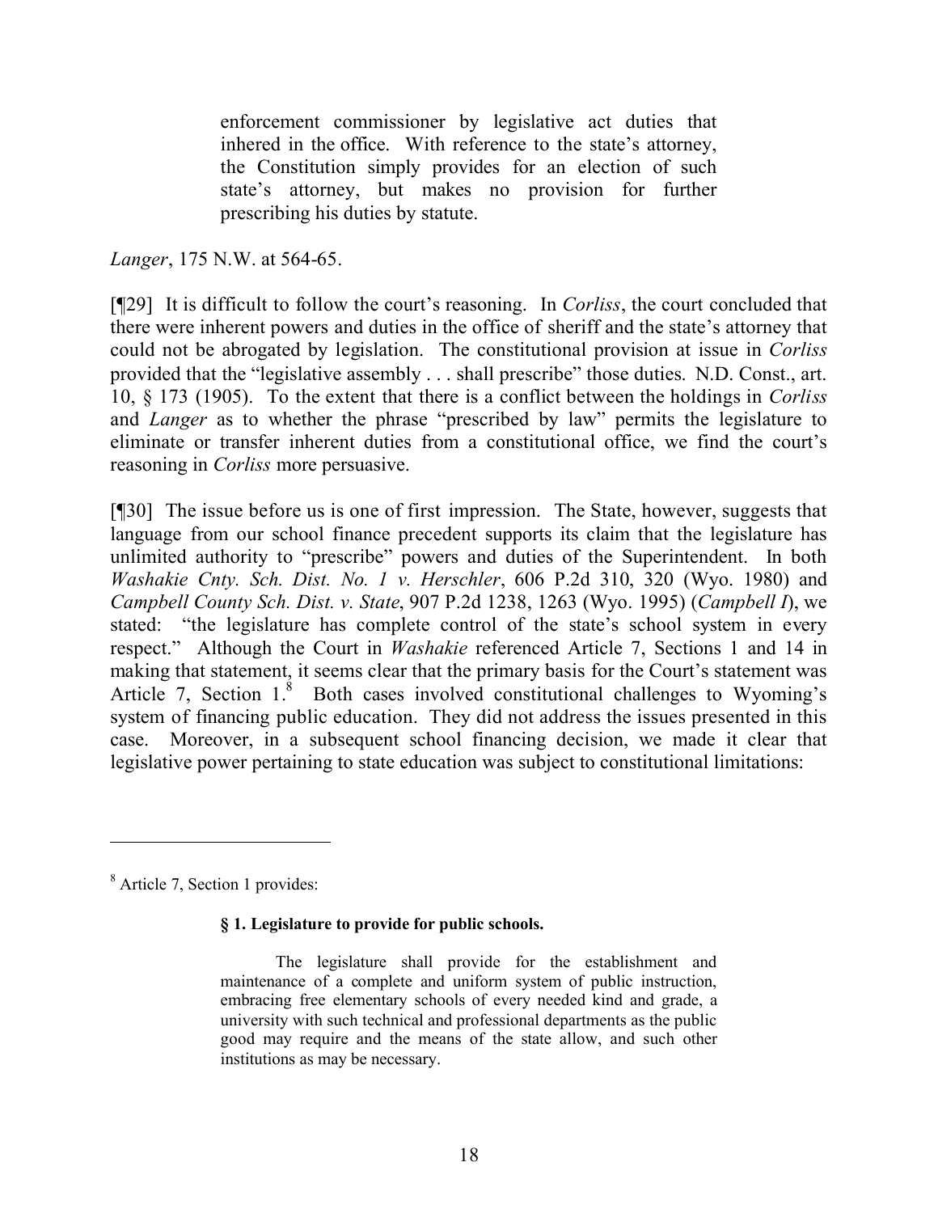> enforcement commissioner by legislative act duties that inhered in the office. With reference to the state's attorney, the Constitution simply provides for an election of such state's attorney, but makes no provision for further prescribing his duties by statute.

*Langer*, 175 N.W. at 564-65.

[¶29] It is difficult to follow the court's reasoning. In *Corliss*, the court concluded that there were inherent powers and duties in the office of sheriff and the state's attorney that could not be abrogated by legislation. The constitutional provision at issue in *Corliss* provided that the "legislative assembly . . . shall prescribe" those duties. N.D. Const., art. 10, § 173 (1905). To the extent that there is a conflict between the holdings in *Corliss* and *Langer* as to whether the phrase "prescribed by law" permits the legislature to eliminate or transfer inherent duties from a constitutional office, we find the court's reasoning in *Corliss* more persuasive.

[¶30] The issue before us is one of first impression. The State, however, suggests that language from our school finance precedent supports its claim that the legislature has unlimited authority to "prescribe" powers and duties of the Superintendent. In both *Washakie Cnty. Sch. Dist. No. 1 v. Herschler*, 606 P.2d 310, 320 (Wyo. 1980) and *Campbell County Sch. Dist. v. State*, 907 P.2d 1238, 1263 (Wyo. 1995) (*Campbell I*), we stated: "the legislature has complete control of the state's school system in every respect." Although the Court in *Washakie* referenced Article 7, Sections 1 and 14 in making that statement, it seems clear that the primary basis for the Court's statement was Article 7, Section 1.[8] Both cases involved constitutional challenges to Wyoming's system of financing public education. They did not address the issues presented in this case. Moreover, in a subsequent school financing decision, we made it clear that legislative power pertaining to state education was subject to constitutional limitations:

---

[8] Article 7, Section 1 provides:

> **§ 1. Legislature to provide for public schools.**
>
> The legislature shall provide for the establishment and maintenance of a complete and uniform system of public instruction, embracing free elementary schools of every needed kind and grade, a university with such technical and professional departments as the public good may require and the means of the state allow, and such other institutions as may be necessary.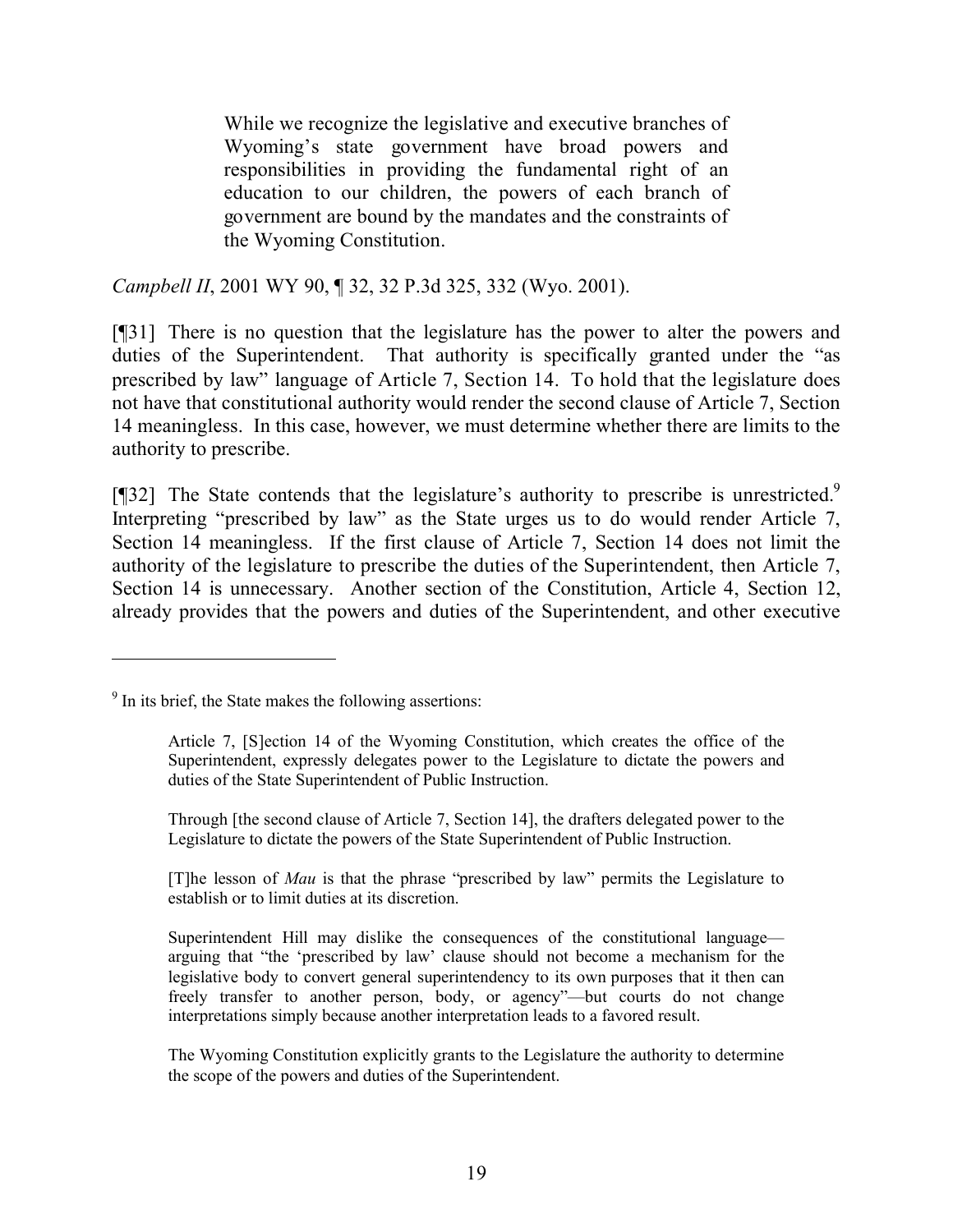> While we recognize the legislative and executive branches of Wyoming's state government have broad powers and responsibilities in providing the fundamental right of an education to our children, the powers of each branch of government are bound by the mandates and the constraints of the Wyoming Constitution.

*Campbell II*, 2001 WY 90, ¶ 32, 32 P.3d 325, 332 (Wyo. 2001).

[¶31] There is no question that the legislature has the power to alter the powers and duties of the Superintendent. That authority is specifically granted under the "as prescribed by law" language of Article 7, Section 14. To hold that the legislature does not have that constitutional authority would render the second clause of Article 7, Section 14 meaningless. In this case, however, we must determine whether there are limits to the authority to prescribe.

[¶32] The State contends that the legislature's authority to prescribe is unrestricted.[9] Interpreting "prescribed by law" as the State urges us to do would render Article 7, Section 14 meaningless. If the first clause of Article 7, Section 14 does not limit the authority of the legislature to prescribe the duties of the Superintendent, then Article 7, Section 14 is unnecessary. Another section of the Constitution, Article 4, Section 12, already provides that the powers and duties of the Superintendent, and other executive

---

[9] In its brief, the State makes the following assertions:

> Article 7, [S]ection 14 of the Wyoming Constitution, which creates the office of the Superintendent, expressly delegates power to the Legislature to dictate the powers and duties of the State Superintendent of Public Instruction.
>
> Through [the second clause of Article 7, Section 14], the drafters delegated power to the Legislature to dictate the powers of the State Superintendent of Public Instruction.
>
> [T]he lesson of *Mau* is that the phrase "prescribed by law" permits the Legislature to establish or to limit duties at its discretion.
>
> Superintendent Hill may dislike the consequences of the constitutional language—arguing that "the 'prescribed by law' clause should not become a mechanism for the legislative body to convert general superintendency to its own purposes that it then can freely transfer to another person, body, or agency"—but courts do not change interpretations simply because another interpretation leads to a favored result.
>
> The Wyoming Constitution explicitly grants to the Legislature the authority to determine the scope of the powers and duties of the Superintendent.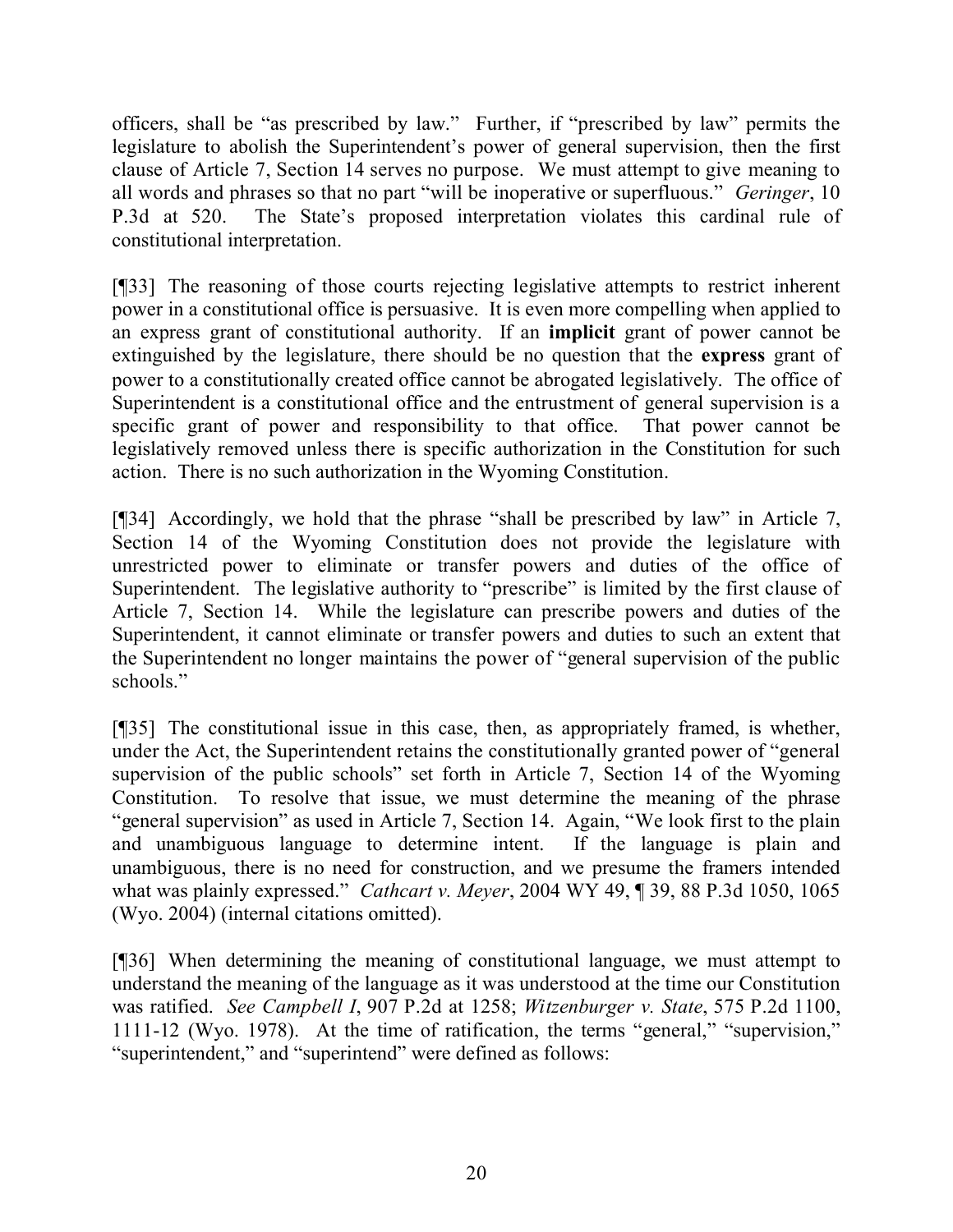officers, shall be "as prescribed by law." Further, if "prescribed by law" permits the legislature to abolish the Superintendent's power of general supervision, then the first clause of Article 7, Section 14 serves no purpose. We must attempt to give meaning to all words and phrases so that no part "will be inoperative or superfluous." *Geringer*, 10 P.3d at 520. The State's proposed interpretation violates this cardinal rule of constitutional interpretation.

[¶33] The reasoning of those courts rejecting legislative attempts to restrict inherent power in a constitutional office is persuasive. It is even more compelling when applied to an express grant of constitutional authority. If an **implicit** grant of power cannot be extinguished by the legislature, there should be no question that the **express** grant of power to a constitutionally created office cannot be abrogated legislatively. The office of Superintendent is a constitutional office and the entrustment of general supervision is a specific grant of power and responsibility to that office. That power cannot be legislatively removed unless there is specific authorization in the Constitution for such action. There is no such authorization in the Wyoming Constitution.

[¶34] Accordingly, we hold that the phrase "shall be prescribed by law" in Article 7, Section 14 of the Wyoming Constitution does not provide the legislature with unrestricted power to eliminate or transfer powers and duties of the office of Superintendent. The legislative authority to "prescribe" is limited by the first clause of Article 7, Section 14. While the legislature can prescribe powers and duties of the Superintendent, it cannot eliminate or transfer powers and duties to such an extent that the Superintendent no longer maintains the power of "general supervision of the public schools."

[¶35] The constitutional issue in this case, then, as appropriately framed, is whether, under the Act, the Superintendent retains the constitutionally granted power of "general supervision of the public schools" set forth in Article 7, Section 14 of the Wyoming Constitution. To resolve that issue, we must determine the meaning of the phrase "general supervision" as used in Article 7, Section 14. Again, "We look first to the plain and unambiguous language to determine intent. If the language is plain and unambiguous, there is no need for construction, and we presume the framers intended what was plainly expressed." *Cathcart v. Meyer*, 2004 WY 49, ¶ 39, 88 P.3d 1050, 1065 (Wyo. 2004) (internal citations omitted).

[¶36] When determining the meaning of constitutional language, we must attempt to understand the meaning of the language as it was understood at the time our Constitution was ratified. *See Campbell I*, 907 P.2d at 1258; *Witzenburger v. State*, 575 P.2d 1100, 1111-12 (Wyo. 1978). At the time of ratification, the terms "general," "supervision," "superintendent," and "superintend" were defined as follows: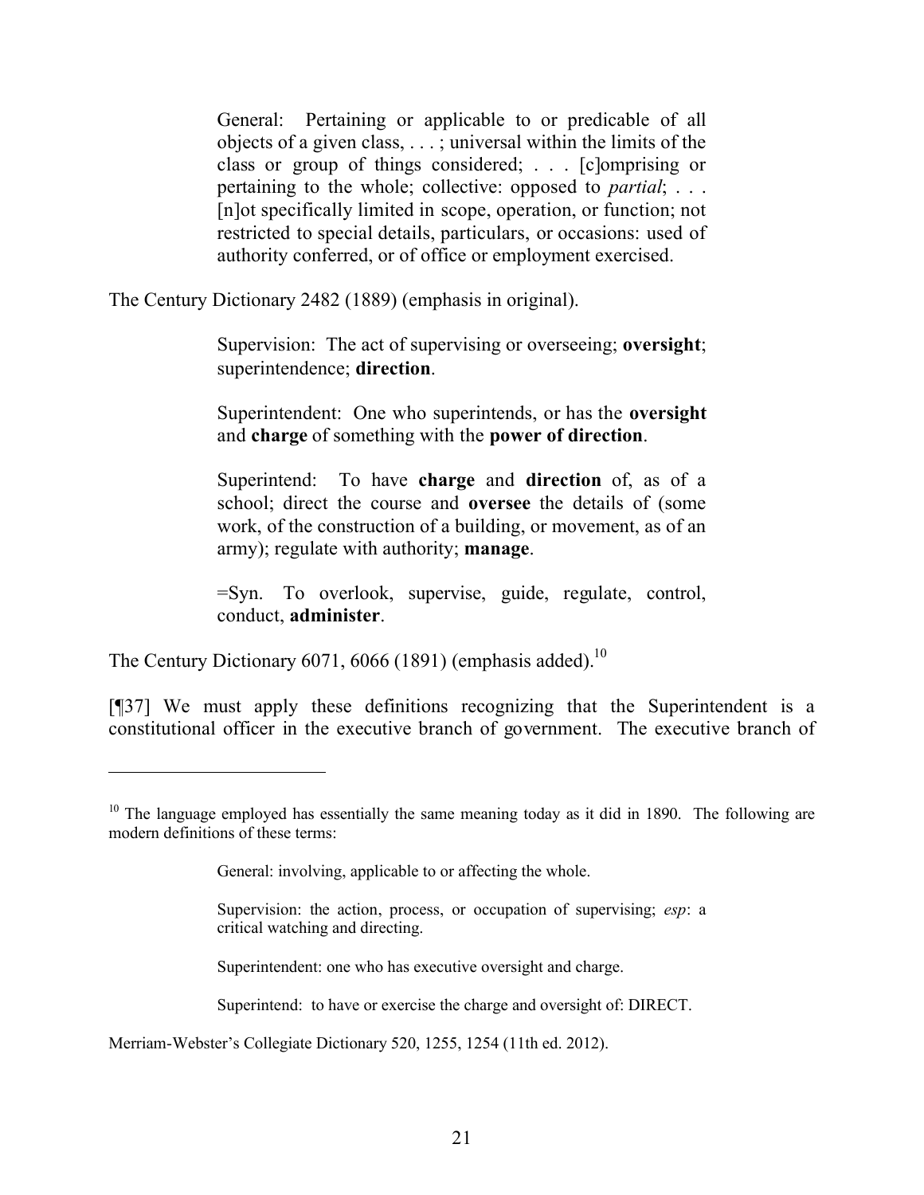> General: Pertaining or applicable to or predicable of all objects of a given class, . . . ; universal within the limits of the class or group of things considered; . . . [c]omprising or pertaining to the whole; collective: opposed to *partial*; . . . [n]ot specifically limited in scope, operation, or function; not restricted to special details, particulars, or occasions: used of authority conferred, or of office or employment exercised.

The Century Dictionary 2482 (1889) (emphasis in original).

> Supervision: The act of supervising or overseeing; **oversight**; superintendence; **direction**.
>
> Superintendent: One who superintends, or has the **oversight** and **charge** of something with the **power of direction**.
>
> Superintend: To have **charge** and **direction** of, as of a school; direct the course and **oversee** the details of (some work, of the construction of a building, or movement, as of an army); regulate with authority; **manage**.
>
> =Syn. To overlook, supervise, guide, regulate, control, conduct, **administer**.

The Century Dictionary 6071, 6066 (1891) (emphasis added).[10]

[¶37] We must apply these definitions recognizing that the Superintendent is a constitutional officer in the executive branch of government. The executive branch of

---

[10] The language employed has essentially the same meaning today as it did in 1890. The following are modern definitions of these terms:

> General: involving, applicable to or affecting the whole.
>
> Supervision: the action, process, or occupation of supervising; *esp*: a critical watching and directing.
>
> Superintendent: one who has executive oversight and charge.
>
> Superintend: to have or exercise the charge and oversight of: DIRECT.

Merriam-Webster's Collegiate Dictionary 520, 1255, 1254 (11th ed. 2012).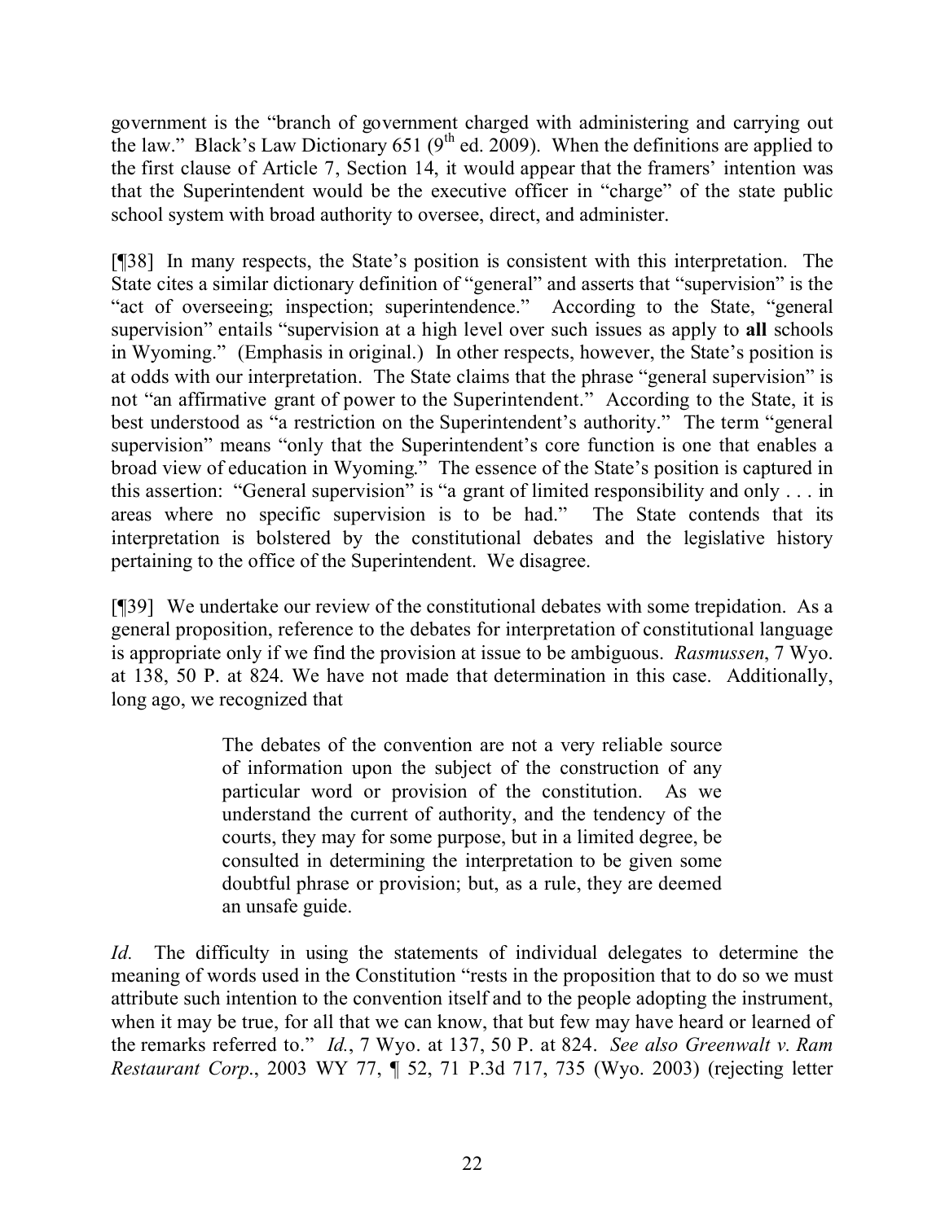government is the "branch of government charged with administering and carrying out the law." Black's Law Dictionary 651 (9th ed. 2009). When the definitions are applied to the first clause of Article 7, Section 14, it would appear that the framers' intention was that the Superintendent would be the executive officer in "charge" of the state public school system with broad authority to oversee, direct, and administer.

[¶38] In many respects, the State's position is consistent with this interpretation. The State cites a similar dictionary definition of "general" and asserts that "supervision" is the "act of overseeing; inspection; superintendence." According to the State, "general supervision" entails "supervision at a high level over such issues as apply to **all** schools in Wyoming." (Emphasis in original.) In other respects, however, the State's position is at odds with our interpretation. The State claims that the phrase "general supervision" is not "an affirmative grant of power to the Superintendent." According to the State, it is best understood as "a restriction on the Superintendent's authority." The term "general supervision" means "only that the Superintendent's core function is one that enables a broad view of education in Wyoming." The essence of the State's position is captured in this assertion: "General supervision" is "a grant of limited responsibility and only . . . in areas where no specific supervision is to be had." The State contends that its interpretation is bolstered by the constitutional debates and the legislative history pertaining to the office of the Superintendent. We disagree.

[¶39] We undertake our review of the constitutional debates with some trepidation. As a general proposition, reference to the debates for interpretation of constitutional language is appropriate only if we find the provision at issue to be ambiguous. *Rasmussen*, 7 Wyo. at 138, 50 P. at 824. We have not made that determination in this case. Additionally, long ago, we recognized that

> The debates of the convention are not a very reliable source of information upon the subject of the construction of any particular word or provision of the constitution. As we understand the current of authority, and the tendency of the courts, they may for some purpose, but in a limited degree, be consulted in determining the interpretation to be given some doubtful phrase or provision; but, as a rule, they are deemed an unsafe guide.

*Id.* The difficulty in using the statements of individual delegates to determine the meaning of words used in the Constitution "rests in the proposition that to do so we must attribute such intention to the convention itself and to the people adopting the instrument, when it may be true, for all that we can know, that but few may have heard or learned of the remarks referred to." *Id.*, 7 Wyo. at 137, 50 P. at 824. *See also Greenwalt v. Ram Restaurant Corp.*, 2003 WY 77, ¶ 52, 71 P.3d 717, 735 (Wyo. 2003) (rejecting letter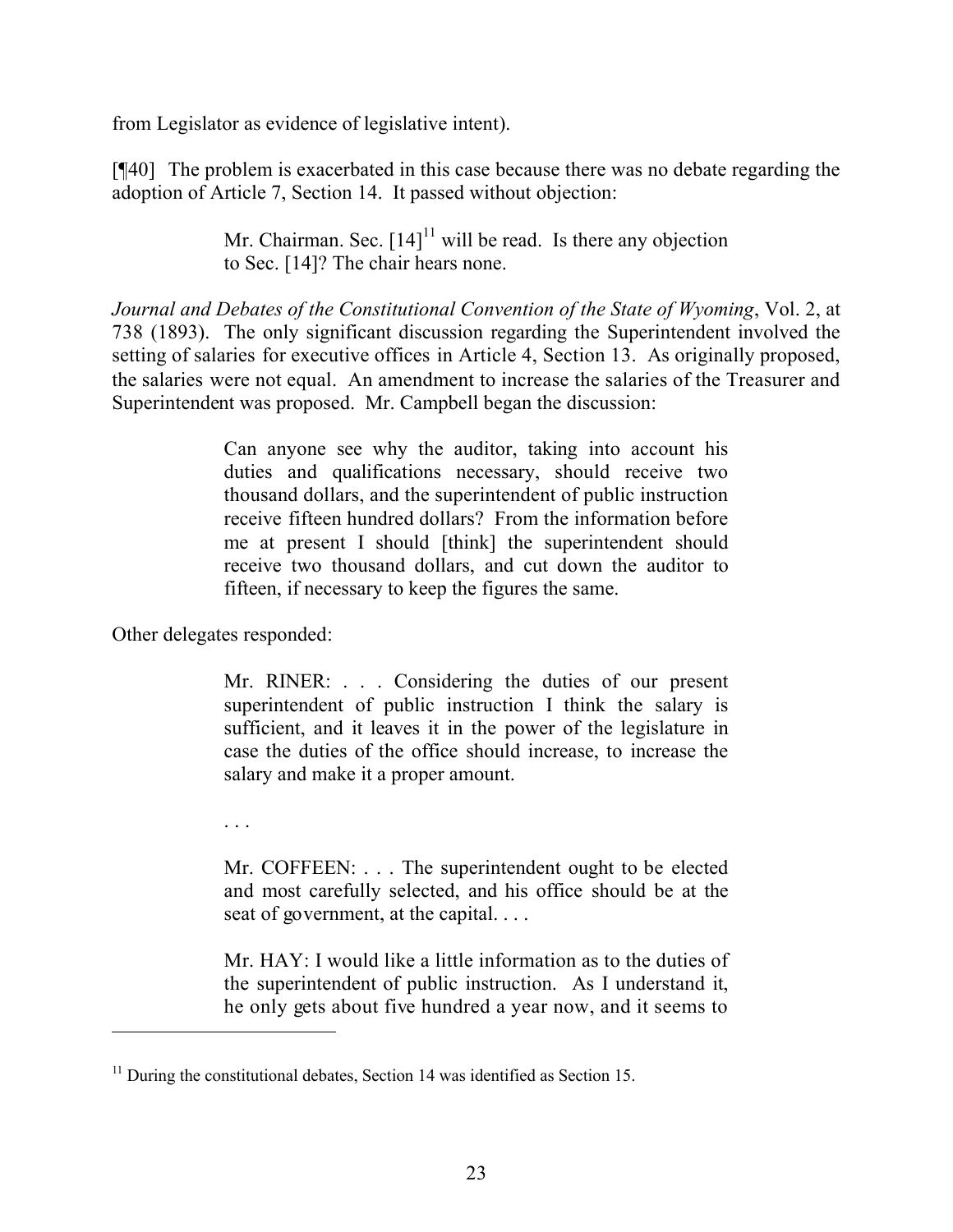from Legislator as evidence of legislative intent).

[¶40] The problem is exacerbated in this case because there was no debate regarding the adoption of Article 7, Section 14. It passed without objection:

> Mr. Chairman. Sec. [14][11] will be read. Is there any objection to Sec. [14]? The chair hears none.

*Journal and Debates of the Constitutional Convention of the State of Wyoming*, Vol. 2, at 738 (1893). The only significant discussion regarding the Superintendent involved the setting of salaries for executive offices in Article 4, Section 13. As originally proposed, the salaries were not equal. An amendment to increase the salaries of the Treasurer and Superintendent was proposed. Mr. Campbell began the discussion:

> Can anyone see why the auditor, taking into account his duties and qualifications necessary, should receive two thousand dollars, and the superintendent of public instruction receive fifteen hundred dollars? From the information before me at present I should [think] the superintendent should receive two thousand dollars, and cut down the auditor to fifteen, if necessary to keep the figures the same.

Other delegates responded:

> Mr. RINER: . . . Considering the duties of our present superintendent of public instruction I think the salary is sufficient, and it leaves it in the power of the legislature in case the duties of the office should increase, to increase the salary and make it a proper amount.
>
> . . .
>
> Mr. COFFEEN: . . . The superintendent ought to be elected and most carefully selected, and his office should be at the seat of government, at the capital. . . .
>
> Mr. HAY: I would like a little information as to the duties of the superintendent of public instruction. As I understand it, he only gets about five hundred a year now, and it seems to

---

[11] During the constitutional debates, Section 14 was identified as Section 15.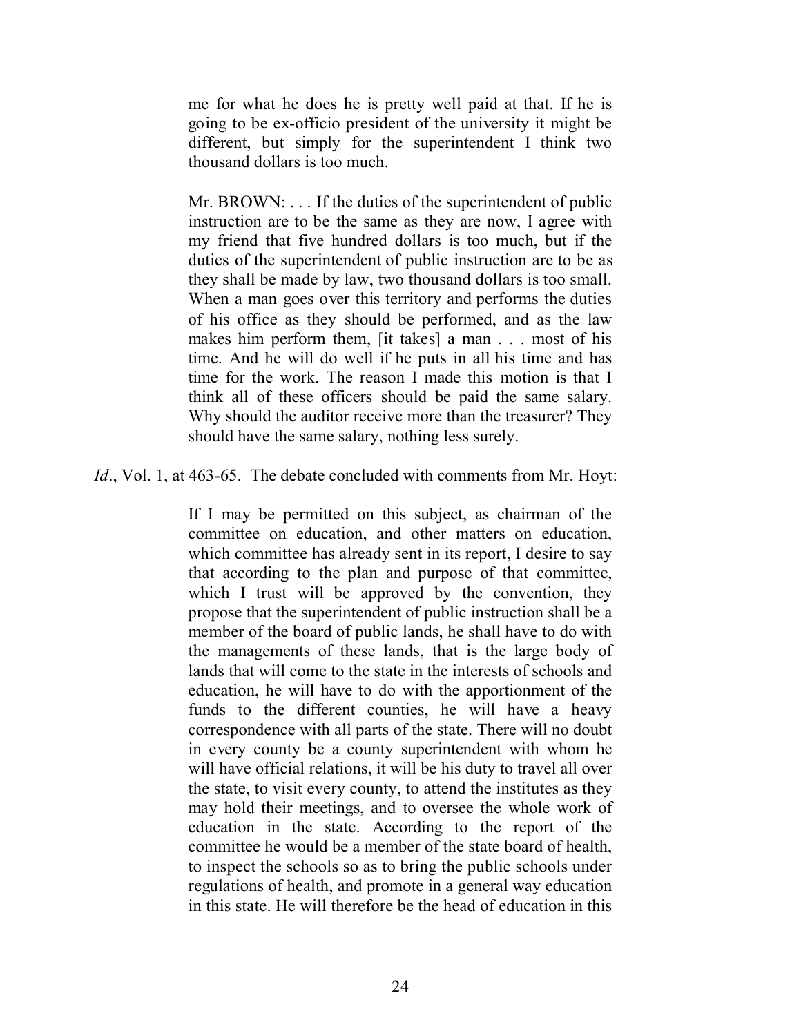> me for what he does he is pretty well paid at that. If he is going to be ex-officio president of the university it might be different, but simply for the superintendent I think two thousand dollars is too much.
>
> Mr. BROWN: . . . If the duties of the superintendent of public instruction are to be the same as they are now, I agree with my friend that five hundred dollars is too much, but if the duties of the superintendent of public instruction are to be as they shall be made by law, two thousand dollars is too small. When a man goes over this territory and performs the duties of his office as they should be performed, and as the law makes him perform them, [it takes] a man . . . most of his time. And he will do well if he puts in all his time and has time for the work. The reason I made this motion is that I think all of these officers should be paid the same salary. Why should the auditor receive more than the treasurer? They should have the same salary, nothing less surely.

*Id*., Vol. 1, at 463-65. The debate concluded with comments from Mr. Hoyt:

> If I may be permitted on this subject, as chairman of the committee on education, and other matters on education, which committee has already sent in its report, I desire to say that according to the plan and purpose of that committee, which I trust will be approved by the convention, they propose that the superintendent of public instruction shall be a member of the board of public lands, he shall have to do with the managements of these lands, that is the large body of lands that will come to the state in the interests of schools and education, he will have to do with the apportionment of the funds to the different counties, he will have a heavy correspondence with all parts of the state. There will no doubt in every county be a county superintendent with whom he will have official relations, it will be his duty to travel all over the state, to visit every county, to attend the institutes as they may hold their meetings, and to oversee the whole work of education in the state. According to the report of the committee he would be a member of the state board of health, to inspect the schools so as to bring the public schools under regulations of health, and promote in a general way education in this state. He will therefore be the head of education in this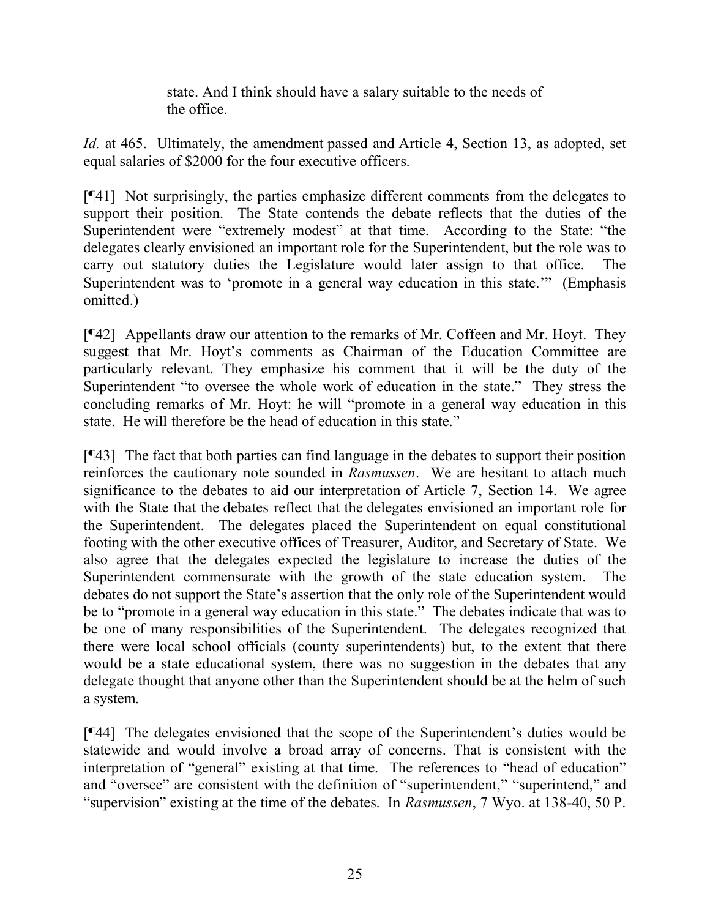> state. And I think should have a salary suitable to the needs of the office.

*Id.* at 465. Ultimately, the amendment passed and Article 4, Section 13, as adopted, set equal salaries of $2000 for the four executive officers.

[¶41] Not surprisingly, the parties emphasize different comments from the delegates to support their position. The State contends the debate reflects that the duties of the Superintendent were "extremely modest" at that time. According to the State: "the delegates clearly envisioned an important role for the Superintendent, but the role was to carry out statutory duties the Legislature would later assign to that office. The Superintendent was to 'promote in a general way education in this state.'" (Emphasis omitted.)

[¶42] Appellants draw our attention to the remarks of Mr. Coffeen and Mr. Hoyt. They suggest that Mr. Hoyt's comments as Chairman of the Education Committee are particularly relevant. They emphasize his comment that it will be the duty of the Superintendent "to oversee the whole work of education in the state." They stress the concluding remarks of Mr. Hoyt: he will "promote in a general way education in this state. He will therefore be the head of education in this state."

[¶43] The fact that both parties can find language in the debates to support their position reinforces the cautionary note sounded in *Rasmussen*. We are hesitant to attach much significance to the debates to aid our interpretation of Article 7, Section 14. We agree with the State that the debates reflect that the delegates envisioned an important role for the Superintendent. The delegates placed the Superintendent on equal constitutional footing with the other executive offices of Treasurer, Auditor, and Secretary of State. We also agree that the delegates expected the legislature to increase the duties of the Superintendent commensurate with the growth of the state education system. The debates do not support the State's assertion that the only role of the Superintendent would be to "promote in a general way education in this state." The debates indicate that was to be one of many responsibilities of the Superintendent. The delegates recognized that there were local school officials (county superintendents) but, to the extent that there would be a state educational system, there was no suggestion in the debates that any delegate thought that anyone other than the Superintendent should be at the helm of such a system.

[¶44] The delegates envisioned that the scope of the Superintendent's duties would be statewide and would involve a broad array of concerns. That is consistent with the interpretation of "general" existing at that time. The references to "head of education" and "oversee" are consistent with the definition of "superintendent," "superintend," and "supervision" existing at the time of the debates. In *Rasmussen*, 7 Wyo. at 138-40, 50 P.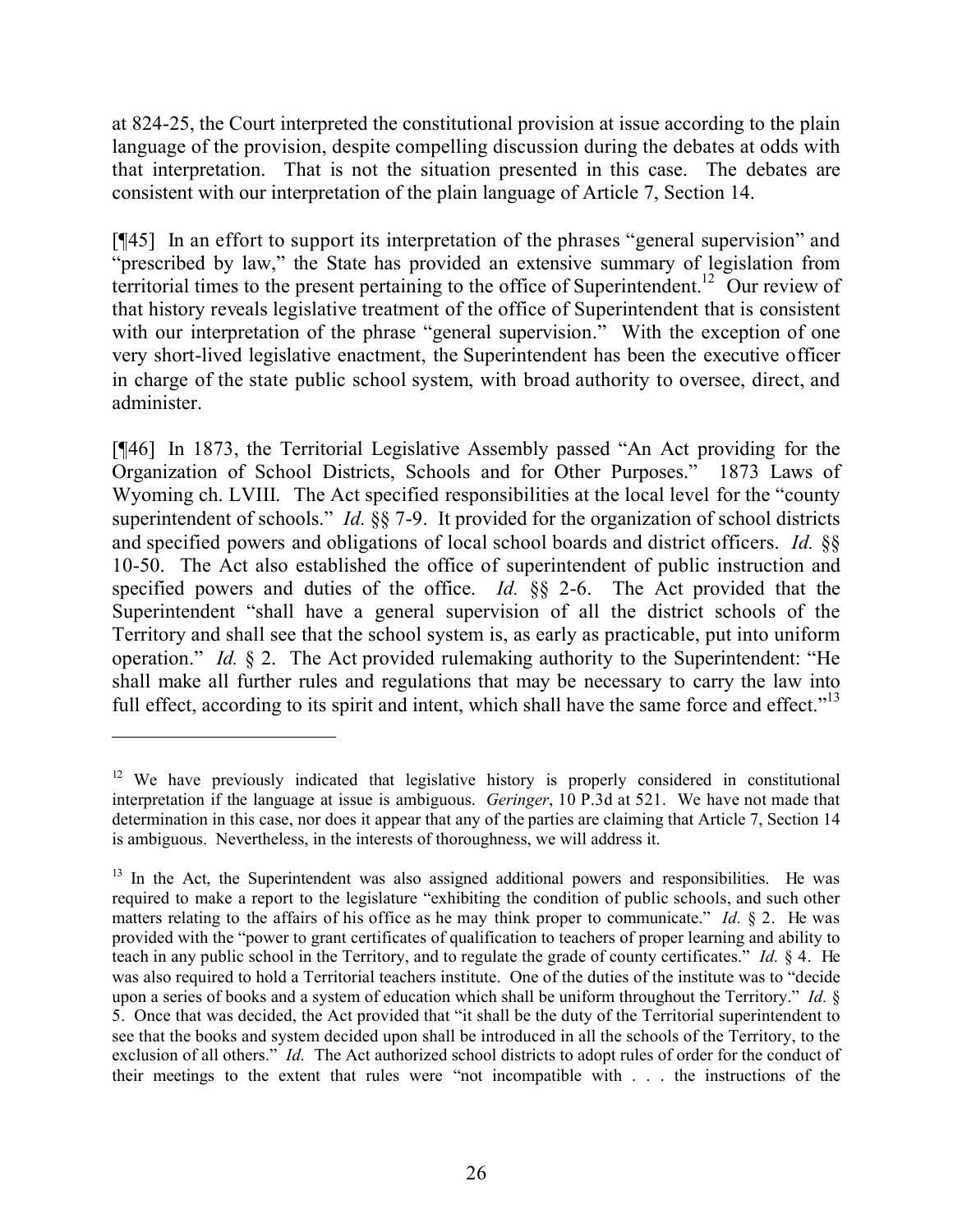at 824-25, the Court interpreted the constitutional provision at issue according to the plain language of the provision, despite compelling discussion during the debates at odds with that interpretation. That is not the situation presented in this case. The debates are consistent with our interpretation of the plain language of Article 7, Section 14.

[¶45] In an effort to support its interpretation of the phrases "general supervision" and "prescribed by law," the State has provided an extensive summary of legislation from territorial times to the present pertaining to the office of Superintendent.[12] Our review of that history reveals legislative treatment of the office of Superintendent that is consistent with our interpretation of the phrase "general supervision." With the exception of one very short-lived legislative enactment, the Superintendent has been the executive officer in charge of the state public school system, with broad authority to oversee, direct, and administer.

[¶46] In 1873, the Territorial Legislative Assembly passed "An Act providing for the Organization of School Districts, Schools and for Other Purposes." 1873 Laws of Wyoming ch. LVIII. The Act specified responsibilities at the local level for the "county superintendent of schools." *Id.* §§ 7-9. It provided for the organization of school districts and specified powers and obligations of local school boards and district officers. *Id.* §§ 10-50. The Act also established the office of superintendent of public instruction and specified powers and duties of the office. *Id.* §§ 2-6. The Act provided that the Superintendent "shall have a general supervision of all the district schools of the Territory and shall see that the school system is, as early as practicable, put into uniform operation." *Id.* § 2. The Act provided rulemaking authority to the Superintendent: "He shall make all further rules and regulations that may be necessary to carry the law into full effect, according to its spirit and intent, which shall have the same force and effect."[13]

---

[12] We have previously indicated that legislative history is properly considered in constitutional interpretation if the language at issue is ambiguous. *Geringer*, 10 P.3d at 521. We have not made that determination in this case, nor does it appear that any of the parties are claiming that Article 7, Section 14 is ambiguous. Nevertheless, in the interests of thoroughness, we will address it.

[13] In the Act, the Superintendent was also assigned additional powers and responsibilities. He was required to make a report to the legislature "exhibiting the condition of public schools, and such other matters relating to the affairs of his office as he may think proper to communicate." *Id.* § 2. He was provided with the "power to grant certificates of qualification to teachers of proper learning and ability to teach in any public school in the Territory, and to regulate the grade of county certificates." *Id.* § 4. He was also required to hold a Territorial teachers institute. One of the duties of the institute was to "decide upon a series of books and a system of education which shall be uniform throughout the Territory." *Id.* § 5. Once that was decided, the Act provided that "it shall be the duty of the Territorial superintendent to see that the books and system decided upon shall be introduced in all the schools of the Territory, to the exclusion of all others." *Id.* The Act authorized school districts to adopt rules of order for the conduct of their meetings to the extent that rules were "not incompatible with . . . the instructions of the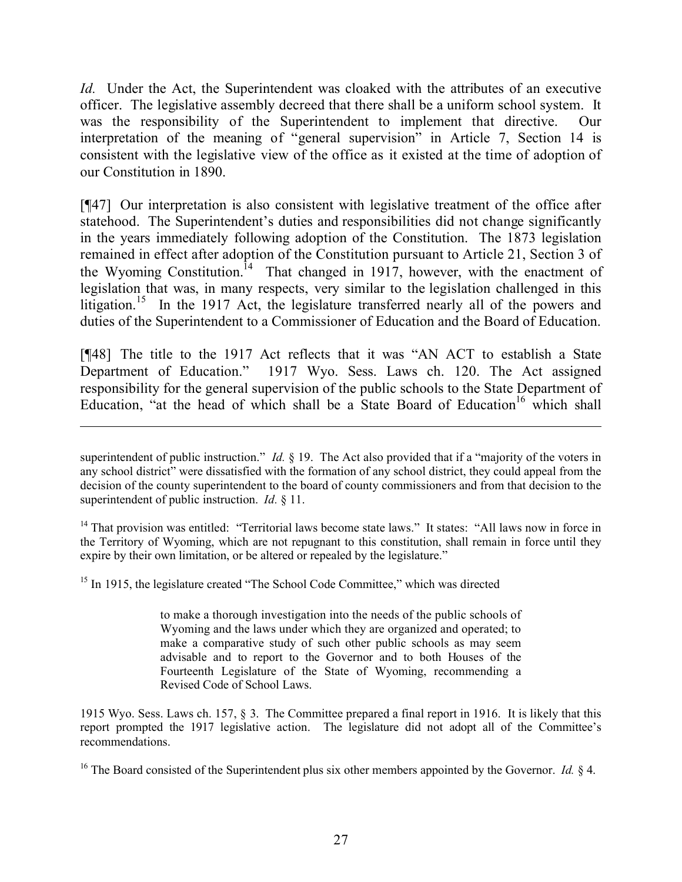*Id.* Under the Act, the Superintendent was cloaked with the attributes of an executive officer. The legislative assembly decreed that there shall be a uniform school system. It was the responsibility of the Superintendent to implement that directive. Our interpretation of the meaning of "general supervision" in Article 7, Section 14 is consistent with the legislative view of the office as it existed at the time of adoption of our Constitution in 1890.

[¶47] Our interpretation is also consistent with legislative treatment of the office after statehood. The Superintendent's duties and responsibilities did not change significantly in the years immediately following adoption of the Constitution. The 1873 legislation remained in effect after adoption of the Constitution pursuant to Article 21, Section 3 of the Wyoming Constitution.[14] That changed in 1917, however, with the enactment of legislation that was, in many respects, very similar to the legislation challenged in this litigation.[15] In the 1917 Act, the legislature transferred nearly all of the powers and duties of the Superintendent to a Commissioner of Education and the Board of Education.

[¶48] The title to the 1917 Act reflects that it was "AN ACT to establish a State Department of Education." 1917 Wyo. Sess. Laws ch. 120. The Act assigned responsibility for the general supervision of the public schools to the State Department of Education, "at the head of which shall be a State Board of Education[16] which shall

---

superintendent of public instruction." *Id.* § 19. The Act also provided that if a "majority of the voters in any school district" were dissatisfied with the formation of any school district, they could appeal from the decision of the county superintendent to the board of county commissioners and from that decision to the superintendent of public instruction. *Id.* § 11.

[14] That provision was entitled: "Territorial laws become state laws." It states: "All laws now in force in the Territory of Wyoming, which are not repugnant to this constitution, shall remain in force until they expire by their own limitation, or be altered or repealed by the legislature."

[15] In 1915, the legislature created "The School Code Committee," which was directed

> to make a thorough investigation into the needs of the public schools of Wyoming and the laws under which they are organized and operated; to make a comparative study of such other public schools as may seem advisable and to report to the Governor and to both Houses of the Fourteenth Legislature of the State of Wyoming, recommending a Revised Code of School Laws.

1915 Wyo. Sess. Laws ch. 157, § 3. The Committee prepared a final report in 1916. It is likely that this report prompted the 1917 legislative action. The legislature did not adopt all of the Committee's recommendations.

[16] The Board consisted of the Superintendent plus six other members appointed by the Governor. *Id.* § 4.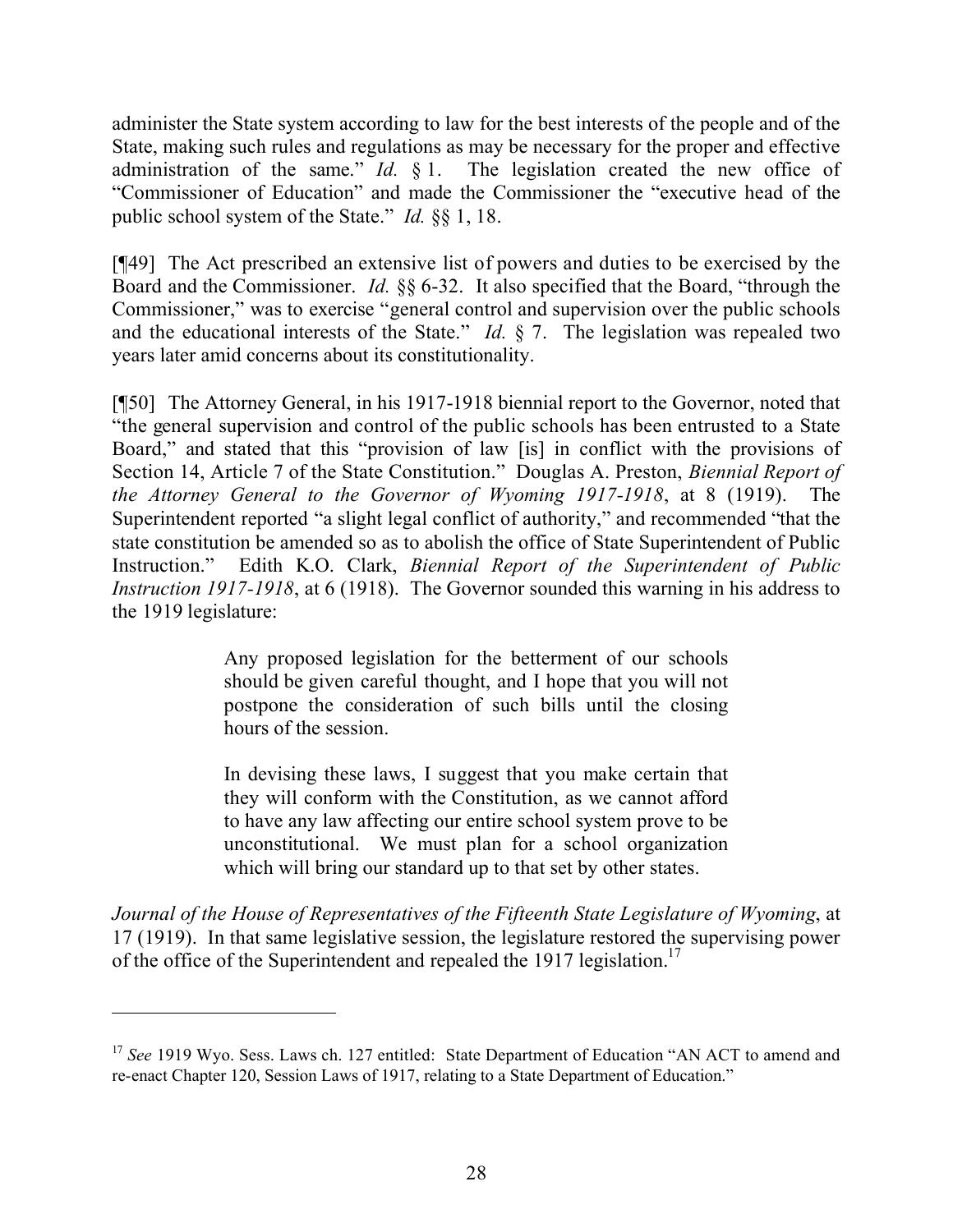administer the State system according to law for the best interests of the people and of the State, making such rules and regulations as may be necessary for the proper and effective administration of the same." *Id.* § 1. The legislation created the new office of "Commissioner of Education" and made the Commissioner the "executive head of the public school system of the State." *Id.* §§ 1, 18.

[¶49] The Act prescribed an extensive list of powers and duties to be exercised by the Board and the Commissioner. *Id.* §§ 6-32. It also specified that the Board, "through the Commissioner," was to exercise "general control and supervision over the public schools and the educational interests of the State." *Id.* § 7. The legislation was repealed two years later amid concerns about its constitutionality.

[¶50] The Attorney General, in his 1917-1918 biennial report to the Governor, noted that "the general supervision and control of the public schools has been entrusted to a State Board," and stated that this "provision of law [is] in conflict with the provisions of Section 14, Article 7 of the State Constitution." Douglas A. Preston, *Biennial Report of the Attorney General to the Governor of Wyoming 1917-1918*, at 8 (1919). The Superintendent reported "a slight legal conflict of authority," and recommended "that the state constitution be amended so as to abolish the office of State Superintendent of Public Instruction." Edith K.O. Clark, *Biennial Report of the Superintendent of Public Instruction 1917-1918*, at 6 (1918). The Governor sounded this warning in his address to the 1919 legislature:

> Any proposed legislation for the betterment of our schools should be given careful thought, and I hope that you will not postpone the consideration of such bills until the closing hours of the session.
>
> In devising these laws, I suggest that you make certain that they will conform with the Constitution, as we cannot afford to have any law affecting our entire school system prove to be unconstitutional. We must plan for a school organization which will bring our standard up to that set by other states.

*Journal of the House of Representatives of the Fifteenth State Legislature of Wyoming*, at 17 (1919). In that same legislative session, the legislature restored the supervising power of the office of the Superintendent and repealed the 1917 legislation.[17]

---

[17] *See* 1919 Wyo. Sess. Laws ch. 127 entitled: State Department of Education "AN ACT to amend and re-enact Chapter 120, Session Laws of 1917, relating to a State Department of Education."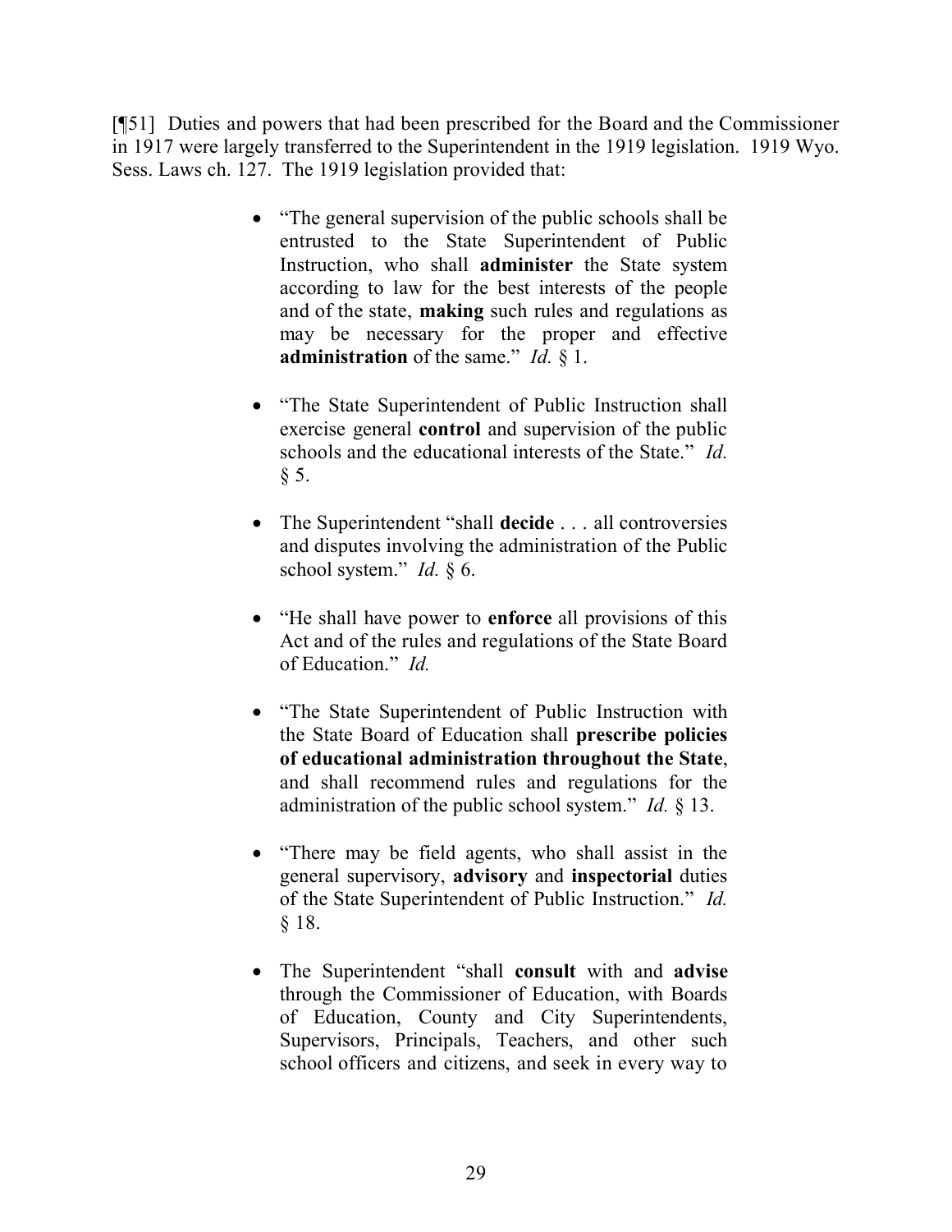[¶51] Duties and powers that had been prescribed for the Board and the Commissioner in 1917 were largely transferred to the Superintendent in the 1919 legislation. 1919 Wyo. Sess. Laws ch. 127. The 1919 legislation provided that:

- "The general supervision of the public schools shall be entrusted to the State Superintendent of Public Instruction, who shall **administer** the State system according to law for the best interests of the people and of the state, **making** such rules and regulations as may be necessary for the proper and effective **administration** of the same." *Id.* § 1.

- "The State Superintendent of Public Instruction shall exercise general **control** and supervision of the public schools and the educational interests of the State." *Id.* § 5.

- The Superintendent "shall **decide** . . . all controversies and disputes involving the administration of the Public school system." *Id.* § 6.

- "He shall have power to **enforce** all provisions of this Act and of the rules and regulations of the State Board of Education." *Id.*

- "The State Superintendent of Public Instruction with the State Board of Education shall **prescribe policies of educational administration throughout the State**, and shall recommend rules and regulations for the administration of the public school system." *Id.* § 13.

- "There may be field agents, who shall assist in the general supervisory, **advisory** and **inspectorial** duties of the State Superintendent of Public Instruction." *Id.* § 18.

- The Superintendent "shall **consult** with and **advise** through the Commissioner of Education, with Boards of Education, County and City Superintendents, Supervisors, Principals, Teachers, and other such school officers and citizens, and seek in every way to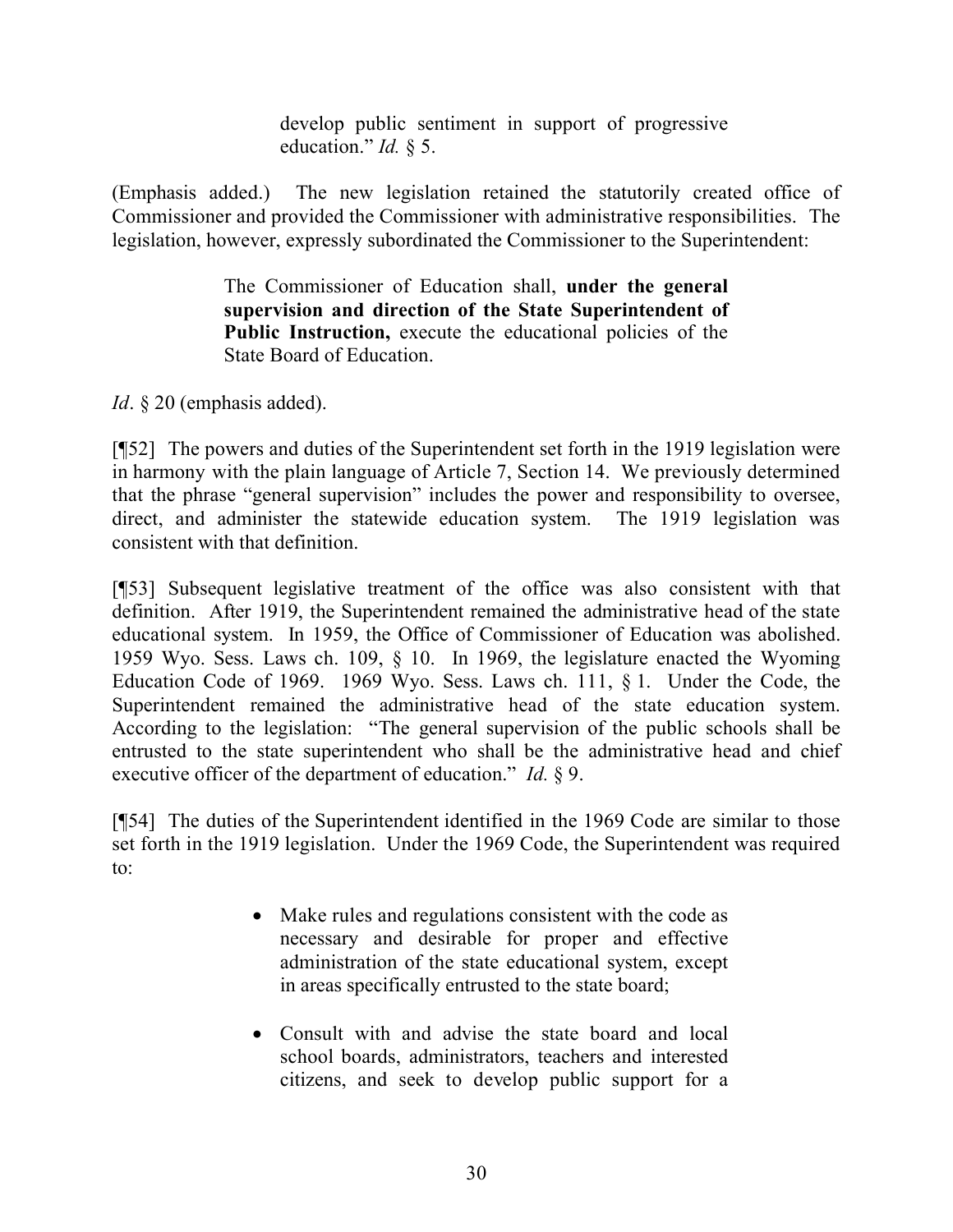> develop public sentiment in support of progressive education." *Id.* § 5.

(Emphasis added.) The new legislation retained the statutorily created office of Commissioner and provided the Commissioner with administrative responsibilities. The legislation, however, expressly subordinated the Commissioner to the Superintendent:

> The Commissioner of Education shall, **under the general supervision and direction of the State Superintendent of Public Instruction,** execute the educational policies of the State Board of Education.

*Id*. § 20 (emphasis added).

[¶52] The powers and duties of the Superintendent set forth in the 1919 legislation were in harmony with the plain language of Article 7, Section 14. We previously determined that the phrase "general supervision" includes the power and responsibility to oversee, direct, and administer the statewide education system. The 1919 legislation was consistent with that definition.

[¶53] Subsequent legislative treatment of the office was also consistent with that definition. After 1919, the Superintendent remained the administrative head of the state educational system. In 1959, the Office of Commissioner of Education was abolished. 1959 Wyo. Sess. Laws ch. 109, § 10. In 1969, the legislature enacted the Wyoming Education Code of 1969. 1969 Wyo. Sess. Laws ch. 111, § 1. Under the Code, the Superintendent remained the administrative head of the state education system. According to the legislation: "The general supervision of the public schools shall be entrusted to the state superintendent who shall be the administrative head and chief executive officer of the department of education." *Id.* § 9.

[¶54] The duties of the Superintendent identified in the 1969 Code are similar to those set forth in the 1919 legislation. Under the 1969 Code, the Superintendent was required to:

> - Make rules and regulations consistent with the code as necessary and desirable for proper and effective administration of the state educational system, except in areas specifically entrusted to the state board;
> - Consult with and advise the state board and local school boards, administrators, teachers and interested citizens, and seek to develop public support for a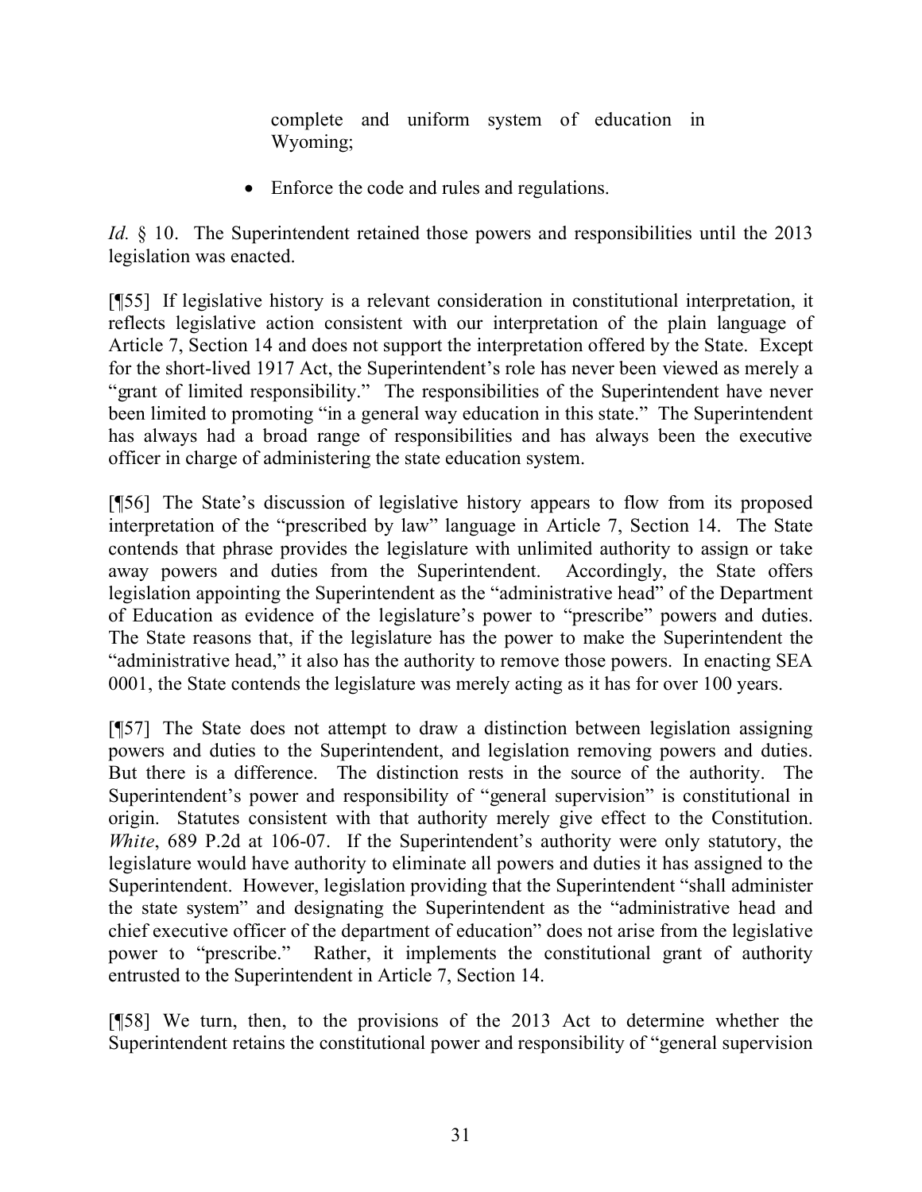complete and uniform system of education in Wyoming;

- Enforce the code and rules and regulations.

*Id.* § 10. The Superintendent retained those powers and responsibilities until the 2013 legislation was enacted.

[¶55] If legislative history is a relevant consideration in constitutional interpretation, it reflects legislative action consistent with our interpretation of the plain language of Article 7, Section 14 and does not support the interpretation offered by the State. Except for the short-lived 1917 Act, the Superintendent's role has never been viewed as merely a "grant of limited responsibility." The responsibilities of the Superintendent have never been limited to promoting "in a general way education in this state." The Superintendent has always had a broad range of responsibilities and has always been the executive officer in charge of administering the state education system.

[¶56] The State's discussion of legislative history appears to flow from its proposed interpretation of the "prescribed by law" language in Article 7, Section 14. The State contends that phrase provides the legislature with unlimited authority to assign or take away powers and duties from the Superintendent. Accordingly, the State offers legislation appointing the Superintendent as the "administrative head" of the Department of Education as evidence of the legislature's power to "prescribe" powers and duties. The State reasons that, if the legislature has the power to make the Superintendent the "administrative head," it also has the authority to remove those powers. In enacting SEA 0001, the State contends the legislature was merely acting as it has for over 100 years.

[¶57] The State does not attempt to draw a distinction between legislation assigning powers and duties to the Superintendent, and legislation removing powers and duties. But there is a difference. The distinction rests in the source of the authority. The Superintendent's power and responsibility of "general supervision" is constitutional in origin. Statutes consistent with that authority merely give effect to the Constitution. *White*, 689 P.2d at 106-07. If the Superintendent's authority were only statutory, the legislature would have authority to eliminate all powers and duties it has assigned to the Superintendent. However, legislation providing that the Superintendent "shall administer the state system" and designating the Superintendent as the "administrative head and chief executive officer of the department of education" does not arise from the legislative power to "prescribe." Rather, it implements the constitutional grant of authority entrusted to the Superintendent in Article 7, Section 14.

[¶58] We turn, then, to the provisions of the 2013 Act to determine whether the Superintendent retains the constitutional power and responsibility of "general supervision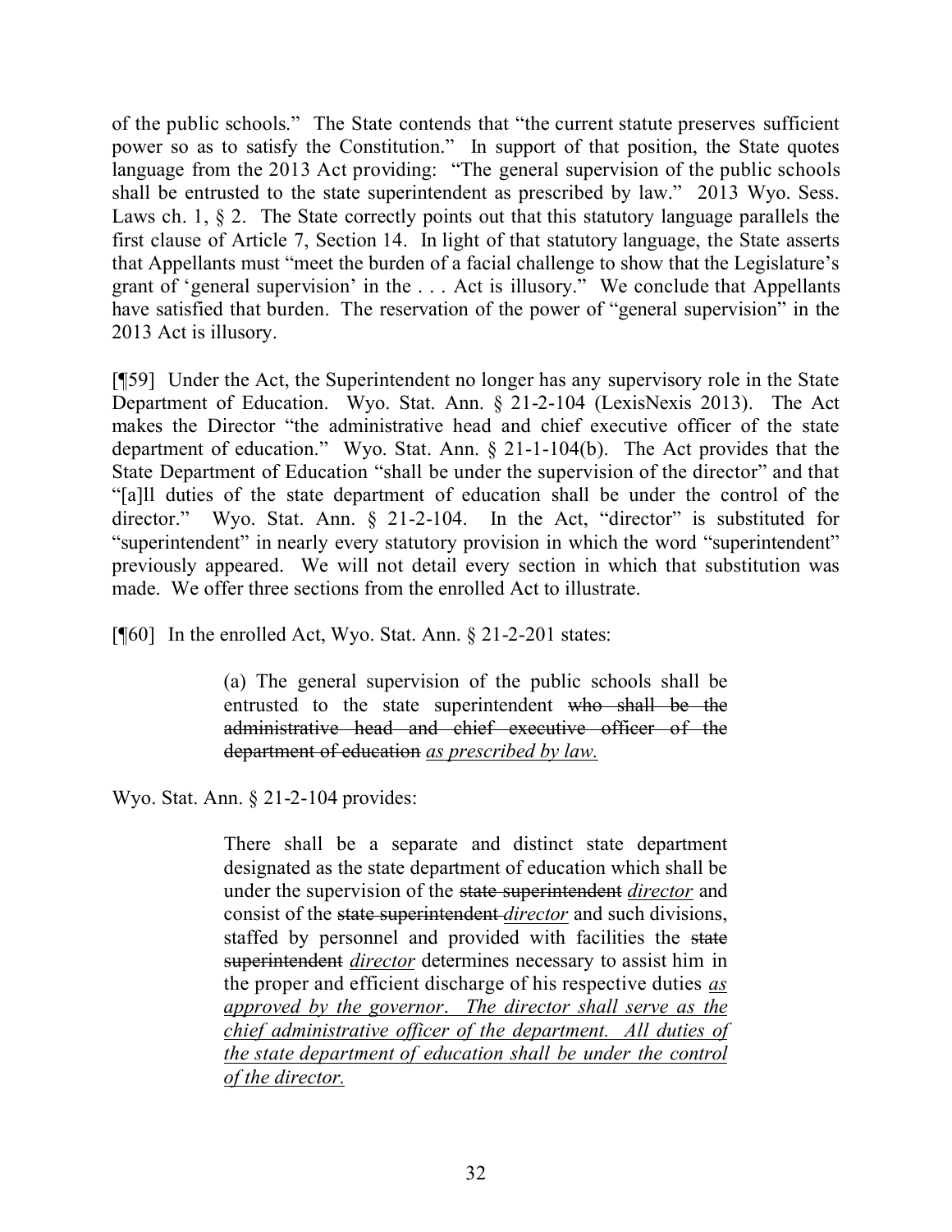of the public schools." The State contends that "the current statute preserves sufficient power so as to satisfy the Constitution." In support of that position, the State quotes language from the 2013 Act providing: "The general supervision of the public schools shall be entrusted to the state superintendent as prescribed by law." 2013 Wyo. Sess. Laws ch. 1, § 2. The State correctly points out that this statutory language parallels the first clause of Article 7, Section 14. In light of that statutory language, the State asserts that Appellants must "meet the burden of a facial challenge to show that the Legislature's grant of 'general supervision' in the . . . Act is illusory." We conclude that Appellants have satisfied that burden. The reservation of the power of "general supervision" in the 2013 Act is illusory.

[¶59] Under the Act, the Superintendent no longer has any supervisory role in the State Department of Education. Wyo. Stat. Ann. § 21-2-104 (LexisNexis 2013). The Act makes the Director "the administrative head and chief executive officer of the state department of education." Wyo. Stat. Ann. § 21-1-104(b). The Act provides that the State Department of Education "shall be under the supervision of the director" and that "[a]ll duties of the state department of education shall be under the control of the director." Wyo. Stat. Ann. § 21-2-104. In the Act, "director" is substituted for "superintendent" in nearly every statutory provision in which the word "superintendent" previously appeared. We will not detail every section in which that substitution was made. We offer three sections from the enrolled Act to illustrate.

[¶60] In the enrolled Act, Wyo. Stat. Ann. § 21-2-201 states:

> (a) The general supervision of the public schools shall be entrusted to the state superintendent ~~who shall be the administrative head and chief executive officer of the department of education~~ *as prescribed by law.*

Wyo. Stat. Ann. § 21-2-104 provides:

> There shall be a separate and distinct state department designated as the state department of education which shall be under the supervision of the ~~state superintendent~~ *director* and consist of the ~~state superintendent~~ *director* and such divisions, staffed by personnel and provided with facilities the ~~state superintendent~~ *director* determines necessary to assist him in the proper and efficient discharge of his respective duties *as approved by the governor. The director shall serve as the chief administrative officer of the department. All duties of the state department of education shall be under the control of the director.*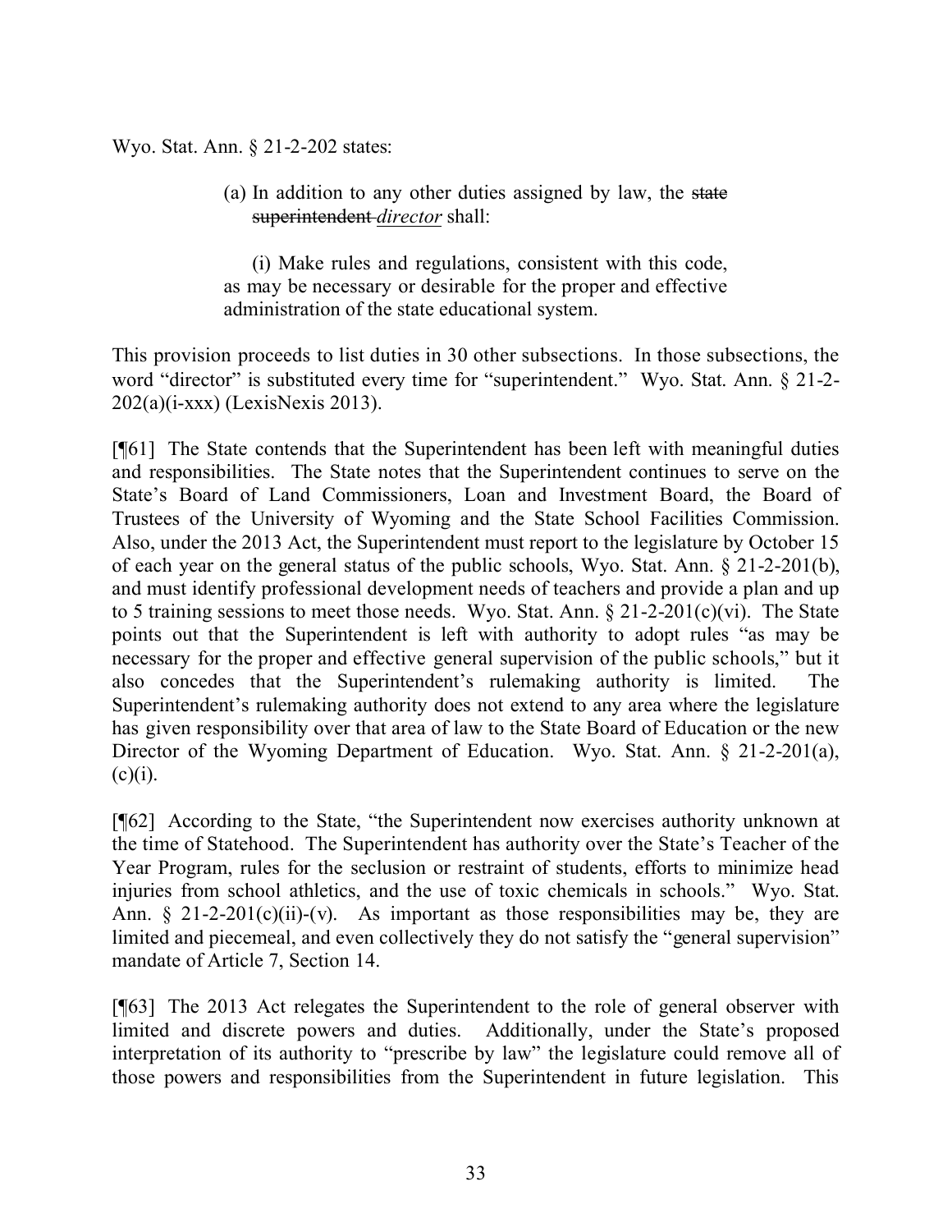Wyo. Stat. Ann. § 21-2-202 states:

> (a) In addition to any other duties assigned by law, the ~~state superintendent~~ *director* shall:
>
> (i) Make rules and regulations, consistent with this code, as may be necessary or desirable for the proper and effective administration of the state educational system.

This provision proceeds to list duties in 30 other subsections. In those subsections, the word "director" is substituted every time for "superintendent." Wyo. Stat. Ann. § 21-2-202(a)(i-xxx) (LexisNexis 2013).

[¶61] The State contends that the Superintendent has been left with meaningful duties and responsibilities. The State notes that the Superintendent continues to serve on the State's Board of Land Commissioners, Loan and Investment Board, the Board of Trustees of the University of Wyoming and the State School Facilities Commission. Also, under the 2013 Act, the Superintendent must report to the legislature by October 15 of each year on the general status of the public schools, Wyo. Stat. Ann. § 21-2-201(b), and must identify professional development needs of teachers and provide a plan and up to 5 training sessions to meet those needs. Wyo. Stat. Ann. § 21-2-201(c)(vi). The State points out that the Superintendent is left with authority to adopt rules "as may be necessary for the proper and effective general supervision of the public schools," but it also concedes that the Superintendent's rulemaking authority is limited. The Superintendent's rulemaking authority does not extend to any area where the legislature has given responsibility over that area of law to the State Board of Education or the new Director of the Wyoming Department of Education. Wyo. Stat. Ann. § 21-2-201(a), (c)(i).

[¶62] According to the State, "the Superintendent now exercises authority unknown at the time of Statehood. The Superintendent has authority over the State's Teacher of the Year Program, rules for the seclusion or restraint of students, efforts to minimize head injuries from school athletics, and the use of toxic chemicals in schools." Wyo. Stat. Ann. § 21-2-201(c)(ii)-(v). As important as those responsibilities may be, they are limited and piecemeal, and even collectively they do not satisfy the "general supervision" mandate of Article 7, Section 14.

[¶63] The 2013 Act relegates the Superintendent to the role of general observer with limited and discrete powers and duties. Additionally, under the State's proposed interpretation of its authority to "prescribe by law" the legislature could remove all of those powers and responsibilities from the Superintendent in future legislation. This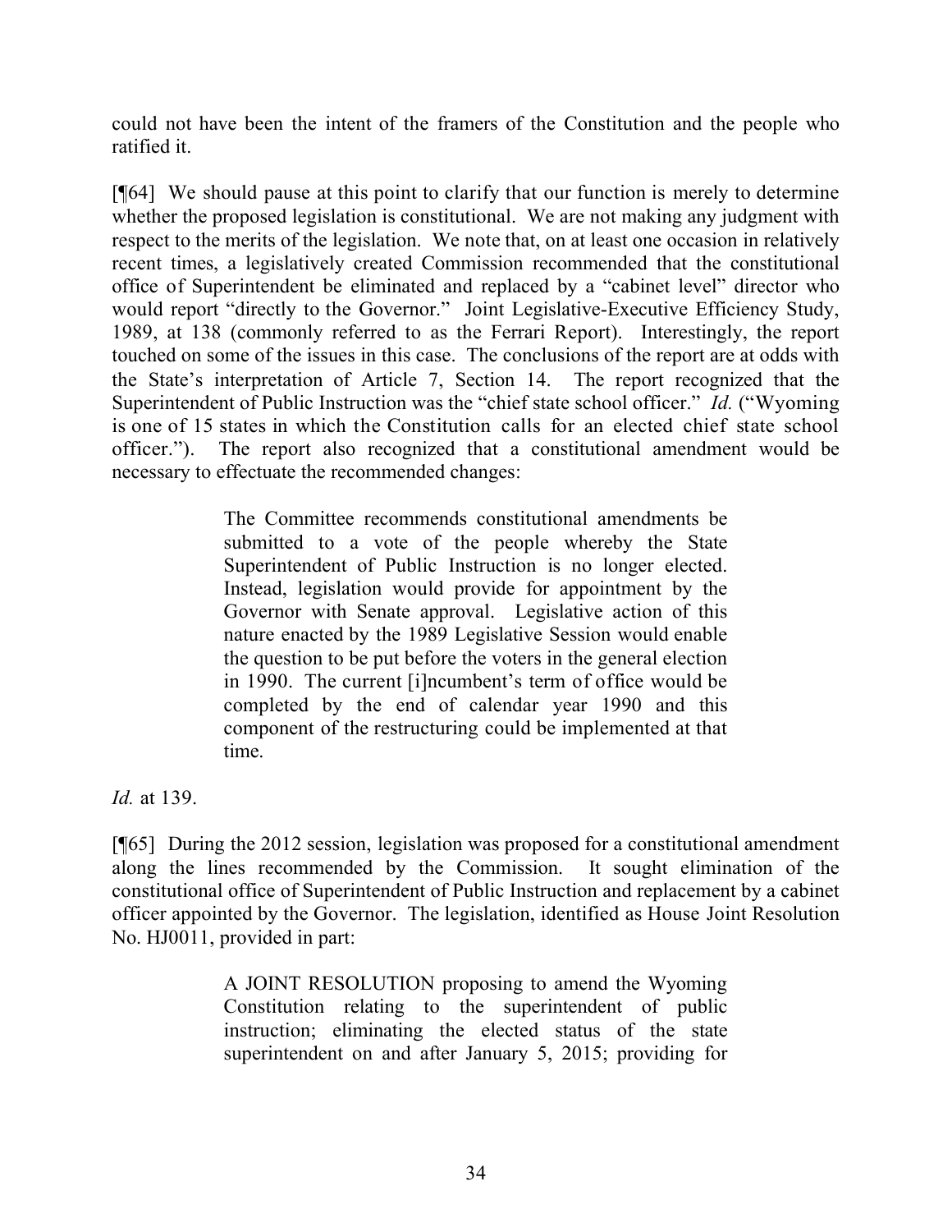could not have been the intent of the framers of the Constitution and the people who ratified it.

[¶64] We should pause at this point to clarify that our function is merely to determine whether the proposed legislation is constitutional. We are not making any judgment with respect to the merits of the legislation. We note that, on at least one occasion in relatively recent times, a legislatively created Commission recommended that the constitutional office of Superintendent be eliminated and replaced by a "cabinet level" director who would report "directly to the Governor." Joint Legislative-Executive Efficiency Study, 1989, at 138 (commonly referred to as the Ferrari Report). Interestingly, the report touched on some of the issues in this case. The conclusions of the report are at odds with the State's interpretation of Article 7, Section 14. The report recognized that the Superintendent of Public Instruction was the "chief state school officer." *Id.* ("Wyoming is one of 15 states in which the Constitution calls for an elected chief state school officer."). The report also recognized that a constitutional amendment would be necessary to effectuate the recommended changes:

> The Committee recommends constitutional amendments be submitted to a vote of the people whereby the State Superintendent of Public Instruction is no longer elected. Instead, legislation would provide for appointment by the Governor with Senate approval. Legislative action of this nature enacted by the 1989 Legislative Session would enable the question to be put before the voters in the general election in 1990. The current [i]ncumbent's term of office would be completed by the end of calendar year 1990 and this component of the restructuring could be implemented at that time.

*Id.* at 139.

[¶65] During the 2012 session, legislation was proposed for a constitutional amendment along the lines recommended by the Commission. It sought elimination of the constitutional office of Superintendent of Public Instruction and replacement by a cabinet officer appointed by the Governor. The legislation, identified as House Joint Resolution No. HJ0011, provided in part:

> A JOINT RESOLUTION proposing to amend the Wyoming Constitution relating to the superintendent of public instruction; eliminating the elected status of the state superintendent on and after January 5, 2015; providing for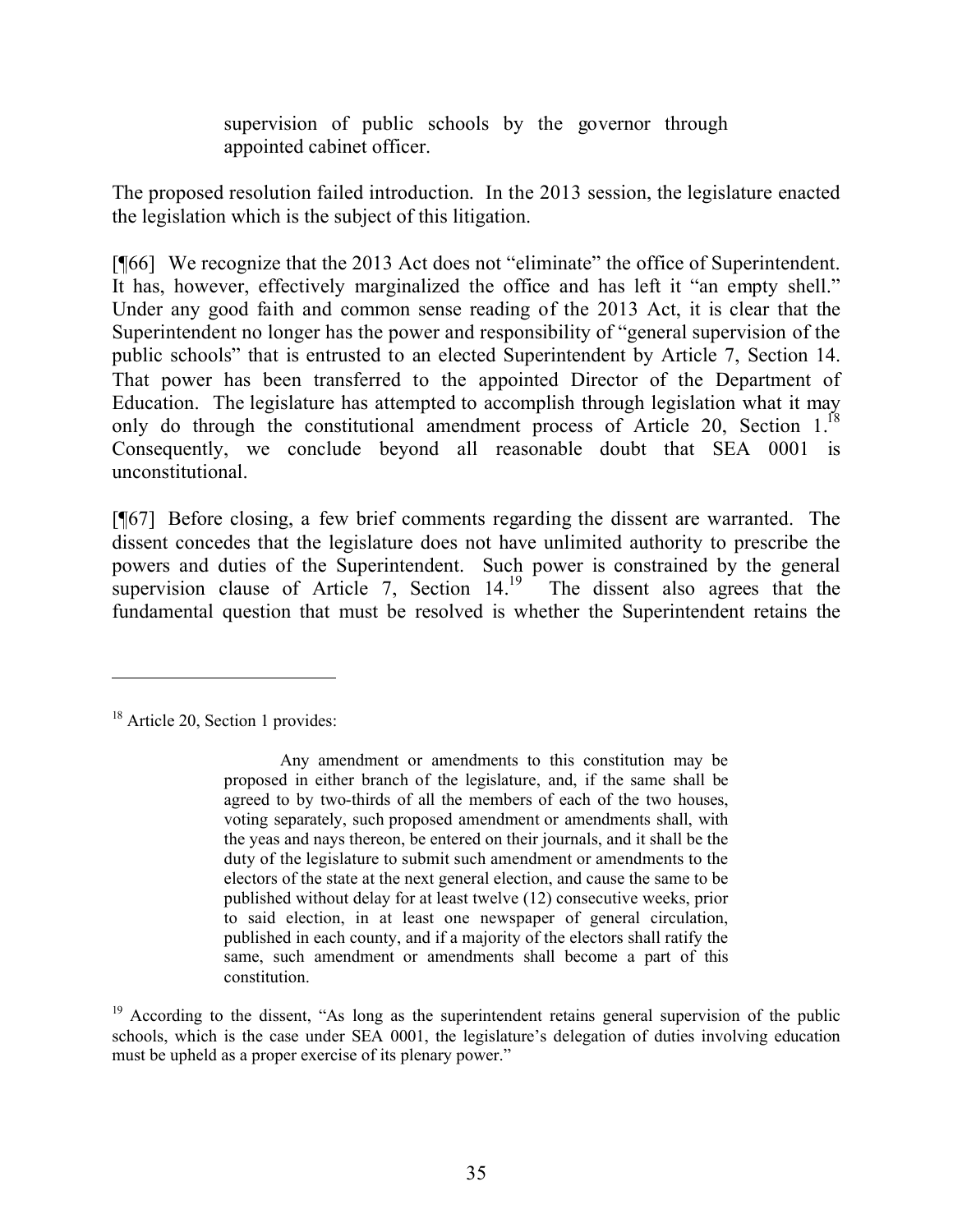> supervision of public schools by the governor through appointed cabinet officer.

The proposed resolution failed introduction. In the 2013 session, the legislature enacted the legislation which is the subject of this litigation.

[¶66] We recognize that the 2013 Act does not "eliminate" the office of Superintendent. It has, however, effectively marginalized the office and has left it "an empty shell." Under any good faith and common sense reading of the 2013 Act, it is clear that the Superintendent no longer has the power and responsibility of "general supervision of the public schools" that is entrusted to an elected Superintendent by Article 7, Section 14. That power has been transferred to the appointed Director of the Department of Education. The legislature has attempted to accomplish through legislation what it may only do through the constitutional amendment process of Article 20, Section 1.[18] Consequently, we conclude beyond all reasonable doubt that SEA 0001 is unconstitutional.

[¶67] Before closing, a few brief comments regarding the dissent are warranted. The dissent concedes that the legislature does not have unlimited authority to prescribe the powers and duties of the Superintendent. Such power is constrained by the general supervision clause of Article 7, Section 14.[19] The dissent also agrees that the fundamental question that must be resolved is whether the Superintendent retains the

---

[18] Article 20, Section 1 provides:

> Any amendment or amendments to this constitution may be proposed in either branch of the legislature, and, if the same shall be agreed to by two-thirds of all the members of each of the two houses, voting separately, such proposed amendment or amendments shall, with the yeas and nays thereon, be entered on their journals, and it shall be the duty of the legislature to submit such amendment or amendments to the electors of the state at the next general election, and cause the same to be published without delay for at least twelve (12) consecutive weeks, prior to said election, in at least one newspaper of general circulation, published in each county, and if a majority of the electors shall ratify the same, such amendment or amendments shall become a part of this constitution.

[19] According to the dissent, "As long as the superintendent retains general supervision of the public schools, which is the case under SEA 0001, the legislature's delegation of duties involving education must be upheld as a proper exercise of its plenary power."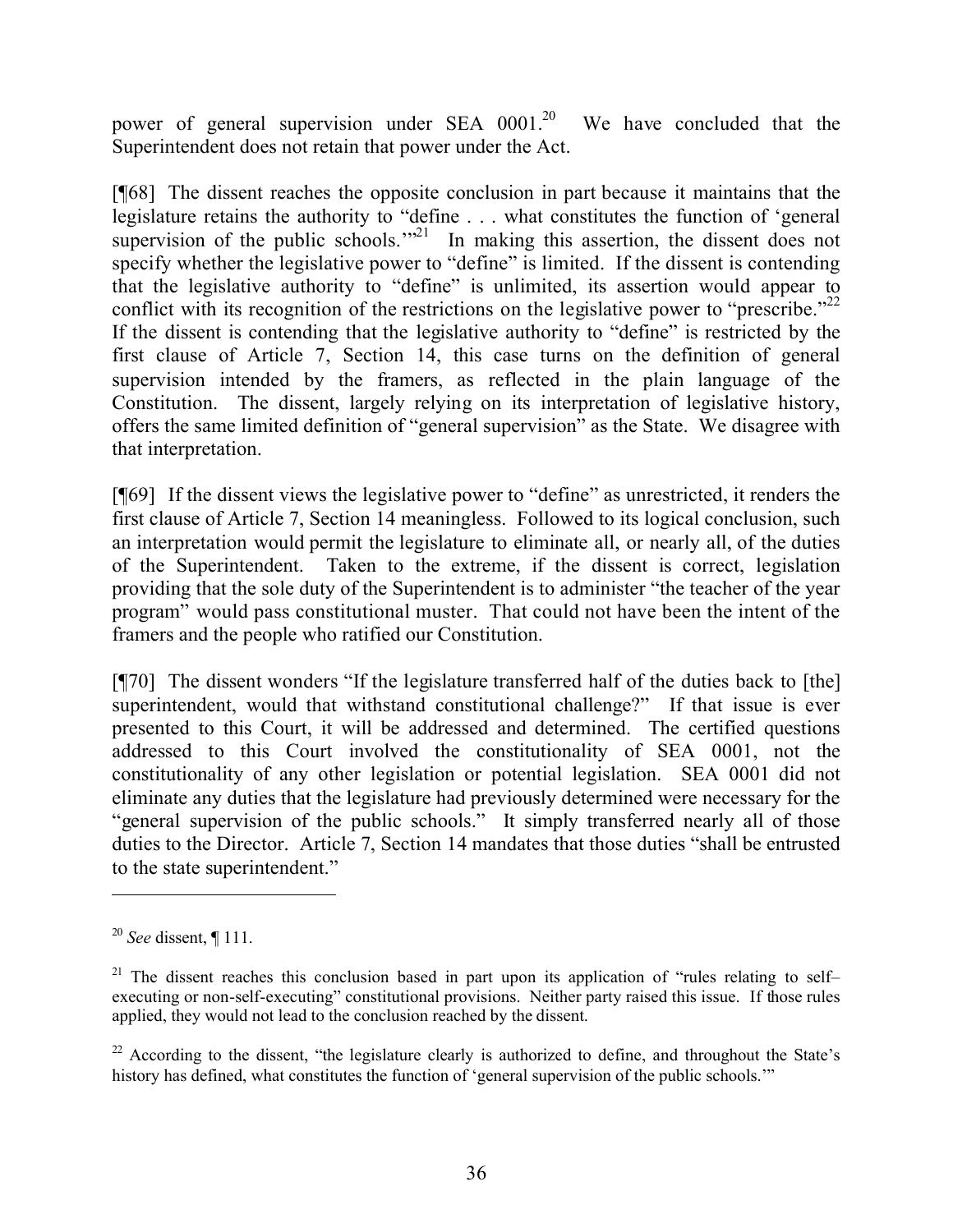power of general supervision under SEA 0001.[20] We have concluded that the Superintendent does not retain that power under the Act.

[¶68] The dissent reaches the opposite conclusion in part because it maintains that the legislature retains the authority to "define . . . what constitutes the function of 'general supervision of the public schools.'"[21] In making this assertion, the dissent does not specify whether the legislative power to "define" is limited. If the dissent is contending that the legislative authority to "define" is unlimited, its assertion would appear to conflict with its recognition of the restrictions on the legislative power to "prescribe."[22] If the dissent is contending that the legislative authority to "define" is restricted by the first clause of Article 7, Section 14, this case turns on the definition of general supervision intended by the framers, as reflected in the plain language of the Constitution. The dissent, largely relying on its interpretation of legislative history, offers the same limited definition of "general supervision" as the State. We disagree with that interpretation.

[¶69] If the dissent views the legislative power to "define" as unrestricted, it renders the first clause of Article 7, Section 14 meaningless. Followed to its logical conclusion, such an interpretation would permit the legislature to eliminate all, or nearly all, of the duties of the Superintendent. Taken to the extreme, if the dissent is correct, legislation providing that the sole duty of the Superintendent is to administer "the teacher of the year program" would pass constitutional muster. That could not have been the intent of the framers and the people who ratified our Constitution.

[¶70] The dissent wonders "If the legislature transferred half of the duties back to [the] superintendent, would that withstand constitutional challenge?" If that issue is ever presented to this Court, it will be addressed and determined. The certified questions addressed to this Court involved the constitutionality of SEA 0001, not the constitutionality of any other legislation or potential legislation. SEA 0001 did not eliminate any duties that the legislature had previously determined were necessary for the "general supervision of the public schools." It simply transferred nearly all of those duties to the Director. Article 7, Section 14 mandates that those duties "shall be entrusted to the state superintendent."

---

[20] *See* dissent, ¶ 111.

[21] The dissent reaches this conclusion based in part upon its application of "rules relating to self–executing or non-self-executing" constitutional provisions. Neither party raised this issue. If those rules applied, they would not lead to the conclusion reached by the dissent.

[22] According to the dissent, "the legislature clearly is authorized to define, and throughout the State's history has defined, what constitutes the function of 'general supervision of the public schools.'"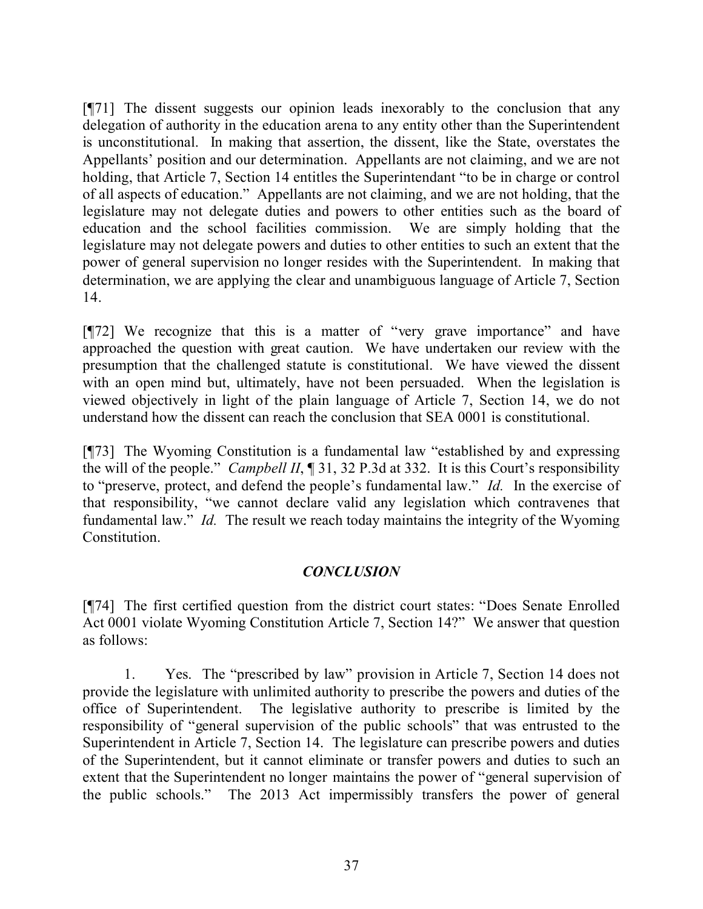[¶71] The dissent suggests our opinion leads inexorably to the conclusion that any delegation of authority in the education arena to any entity other than the Superintendent is unconstitutional. In making that assertion, the dissent, like the State, overstates the Appellants' position and our determination. Appellants are not claiming, and we are not holding, that Article 7, Section 14 entitles the Superintendant "to be in charge or control of all aspects of education." Appellants are not claiming, and we are not holding, that the legislature may not delegate duties and powers to other entities such as the board of education and the school facilities commission. We are simply holding that the legislature may not delegate powers and duties to other entities to such an extent that the power of general supervision no longer resides with the Superintendent. In making that determination, we are applying the clear and unambiguous language of Article 7, Section 14.

[¶72] We recognize that this is a matter of "very grave importance" and have approached the question with great caution. We have undertaken our review with the presumption that the challenged statute is constitutional. We have viewed the dissent with an open mind but, ultimately, have not been persuaded. When the legislation is viewed objectively in light of the plain language of Article 7, Section 14, we do not understand how the dissent can reach the conclusion that SEA 0001 is constitutional.

[¶73] The Wyoming Constitution is a fundamental law "established by and expressing the will of the people." *Campbell II*, ¶ 31, 32 P.3d at 332. It is this Court's responsibility to "preserve, protect, and defend the people's fundamental law." *Id.* In the exercise of that responsibility, "we cannot declare valid any legislation which contravenes that fundamental law." *Id.* The result we reach today maintains the integrity of the Wyoming Constitution.

## *CONCLUSION*

[¶74] The first certified question from the district court states: "Does Senate Enrolled Act 0001 violate Wyoming Constitution Article 7, Section 14?" We answer that question as follows:

1. Yes. The "prescribed by law" provision in Article 7, Section 14 does not provide the legislature with unlimited authority to prescribe the powers and duties of the office of Superintendent. The legislative authority to prescribe is limited by the responsibility of "general supervision of the public schools" that was entrusted to the Superintendent in Article 7, Section 14. The legislature can prescribe powers and duties of the Superintendent, but it cannot eliminate or transfer powers and duties to such an extent that the Superintendent no longer maintains the power of "general supervision of the public schools." The 2013 Act impermissibly transfers the power of general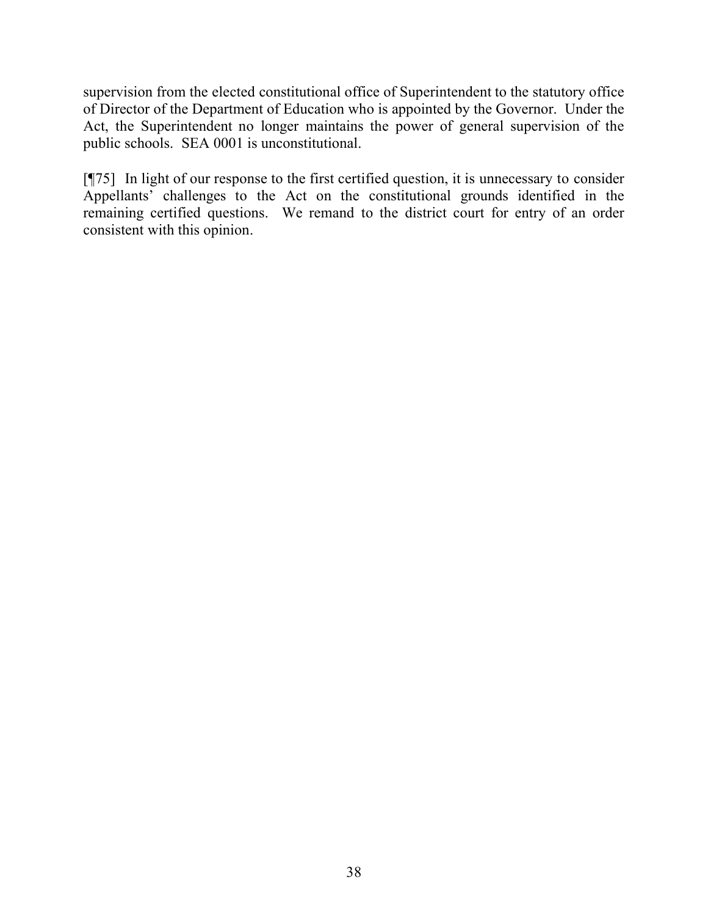supervision from the elected constitutional office of Superintendent to the statutory office of Director of the Department of Education who is appointed by the Governor. Under the Act, the Superintendent no longer maintains the power of general supervision of the public schools. SEA 0001 is unconstitutional.

[¶75] In light of our response to the first certified question, it is unnecessary to consider Appellants' challenges to the Act on the constitutional grounds identified in the remaining certified questions. We remand to the district court for entry of an order consistent with this opinion.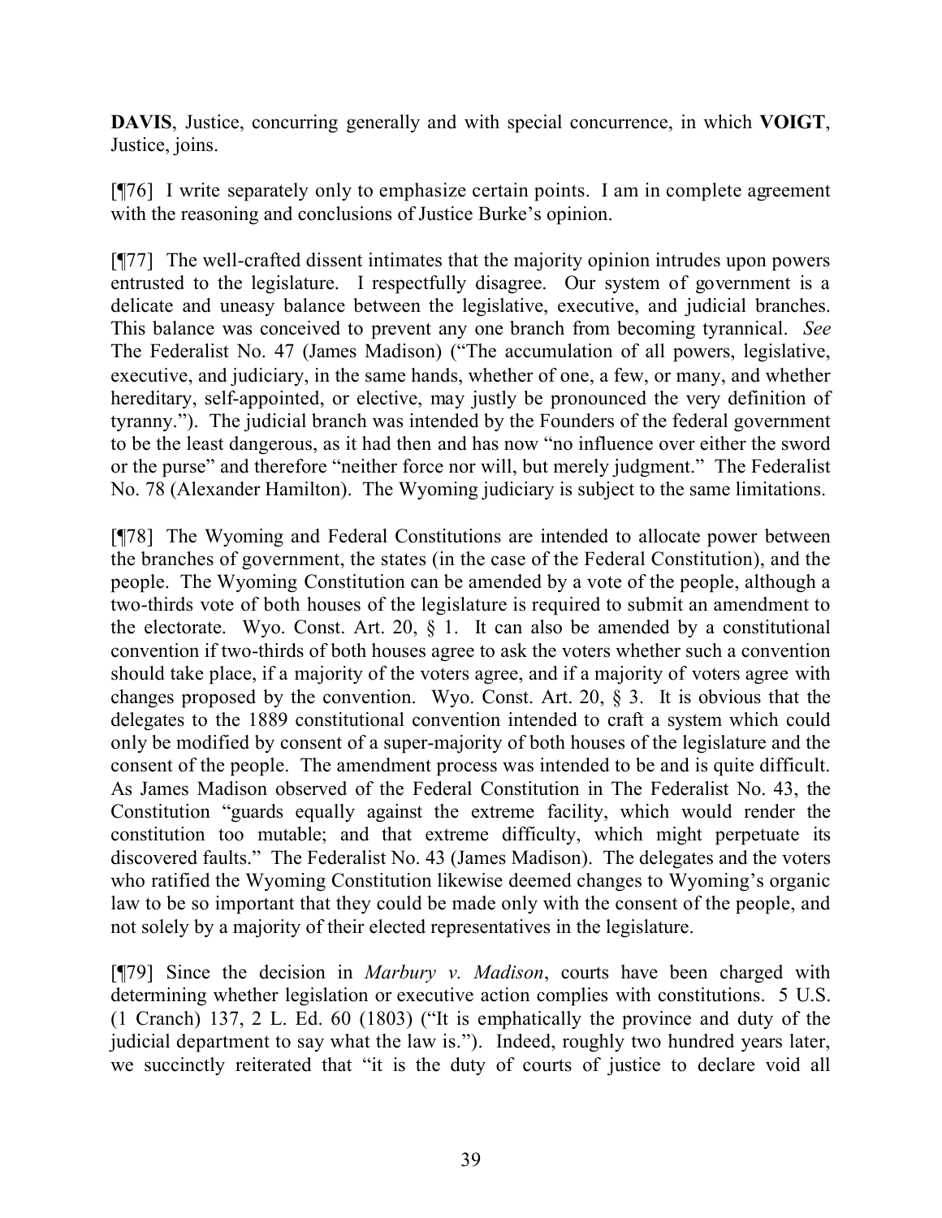**DAVIS**, Justice, concurring generally and with special concurrence, in which **VOIGT**, Justice, joins.

[¶76] I write separately only to emphasize certain points. I am in complete agreement with the reasoning and conclusions of Justice Burke's opinion.

[¶77] The well-crafted dissent intimates that the majority opinion intrudes upon powers entrusted to the legislature. I respectfully disagree. Our system of government is a delicate and uneasy balance between the legislative, executive, and judicial branches. This balance was conceived to prevent any one branch from becoming tyrannical. *See* The Federalist No. 47 (James Madison) ("The accumulation of all powers, legislative, executive, and judiciary, in the same hands, whether of one, a few, or many, and whether hereditary, self-appointed, or elective, may justly be pronounced the very definition of tyranny."). The judicial branch was intended by the Founders of the federal government to be the least dangerous, as it had then and has now "no influence over either the sword or the purse" and therefore "neither force nor will, but merely judgment." The Federalist No. 78 (Alexander Hamilton). The Wyoming judiciary is subject to the same limitations.

[¶78] The Wyoming and Federal Constitutions are intended to allocate power between the branches of government, the states (in the case of the Federal Constitution), and the people. The Wyoming Constitution can be amended by a vote of the people, although a two-thirds vote of both houses of the legislature is required to submit an amendment to the electorate. Wyo. Const. Art. 20, § 1. It can also be amended by a constitutional convention if two-thirds of both houses agree to ask the voters whether such a convention should take place, if a majority of the voters agree, and if a majority of voters agree with changes proposed by the convention. Wyo. Const. Art. 20, § 3. It is obvious that the delegates to the 1889 constitutional convention intended to craft a system which could only be modified by consent of a super-majority of both houses of the legislature and the consent of the people. The amendment process was intended to be and is quite difficult. As James Madison observed of the Federal Constitution in The Federalist No. 43, the Constitution "guards equally against the extreme facility, which would render the constitution too mutable; and that extreme difficulty, which might perpetuate its discovered faults." The Federalist No. 43 (James Madison). The delegates and the voters who ratified the Wyoming Constitution likewise deemed changes to Wyoming's organic law to be so important that they could be made only with the consent of the people, and not solely by a majority of their elected representatives in the legislature.

[¶79] Since the decision in *Marbury v. Madison*, courts have been charged with determining whether legislation or executive action complies with constitutions. 5 U.S. (1 Cranch) 137, 2 L. Ed. 60 (1803) ("It is emphatically the province and duty of the judicial department to say what the law is."). Indeed, roughly two hundred years later, we succinctly reiterated that "it is the duty of courts of justice to declare void all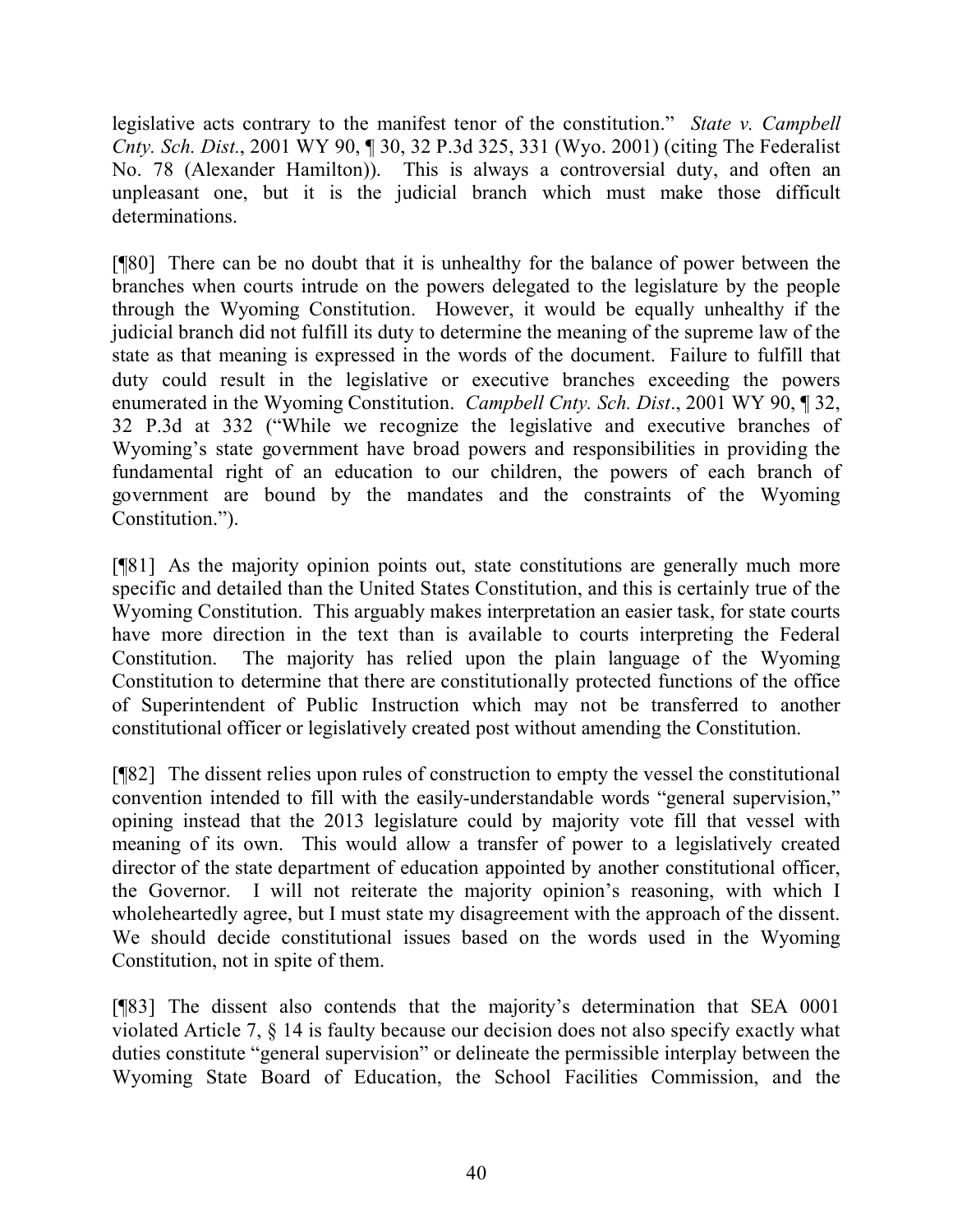legislative acts contrary to the manifest tenor of the constitution." *State v. Campbell Cnty. Sch. Dist.*, 2001 WY 90, ¶ 30, 32 P.3d 325, 331 (Wyo. 2001) (citing The Federalist No. 78 (Alexander Hamilton)). This is always a controversial duty, and often an unpleasant one, but it is the judicial branch which must make those difficult determinations.

[¶80] There can be no doubt that it is unhealthy for the balance of power between the branches when courts intrude on the powers delegated to the legislature by the people through the Wyoming Constitution. However, it would be equally unhealthy if the judicial branch did not fulfill its duty to determine the meaning of the supreme law of the state as that meaning is expressed in the words of the document. Failure to fulfill that duty could result in the legislative or executive branches exceeding the powers enumerated in the Wyoming Constitution. *Campbell Cnty. Sch. Dist*., 2001 WY 90, ¶ 32, 32 P.3d at 332 ("While we recognize the legislative and executive branches of Wyoming's state government have broad powers and responsibilities in providing the fundamental right of an education to our children, the powers of each branch of government are bound by the mandates and the constraints of the Wyoming Constitution.").

[¶81] As the majority opinion points out, state constitutions are generally much more specific and detailed than the United States Constitution, and this is certainly true of the Wyoming Constitution. This arguably makes interpretation an easier task, for state courts have more direction in the text than is available to courts interpreting the Federal Constitution. The majority has relied upon the plain language of the Wyoming Constitution to determine that there are constitutionally protected functions of the office of Superintendent of Public Instruction which may not be transferred to another constitutional officer or legislatively created post without amending the Constitution.

[¶82] The dissent relies upon rules of construction to empty the vessel the constitutional convention intended to fill with the easily-understandable words "general supervision," opining instead that the 2013 legislature could by majority vote fill that vessel with meaning of its own. This would allow a transfer of power to a legislatively created director of the state department of education appointed by another constitutional officer, the Governor. I will not reiterate the majority opinion's reasoning, with which I wholeheartedly agree, but I must state my disagreement with the approach of the dissent. We should decide constitutional issues based on the words used in the Wyoming Constitution, not in spite of them.

[¶83] The dissent also contends that the majority's determination that SEA 0001 violated Article 7, § 14 is faulty because our decision does not also specify exactly what duties constitute "general supervision" or delineate the permissible interplay between the Wyoming State Board of Education, the School Facilities Commission, and the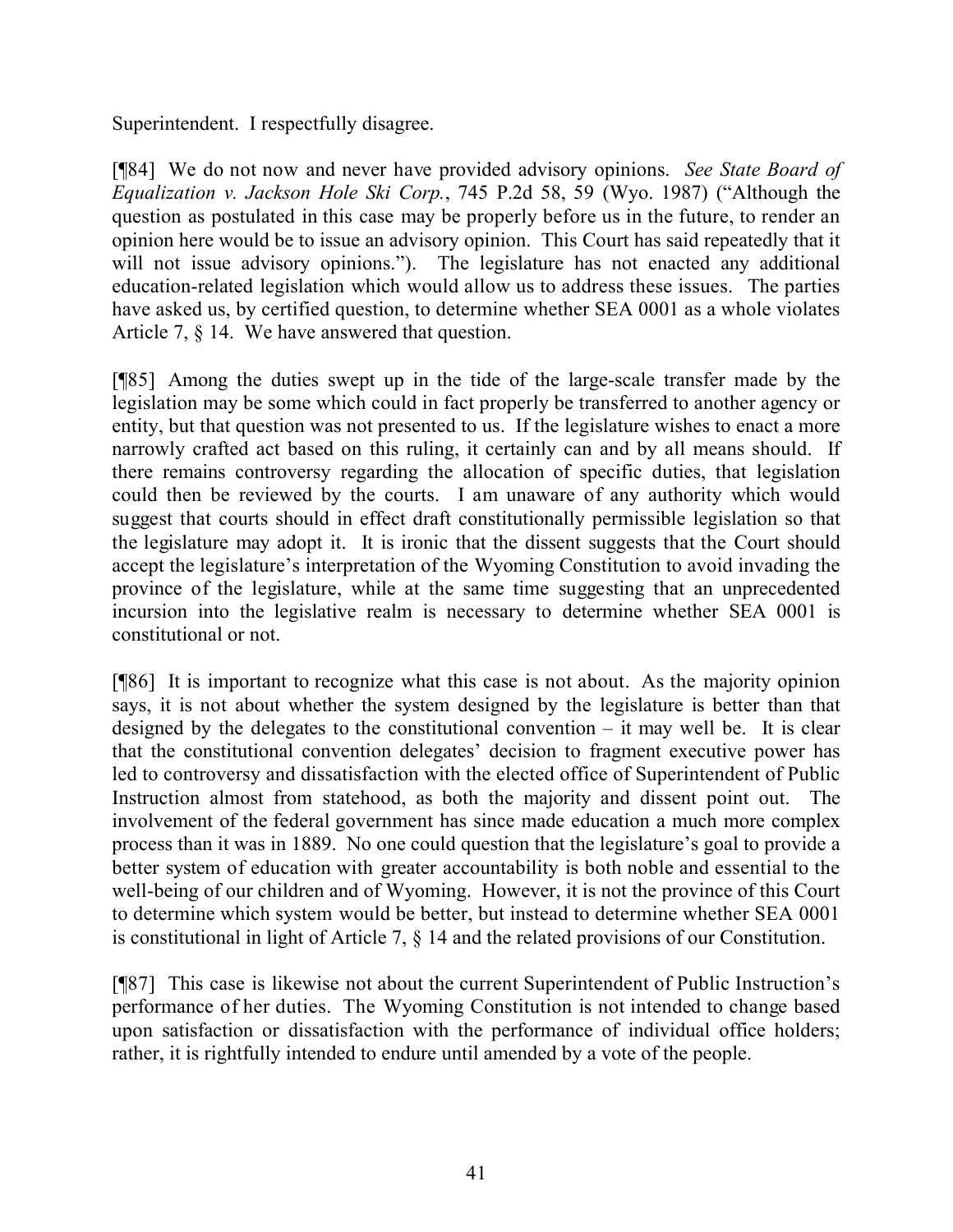Superintendent. I respectfully disagree.

[¶84] We do not now and never have provided advisory opinions. *See State Board of Equalization v. Jackson Hole Ski Corp.*, 745 P.2d 58, 59 (Wyo. 1987) ("Although the question as postulated in this case may be properly before us in the future, to render an opinion here would be to issue an advisory opinion. This Court has said repeatedly that it will not issue advisory opinions."). The legislature has not enacted any additional education-related legislation which would allow us to address these issues. The parties have asked us, by certified question, to determine whether SEA 0001 as a whole violates Article 7, § 14. We have answered that question.

[¶85] Among the duties swept up in the tide of the large-scale transfer made by the legislation may be some which could in fact properly be transferred to another agency or entity, but that question was not presented to us. If the legislature wishes to enact a more narrowly crafted act based on this ruling, it certainly can and by all means should. If there remains controversy regarding the allocation of specific duties, that legislation could then be reviewed by the courts. I am unaware of any authority which would suggest that courts should in effect draft constitutionally permissible legislation so that the legislature may adopt it. It is ironic that the dissent suggests that the Court should accept the legislature's interpretation of the Wyoming Constitution to avoid invading the province of the legislature, while at the same time suggesting that an unprecedented incursion into the legislative realm is necessary to determine whether SEA 0001 is constitutional or not.

[¶86] It is important to recognize what this case is not about. As the majority opinion says, it is not about whether the system designed by the legislature is better than that designed by the delegates to the constitutional convention – it may well be. It is clear that the constitutional convention delegates' decision to fragment executive power has led to controversy and dissatisfaction with the elected office of Superintendent of Public Instruction almost from statehood, as both the majority and dissent point out. The involvement of the federal government has since made education a much more complex process than it was in 1889. No one could question that the legislature's goal to provide a better system of education with greater accountability is both noble and essential to the well-being of our children and of Wyoming. However, it is not the province of this Court to determine which system would be better, but instead to determine whether SEA 0001 is constitutional in light of Article 7, § 14 and the related provisions of our Constitution.

[¶87] This case is likewise not about the current Superintendent of Public Instruction's performance of her duties. The Wyoming Constitution is not intended to change based upon satisfaction or dissatisfaction with the performance of individual office holders; rather, it is rightfully intended to endure until amended by a vote of the people.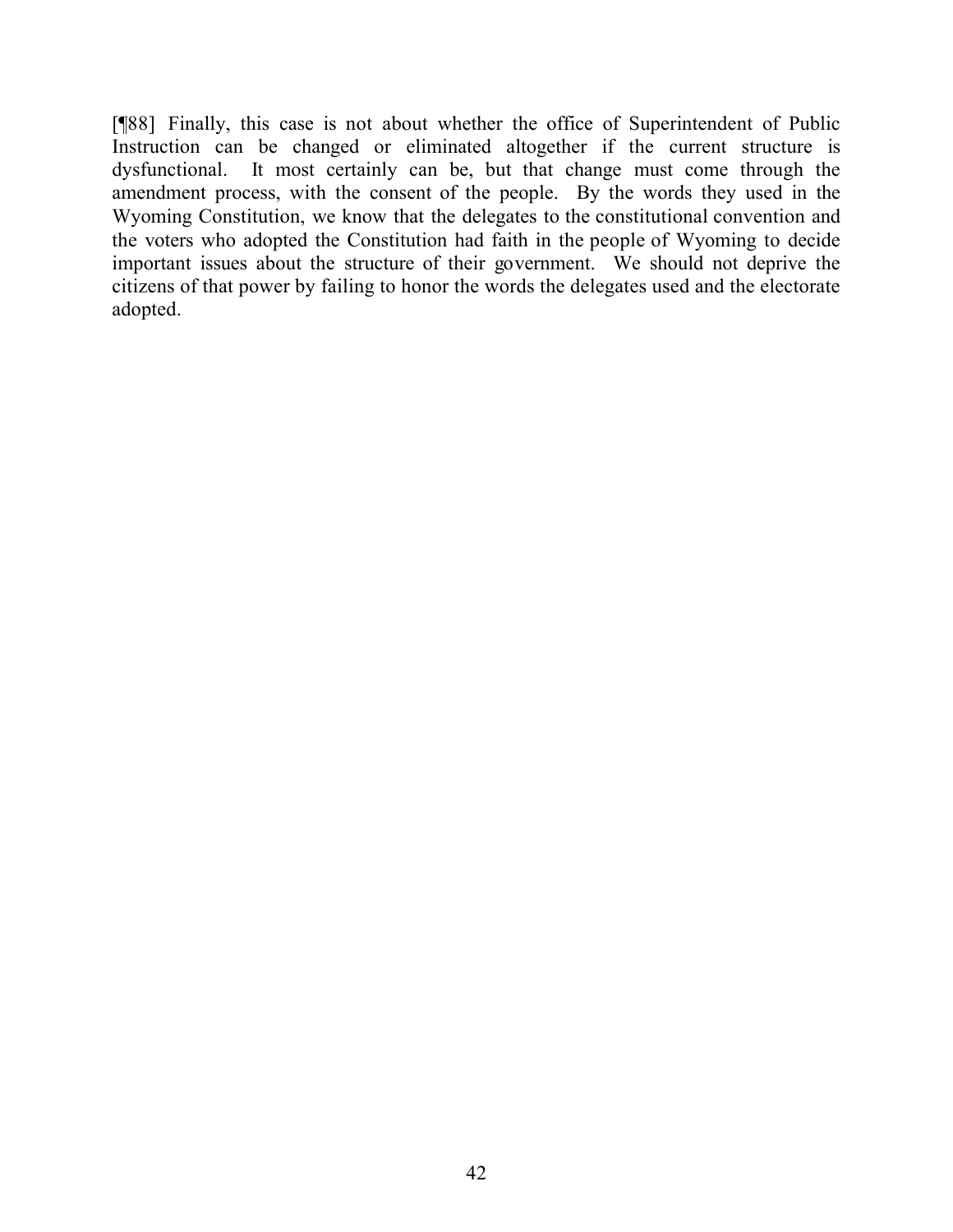[¶88] Finally, this case is not about whether the office of Superintendent of Public Instruction can be changed or eliminated altogether if the current structure is dysfunctional. It most certainly can be, but that change must come through the amendment process, with the consent of the people. By the words they used in the Wyoming Constitution, we know that the delegates to the constitutional convention and the voters who adopted the Constitution had faith in the people of Wyoming to decide important issues about the structure of their government. We should not deprive the citizens of that power by failing to honor the words the delegates used and the electorate adopted.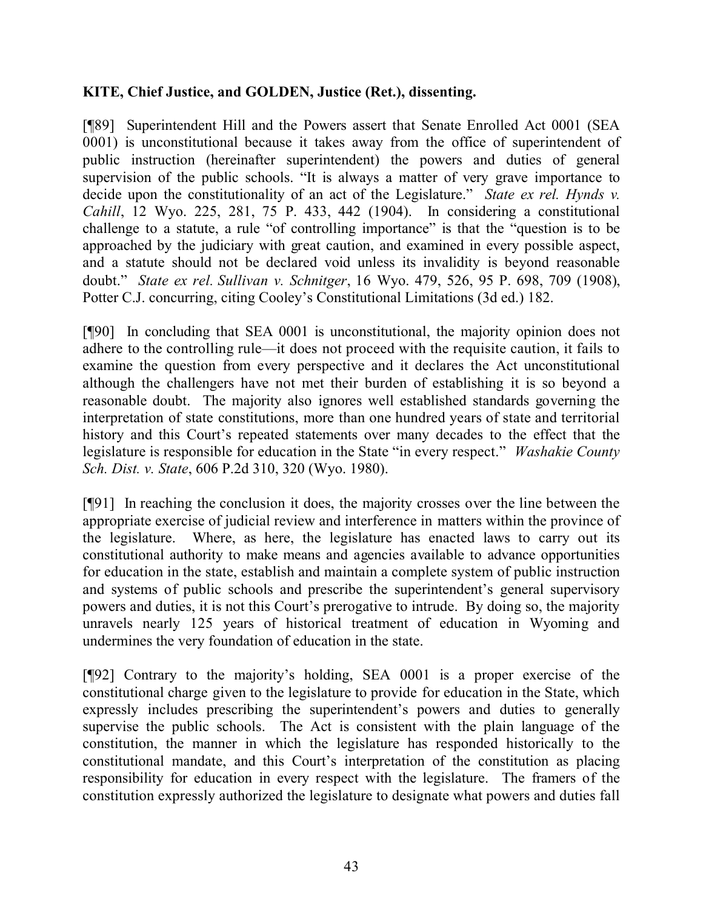**KITE, Chief Justice, and GOLDEN, Justice (Ret.), dissenting.**

[¶89] Superintendent Hill and the Powers assert that Senate Enrolled Act 0001 (SEA 0001) is unconstitutional because it takes away from the office of superintendent of public instruction (hereinafter superintendent) the powers and duties of general supervision of the public schools. "It is always a matter of very grave importance to decide upon the constitutionality of an act of the Legislature." *State ex rel. Hynds v. Cahill*, 12 Wyo. 225, 281, 75 P. 433, 442 (1904). In considering a constitutional challenge to a statute, a rule "of controlling importance" is that the "question is to be approached by the judiciary with great caution, and examined in every possible aspect, and a statute should not be declared void unless its invalidity is beyond reasonable doubt." *State ex rel. Sullivan v. Schnitger*, 16 Wyo. 479, 526, 95 P. 698, 709 (1908), Potter C.J. concurring, citing Cooley's Constitutional Limitations (3d ed.) 182.

[¶90] In concluding that SEA 0001 is unconstitutional, the majority opinion does not adhere to the controlling rule—it does not proceed with the requisite caution, it fails to examine the question from every perspective and it declares the Act unconstitutional although the challengers have not met their burden of establishing it is so beyond a reasonable doubt. The majority also ignores well established standards governing the interpretation of state constitutions, more than one hundred years of state and territorial history and this Court's repeated statements over many decades to the effect that the legislature is responsible for education in the State "in every respect." *Washakie County Sch. Dist. v. State*, 606 P.2d 310, 320 (Wyo. 1980).

[¶91] In reaching the conclusion it does, the majority crosses over the line between the appropriate exercise of judicial review and interference in matters within the province of the legislature. Where, as here, the legislature has enacted laws to carry out its constitutional authority to make means and agencies available to advance opportunities for education in the state, establish and maintain a complete system of public instruction and systems of public schools and prescribe the superintendent's general supervisory powers and duties, it is not this Court's prerogative to intrude. By doing so, the majority unravels nearly 125 years of historical treatment of education in Wyoming and undermines the very foundation of education in the state.

[¶92] Contrary to the majority's holding, SEA 0001 is a proper exercise of the constitutional charge given to the legislature to provide for education in the State, which expressly includes prescribing the superintendent's powers and duties to generally supervise the public schools. The Act is consistent with the plain language of the constitution, the manner in which the legislature has responded historically to the constitutional mandate, and this Court's interpretation of the constitution as placing responsibility for education in every respect with the legislature. The framers of the constitution expressly authorized the legislature to designate what powers and duties fall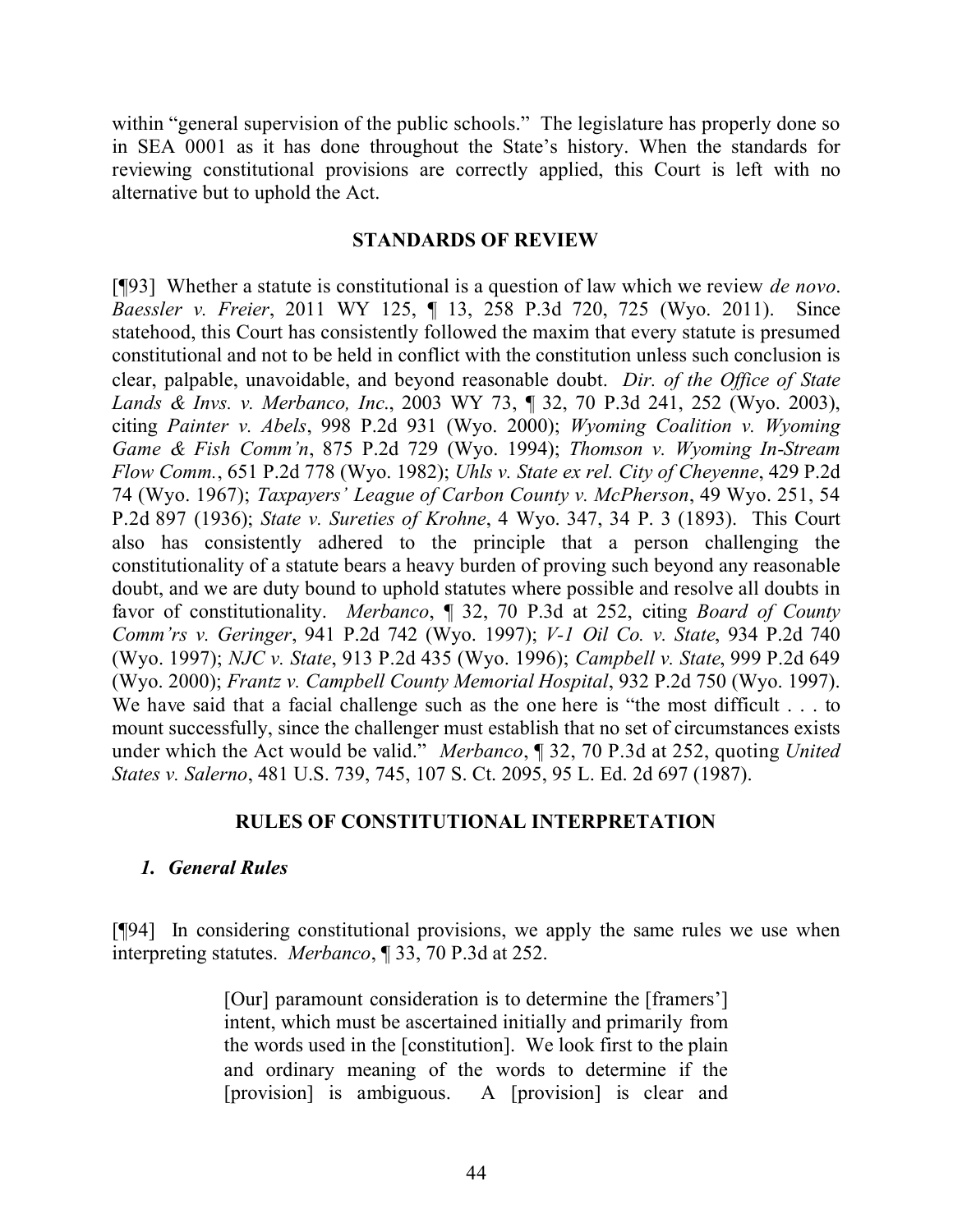within "general supervision of the public schools." The legislature has properly done so in SEA 0001 as it has done throughout the State's history. When the standards for reviewing constitutional provisions are correctly applied, this Court is left with no alternative but to uphold the Act.

## STANDARDS OF REVIEW

[¶93] Whether a statute is constitutional is a question of law which we review *de novo*. *Baessler v. Freier*, 2011 WY 125, ¶ 13, 258 P.3d 720, 725 (Wyo. 2011). Since statehood, this Court has consistently followed the maxim that every statute is presumed constitutional and not to be held in conflict with the constitution unless such conclusion is clear, palpable, unavoidable, and beyond reasonable doubt. *Dir. of the Office of State Lands & Invs. v. Merbanco, Inc.*, 2003 WY 73, ¶ 32, 70 P.3d 241, 252 (Wyo. 2003), citing *Painter v. Abels*, 998 P.2d 931 (Wyo. 2000); *Wyoming Coalition v. Wyoming Game & Fish Comm'n*, 875 P.2d 729 (Wyo. 1994); *Thomson v. Wyoming In-Stream Flow Comm.*, 651 P.2d 778 (Wyo. 1982); *Uhls v. State ex rel. City of Cheyenne*, 429 P.2d 74 (Wyo. 1967); *Taxpayers' League of Carbon County v. McPherson*, 49 Wyo. 251, 54 P.2d 897 (1936); *State v. Sureties of Krohne*, 4 Wyo. 347, 34 P. 3 (1893). This Court also has consistently adhered to the principle that a person challenging the constitutionality of a statute bears a heavy burden of proving such beyond any reasonable doubt, and we are duty bound to uphold statutes where possible and resolve all doubts in favor of constitutionality. *Merbanco*, ¶ 32, 70 P.3d at 252, citing *Board of County Comm'rs v. Geringer*, 941 P.2d 742 (Wyo. 1997); *V-1 Oil Co. v. State*, 934 P.2d 740 (Wyo. 1997); *NJC v. State*, 913 P.2d 435 (Wyo. 1996); *Campbell v. State*, 999 P.2d 649 (Wyo. 2000); *Frantz v. Campbell County Memorial Hospital*, 932 P.2d 750 (Wyo. 1997). We have said that a facial challenge such as the one here is "the most difficult . . . to mount successfully, since the challenger must establish that no set of circumstances exists under which the Act would be valid." *Merbanco*, ¶ 32, 70 P.3d at 252, quoting *United States v. Salerno*, 481 U.S. 739, 745, 107 S. Ct. 2095, 95 L. Ed. 2d 697 (1987).

## RULES OF CONSTITUTIONAL INTERPRETATION

### *1. General Rules*

[¶94] In considering constitutional provisions, we apply the same rules we use when interpreting statutes. *Merbanco*, ¶ 33, 70 P.3d at 252.

> [Our] paramount consideration is to determine the [framers'] intent, which must be ascertained initially and primarily from the words used in the [constitution]. We look first to the plain and ordinary meaning of the words to determine if the [provision] is ambiguous. A [provision] is clear and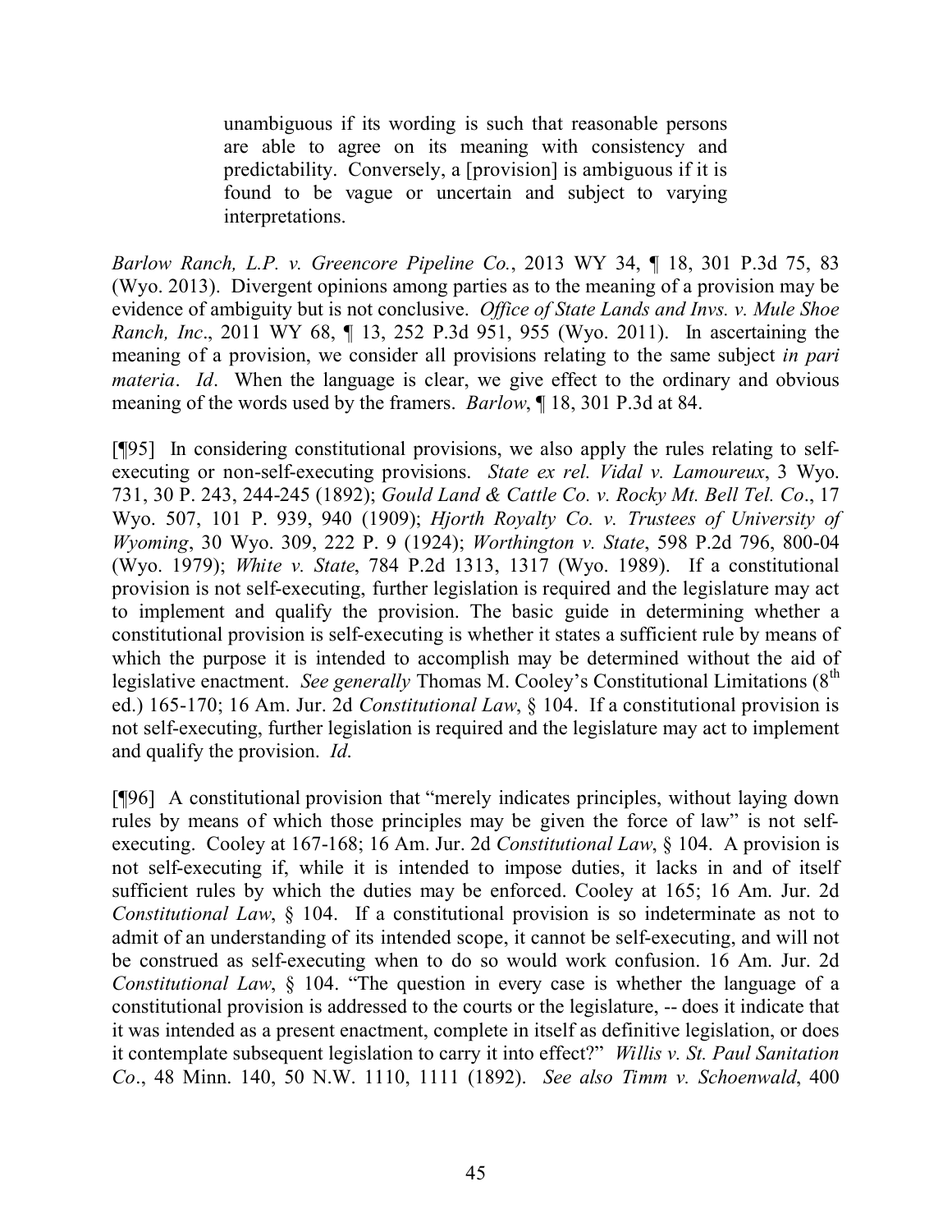> unambiguous if its wording is such that reasonable persons are able to agree on its meaning with consistency and predictability. Conversely, a [provision] is ambiguous if it is found to be vague or uncertain and subject to varying interpretations.

*Barlow Ranch, L.P. v. Greencore Pipeline Co.*, 2013 WY 34, ¶ 18, 301 P.3d 75, 83 (Wyo. 2013). Divergent opinions among parties as to the meaning of a provision may be evidence of ambiguity but is not conclusive. *Office of State Lands and Invs. v. Mule Shoe Ranch, Inc*., 2011 WY 68, ¶ 13, 252 P.3d 951, 955 (Wyo. 2011). In ascertaining the meaning of a provision, we consider all provisions relating to the same subject *in pari materia*. *Id*. When the language is clear, we give effect to the ordinary and obvious meaning of the words used by the framers. *Barlow*, ¶ 18, 301 P.3d at 84.

[¶95] In considering constitutional provisions, we also apply the rules relating to self-executing or non-self-executing provisions. *State ex rel. Vidal v. Lamoureux*, 3 Wyo. 731, 30 P. 243, 244-245 (1892); *Gould Land & Cattle Co. v. Rocky Mt. Bell Tel. Co*., 17 Wyo. 507, 101 P. 939, 940 (1909); *Hjorth Royalty Co. v. Trustees of University of Wyoming*, 30 Wyo. 309, 222 P. 9 (1924); *Worthington v. State*, 598 P.2d 796, 800-04 (Wyo. 1979); *White v. State*, 784 P.2d 1313, 1317 (Wyo. 1989). If a constitutional provision is not self-executing, further legislation is required and the legislature may act to implement and qualify the provision. The basic guide in determining whether a constitutional provision is self-executing is whether it states a sufficient rule by means of which the purpose it is intended to accomplish may be determined without the aid of legislative enactment. *See generally* Thomas M. Cooley's Constitutional Limitations (8th ed.) 165-170; 16 Am. Jur. 2d *Constitutional Law*, § 104. If a constitutional provision is not self-executing, further legislation is required and the legislature may act to implement and qualify the provision. *Id*.

[¶96] A constitutional provision that "merely indicates principles, without laying down rules by means of which those principles may be given the force of law" is not self-executing. Cooley at 167-168; 16 Am. Jur. 2d *Constitutional Law*, § 104. A provision is not self-executing if, while it is intended to impose duties, it lacks in and of itself sufficient rules by which the duties may be enforced. Cooley at 165; 16 Am. Jur. 2d *Constitutional Law*, § 104. If a constitutional provision is so indeterminate as not to admit of an understanding of its intended scope, it cannot be self-executing, and will not be construed as self-executing when to do so would work confusion. 16 Am. Jur. 2d *Constitutional Law*, § 104. "The question in every case is whether the language of a constitutional provision is addressed to the courts or the legislature, -- does it indicate that it was intended as a present enactment, complete in itself as definitive legislation, or does it contemplate subsequent legislation to carry it into effect?" *Willis v. St. Paul Sanitation Co*., 48 Minn. 140, 50 N.W. 1110, 1111 (1892). *See also Timm v. Schoenwald*, 400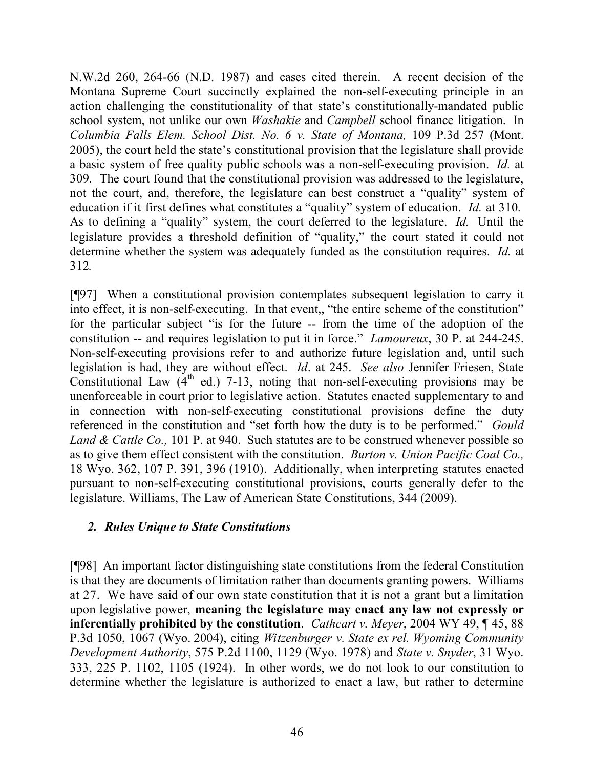N.W.2d 260, 264-66 (N.D. 1987) and cases cited therein. A recent decision of the Montana Supreme Court succinctly explained the non-self-executing principle in an action challenging the constitutionality of that state's constitutionally-mandated public school system, not unlike our own *Washakie* and *Campbell* school finance litigation. In *Columbia Falls Elem. School Dist. No. 6 v. State of Montana,* 109 P.3d 257 (Mont. 2005), the court held the state's constitutional provision that the legislature shall provide a basic system of free quality public schools was a non-self-executing provision. *Id.* at 309. The court found that the constitutional provision was addressed to the legislature, not the court, and, therefore, the legislature can best construct a "quality" system of education if it first defines what constitutes a "quality" system of education. *Id.* at 310. As to defining a "quality" system, the court deferred to the legislature. *Id.* Until the legislature provides a threshold definition of "quality," the court stated it could not determine whether the system was adequately funded as the constitution requires. *Id.* at 312.

[¶97] When a constitutional provision contemplates subsequent legislation to carry it into effect, it is non-self-executing. In that event,, "the entire scheme of the constitution" for the particular subject "is for the future -- from the time of the adoption of the constitution -- and requires legislation to put it in force." *Lamoureux*, 30 P. at 244-245. Non-self-executing provisions refer to and authorize future legislation and, until such legislation is had, they are without effect. *Id*. at 245. *See also* Jennifer Friesen, State Constitutional Law (4th ed.) 7-13, noting that non-self-executing provisions may be unenforceable in court prior to legislative action. Statutes enacted supplementary to and in connection with non-self-executing constitutional provisions define the duty referenced in the constitution and "set forth how the duty is to be performed." *Gould Land & Cattle Co.,* 101 P. at 940. Such statutes are to be construed whenever possible so as to give them effect consistent with the constitution. *Burton v. Union Pacific Coal Co.,* 18 Wyo. 362, 107 P. 391, 396 (1910). Additionally, when interpreting statutes enacted pursuant to non-self-executing constitutional provisions, courts generally defer to the legislature. Williams, The Law of American State Constitutions, 344 (2009).

### *2. Rules Unique to State Constitutions*

[¶98] An important factor distinguishing state constitutions from the federal Constitution is that they are documents of limitation rather than documents granting powers. Williams at 27. We have said of our own state constitution that it is not a grant but a limitation upon legislative power, **meaning the legislature may enact any law not expressly or inferentially prohibited by the constitution**. *Cathcart v. Meyer*, 2004 WY 49, ¶ 45, 88 P.3d 1050, 1067 (Wyo. 2004), citing *Witzenburger v. State ex rel. Wyoming Community Development Authority*, 575 P.2d 1100, 1129 (Wyo. 1978) and *State v. Snyder*, 31 Wyo. 333, 225 P. 1102, 1105 (1924). In other words, we do not look to our constitution to determine whether the legislature is authorized to enact a law, but rather to determine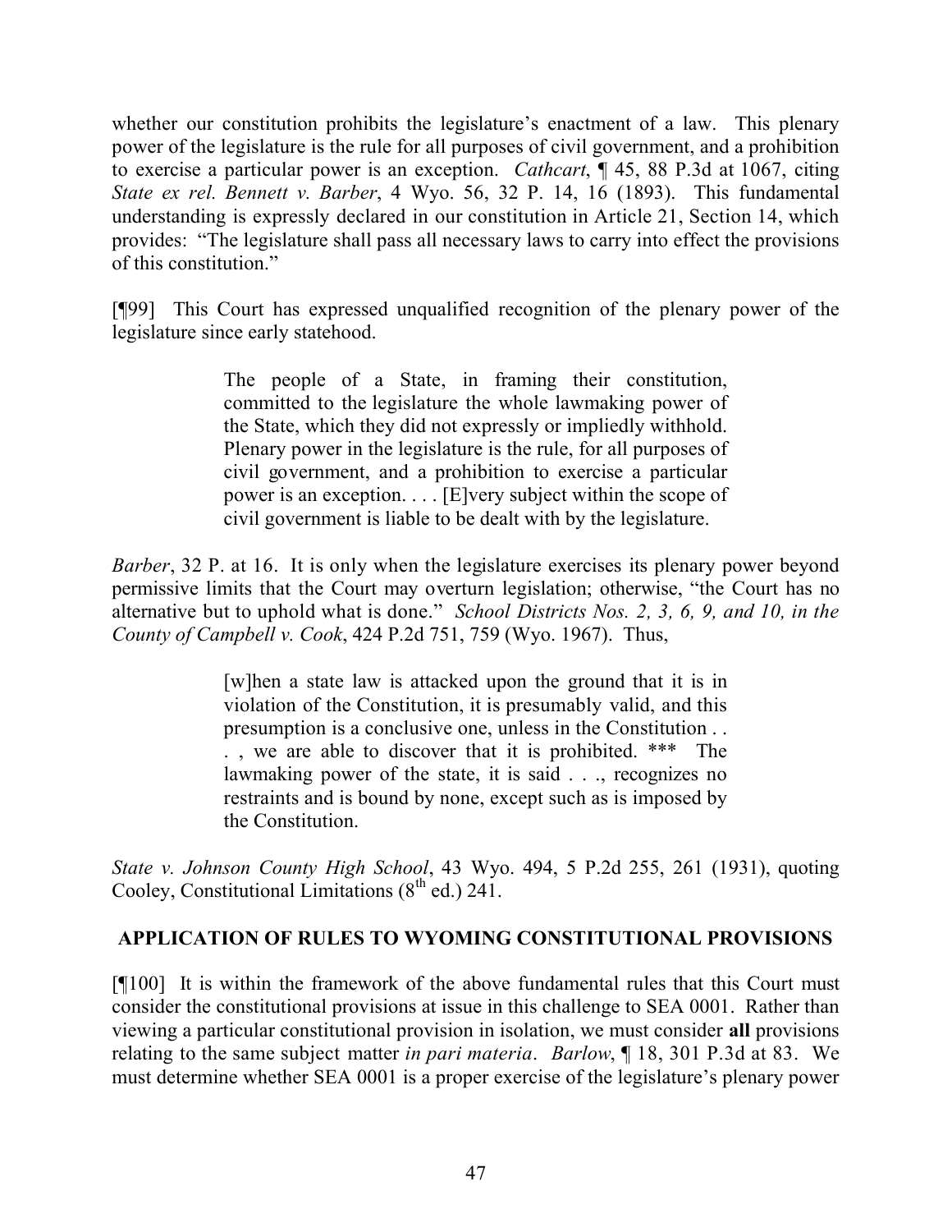whether our constitution prohibits the legislature's enactment of a law. This plenary power of the legislature is the rule for all purposes of civil government, and a prohibition to exercise a particular power is an exception. *Cathcart*, ¶ 45, 88 P.3d at 1067, citing *State ex rel. Bennett v. Barber*, 4 Wyo. 56, 32 P. 14, 16 (1893). This fundamental understanding is expressly declared in our constitution in Article 21, Section 14, which provides: "The legislature shall pass all necessary laws to carry into effect the provisions of this constitution."

[¶99] This Court has expressed unqualified recognition of the plenary power of the legislature since early statehood.

> The people of a State, in framing their constitution, committed to the legislature the whole lawmaking power of the State, which they did not expressly or impliedly withhold. Plenary power in the legislature is the rule, for all purposes of civil government, and a prohibition to exercise a particular power is an exception. . . . [E]very subject within the scope of civil government is liable to be dealt with by the legislature.

*Barber*, 32 P. at 16. It is only when the legislature exercises its plenary power beyond permissive limits that the Court may overturn legislation; otherwise, "the Court has no alternative but to uphold what is done." *School Districts Nos. 2, 3, 6, 9, and 10, in the County of Campbell v. Cook*, 424 P.2d 751, 759 (Wyo. 1967). Thus,

> [w]hen a state law is attacked upon the ground that it is in violation of the Constitution, it is presumably valid, and this presumption is a conclusive one, unless in the Constitution . . . , we are able to discover that it is prohibited. *** The lawmaking power of the state, it is said . . ., recognizes no restraints and is bound by none, except such as is imposed by the Constitution.

*State v. Johnson County High School*, 43 Wyo. 494, 5 P.2d 255, 261 (1931), quoting Cooley, Constitutional Limitations (8th ed.) 241.

## APPLICATION OF RULES TO WYOMING CONSTITUTIONAL PROVISIONS

[¶100] It is within the framework of the above fundamental rules that this Court must consider the constitutional provisions at issue in this challenge to SEA 0001. Rather than viewing a particular constitutional provision in isolation, we must consider **all** provisions relating to the same subject matter *in pari materia*. *Barlow*, ¶ 18, 301 P.3d at 83. We must determine whether SEA 0001 is a proper exercise of the legislature's plenary power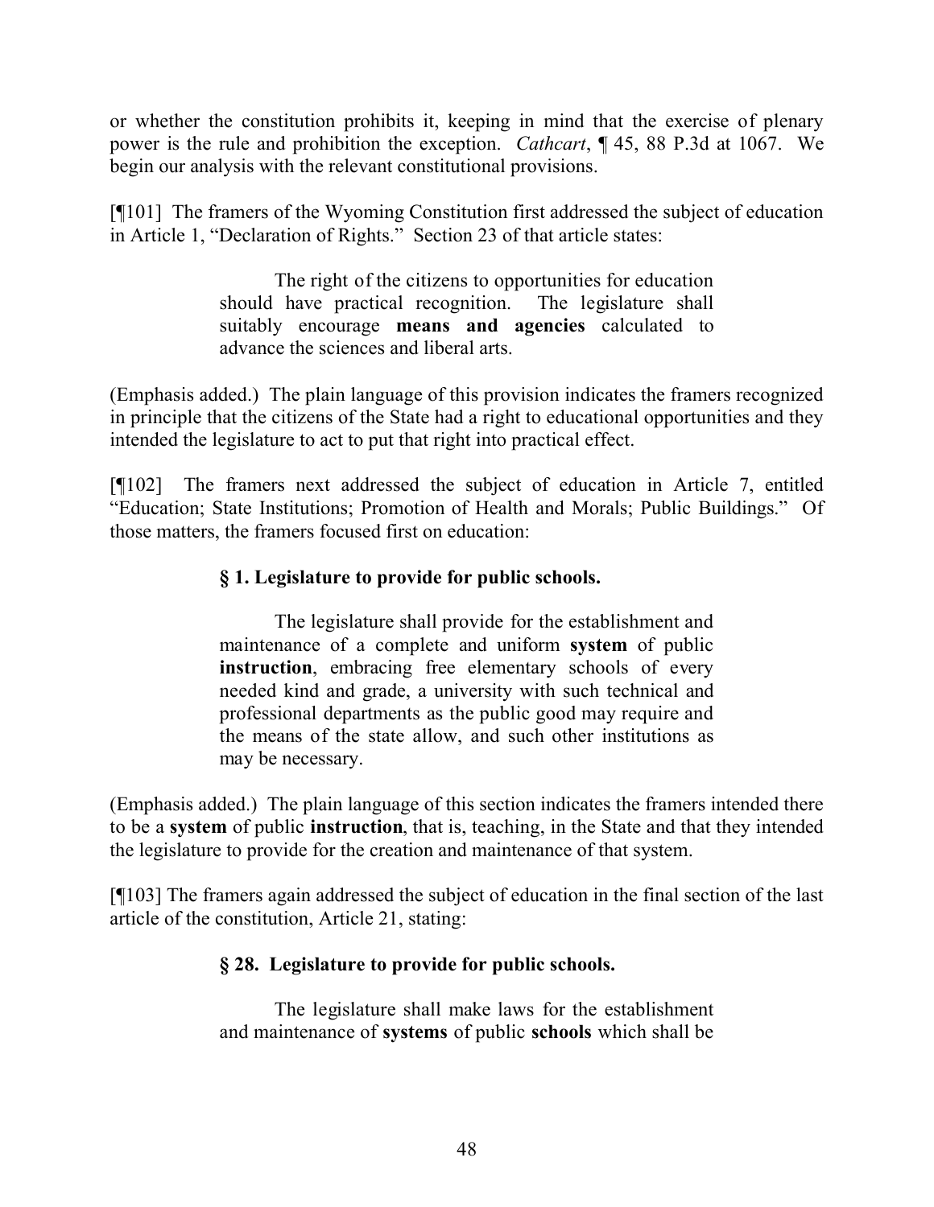or whether the constitution prohibits it, keeping in mind that the exercise of plenary power is the rule and prohibition the exception. *Cathcart*, ¶ 45, 88 P.3d at 1067. We begin our analysis with the relevant constitutional provisions.

[¶101] The framers of the Wyoming Constitution first addressed the subject of education in Article 1, "Declaration of Rights." Section 23 of that article states:

> The right of the citizens to opportunities for education should have practical recognition. The legislature shall suitably encourage **means and agencies** calculated to advance the sciences and liberal arts.

(Emphasis added.) The plain language of this provision indicates the framers recognized in principle that the citizens of the State had a right to educational opportunities and they intended the legislature to act to put that right into practical effect.

[¶102] The framers next addressed the subject of education in Article 7, entitled "Education; State Institutions; Promotion of Health and Morals; Public Buildings." Of those matters, the framers focused first on education:

> **§ 1. Legislature to provide for public schools.**
>
> The legislature shall provide for the establishment and maintenance of a complete and uniform **system** of public **instruction**, embracing free elementary schools of every needed kind and grade, a university with such technical and professional departments as the public good may require and the means of the state allow, and such other institutions as may be necessary.

(Emphasis added.) The plain language of this section indicates the framers intended there to be a **system** of public **instruction**, that is, teaching, in the State and that they intended the legislature to provide for the creation and maintenance of that system.

[¶103] The framers again addressed the subject of education in the final section of the last article of the constitution, Article 21, stating:

> **§ 28. Legislature to provide for public schools.**
>
> The legislature shall make laws for the establishment and maintenance of **systems** of public **schools** which shall be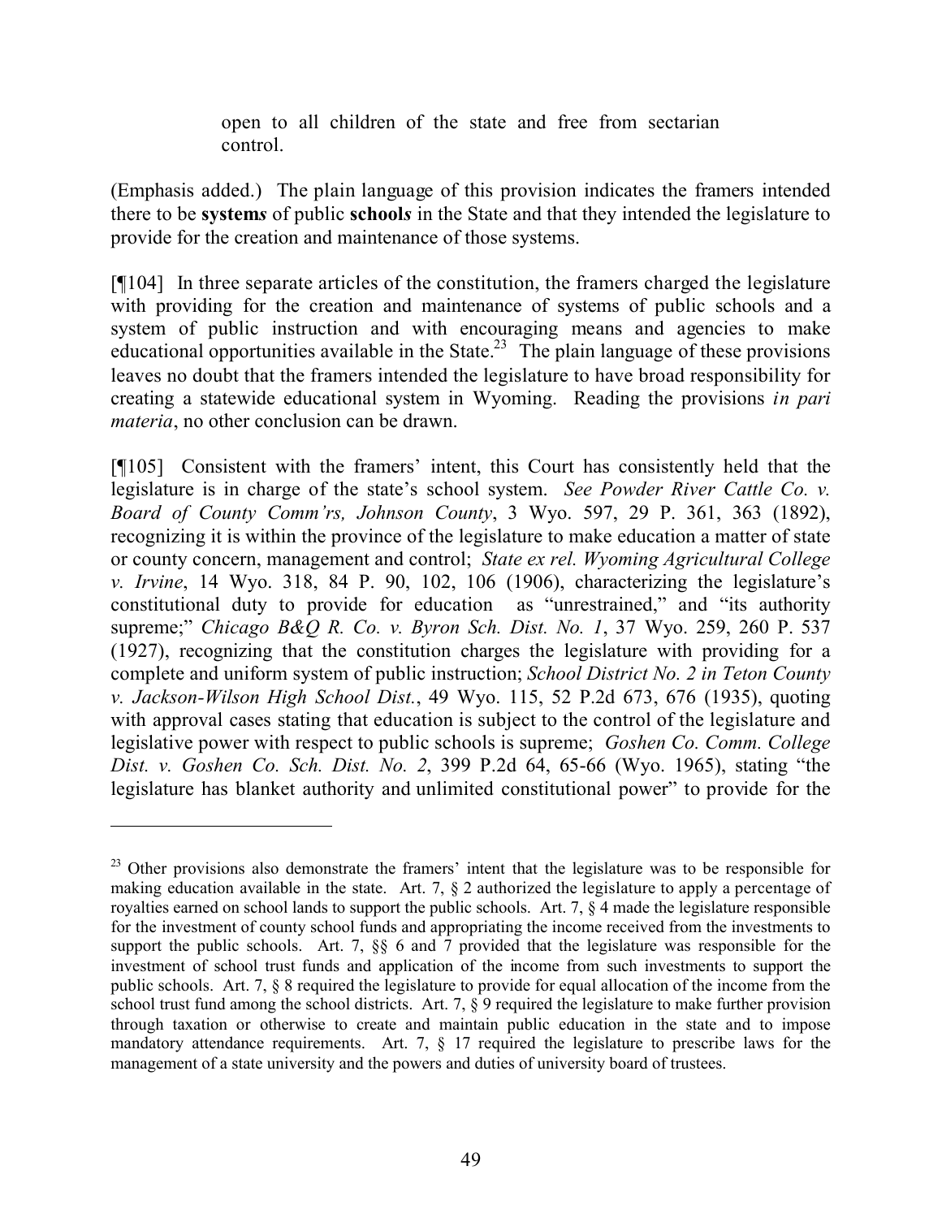> open to all children of the state and free from sectarian control.

(Emphasis added.) The plain language of this provision indicates the framers intended there to be **system*s*** of public **school*s*** in the State and that they intended the legislature to provide for the creation and maintenance of those systems.

[¶104] In three separate articles of the constitution, the framers charged the legislature with providing for the creation and maintenance of systems of public schools and a system of public instruction and with encouraging means and agencies to make educational opportunities available in the State.[23] The plain language of these provisions leaves no doubt that the framers intended the legislature to have broad responsibility for creating a statewide educational system in Wyoming. Reading the provisions *in pari materia*, no other conclusion can be drawn.

[¶105] Consistent with the framers' intent, this Court has consistently held that the legislature is in charge of the state's school system. *See Powder River Cattle Co. v. Board of County Comm'rs, Johnson County*, 3 Wyo. 597, 29 P. 361, 363 (1892), recognizing it is within the province of the legislature to make education a matter of state or county concern, management and control; *State ex rel. Wyoming Agricultural College v. Irvine*, 14 Wyo. 318, 84 P. 90, 102, 106 (1906), characterizing the legislature's constitutional duty to provide for education as "unrestrained," and "its authority supreme;" *Chicago B&Q R. Co. v. Byron Sch. Dist. No. 1*, 37 Wyo. 259, 260 P. 537 (1927), recognizing that the constitution charges the legislature with providing for a complete and uniform system of public instruction; *School District No. 2 in Teton County v. Jackson-Wilson High School Dist.*, 49 Wyo. 115, 52 P.2d 673, 676 (1935), quoting with approval cases stating that education is subject to the control of the legislature and legislative power with respect to public schools is supreme; *Goshen Co. Comm. College Dist. v. Goshen Co. Sch. Dist. No. 2*, 399 P.2d 64, 65-66 (Wyo. 1965), stating "the legislature has blanket authority and unlimited constitutional power" to provide for the

---

[23] Other provisions also demonstrate the framers' intent that the legislature was to be responsible for making education available in the state. Art. 7, § 2 authorized the legislature to apply a percentage of royalties earned on school lands to support the public schools. Art. 7, § 4 made the legislature responsible for the investment of county school funds and appropriating the income received from the investments to support the public schools. Art. 7, §§ 6 and 7 provided that the legislature was responsible for the investment of school trust funds and application of the income from such investments to support the public schools. Art. 7, § 8 required the legislature to provide for equal allocation of the income from the school trust fund among the school districts. Art. 7, § 9 required the legislature to make further provision through taxation or otherwise to create and maintain public education in the state and to impose mandatory attendance requirements. Art. 7, § 17 required the legislature to prescribe laws for the management of a state university and the powers and duties of university board of trustees.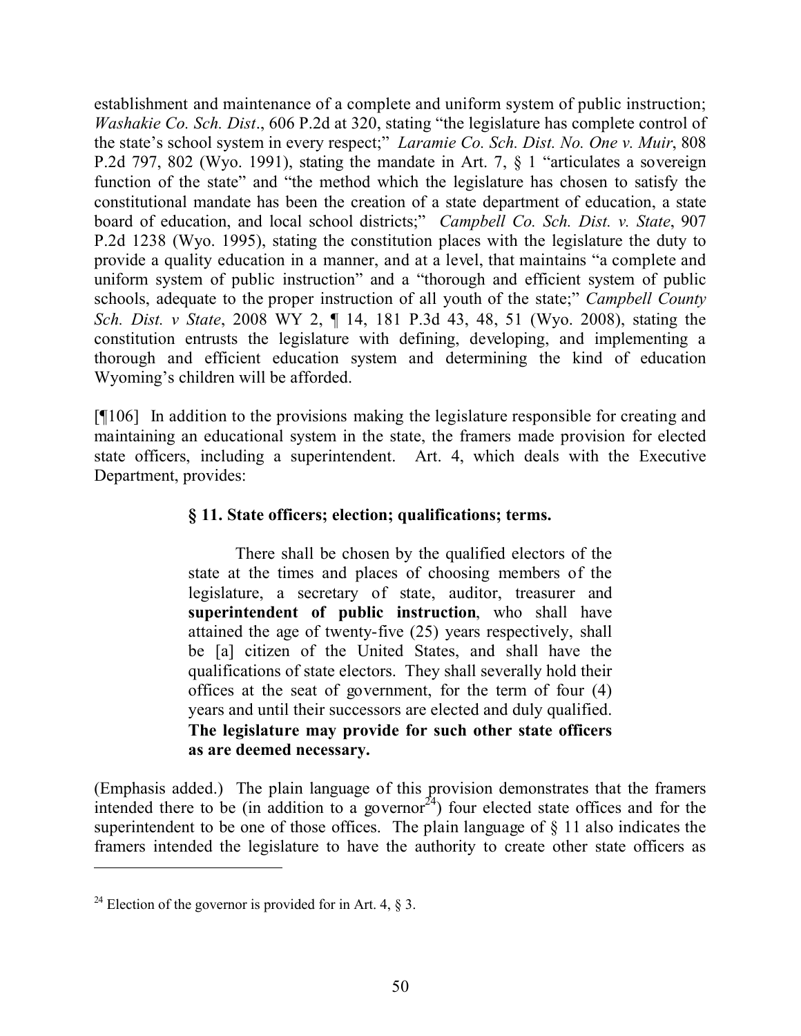establishment and maintenance of a complete and uniform system of public instruction; *Washakie Co. Sch. Dist*., 606 P.2d at 320, stating "the legislature has complete control of the state's school system in every respect;" *Laramie Co. Sch. Dist. No. One v. Muir*, 808 P.2d 797, 802 (Wyo. 1991), stating the mandate in Art. 7, § 1 "articulates a sovereign function of the state" and "the method which the legislature has chosen to satisfy the constitutional mandate has been the creation of a state department of education, a state board of education, and local school districts;" *Campbell Co. Sch. Dist. v. State*, 907 P.2d 1238 (Wyo. 1995), stating the constitution places with the legislature the duty to provide a quality education in a manner, and at a level, that maintains "a complete and uniform system of public instruction" and a "thorough and efficient system of public schools, adequate to the proper instruction of all youth of the state;" *Campbell County Sch. Dist. v State*, 2008 WY 2, ¶ 14, 181 P.3d 43, 48, 51 (Wyo. 2008), stating the constitution entrusts the legislature with defining, developing, and implementing a thorough and efficient education system and determining the kind of education Wyoming's children will be afforded.

[¶106] In addition to the provisions making the legislature responsible for creating and maintaining an educational system in the state, the framers made provision for elected state officers, including a superintendent. Art. 4, which deals with the Executive Department, provides:

> **§ 11. State officers; election; qualifications; terms.**
>
> There shall be chosen by the qualified electors of the state at the times and places of choosing members of the legislature, a secretary of state, auditor, treasurer and **superintendent of public instruction**, who shall have attained the age of twenty-five (25) years respectively, shall be [a] citizen of the United States, and shall have the qualifications of state electors. They shall severally hold their offices at the seat of government, for the term of four (4) years and until their successors are elected and duly qualified. **The legislature may provide for such other state officers as are deemed necessary.**

(Emphasis added.) The plain language of this provision demonstrates that the framers intended there to be (in addition to a governor[24]) four elected state offices and for the superintendent to be one of those offices. The plain language of § 11 also indicates the framers intended the legislature to have the authority to create other state officers as

---

[24] Election of the governor is provided for in Art. 4, § 3.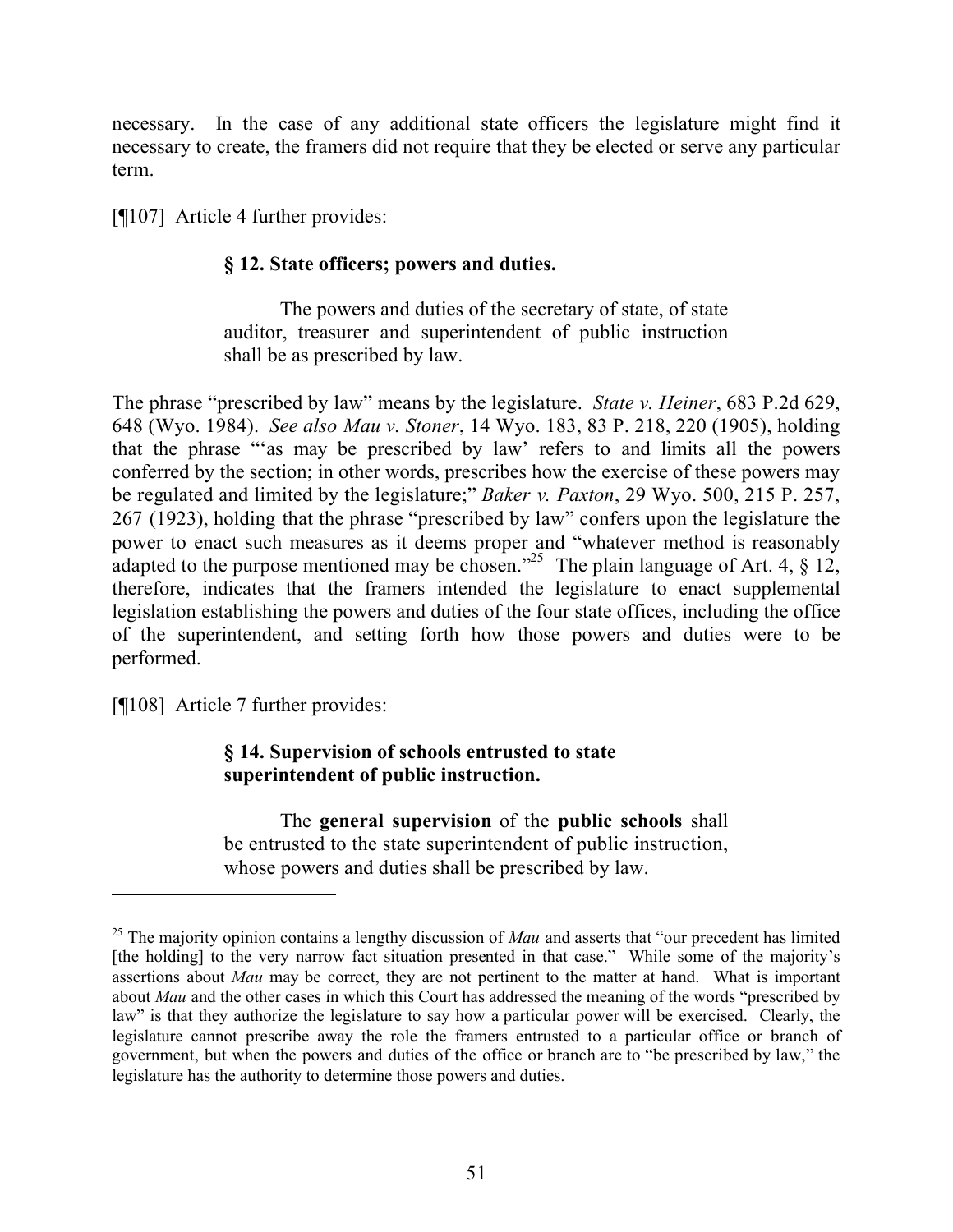necessary. In the case of any additional state officers the legislature might find it necessary to create, the framers did not require that they be elected or serve any particular term.

[¶107] Article 4 further provides:

> **§ 12. State officers; powers and duties.**
>
> The powers and duties of the secretary of state, of state auditor, treasurer and superintendent of public instruction shall be as prescribed by law.

The phrase "prescribed by law" means by the legislature. *State v. Heiner*, 683 P.2d 629, 648 (Wyo. 1984). *See also Mau v. Stoner*, 14 Wyo. 183, 83 P. 218, 220 (1905), holding that the phrase "'as may be prescribed by law' refers to and limits all the powers conferred by the section; in other words, prescribes how the exercise of these powers may be regulated and limited by the legislature;" *Baker v. Paxton*, 29 Wyo. 500, 215 P. 257, 267 (1923), holding that the phrase "prescribed by law" confers upon the legislature the power to enact such measures as it deems proper and "whatever method is reasonably adapted to the purpose mentioned may be chosen."[25] The plain language of Art. 4, § 12, therefore, indicates that the framers intended the legislature to enact supplemental legislation establishing the powers and duties of the four state offices, including the office of the superintendent, and setting forth how those powers and duties were to be performed.

[¶108] Article 7 further provides:

> **§ 14. Supervision of schools entrusted to state superintendent of public instruction.**
>
> The **general supervision** of the **public schools** shall be entrusted to the state superintendent of public instruction, whose powers and duties shall be prescribed by law.

---

[25] The majority opinion contains a lengthy discussion of *Mau* and asserts that "our precedent has limited [the holding] to the very narrow fact situation presented in that case." While some of the majority's assertions about *Mau* may be correct, they are not pertinent to the matter at hand. What is important about *Mau* and the other cases in which this Court has addressed the meaning of the words "prescribed by law" is that they authorize the legislature to say how a particular power will be exercised. Clearly, the legislature cannot prescribe away the role the framers entrusted to a particular office or branch of government, but when the powers and duties of the office or branch are to "be prescribed by law," the legislature has the authority to determine those powers and duties.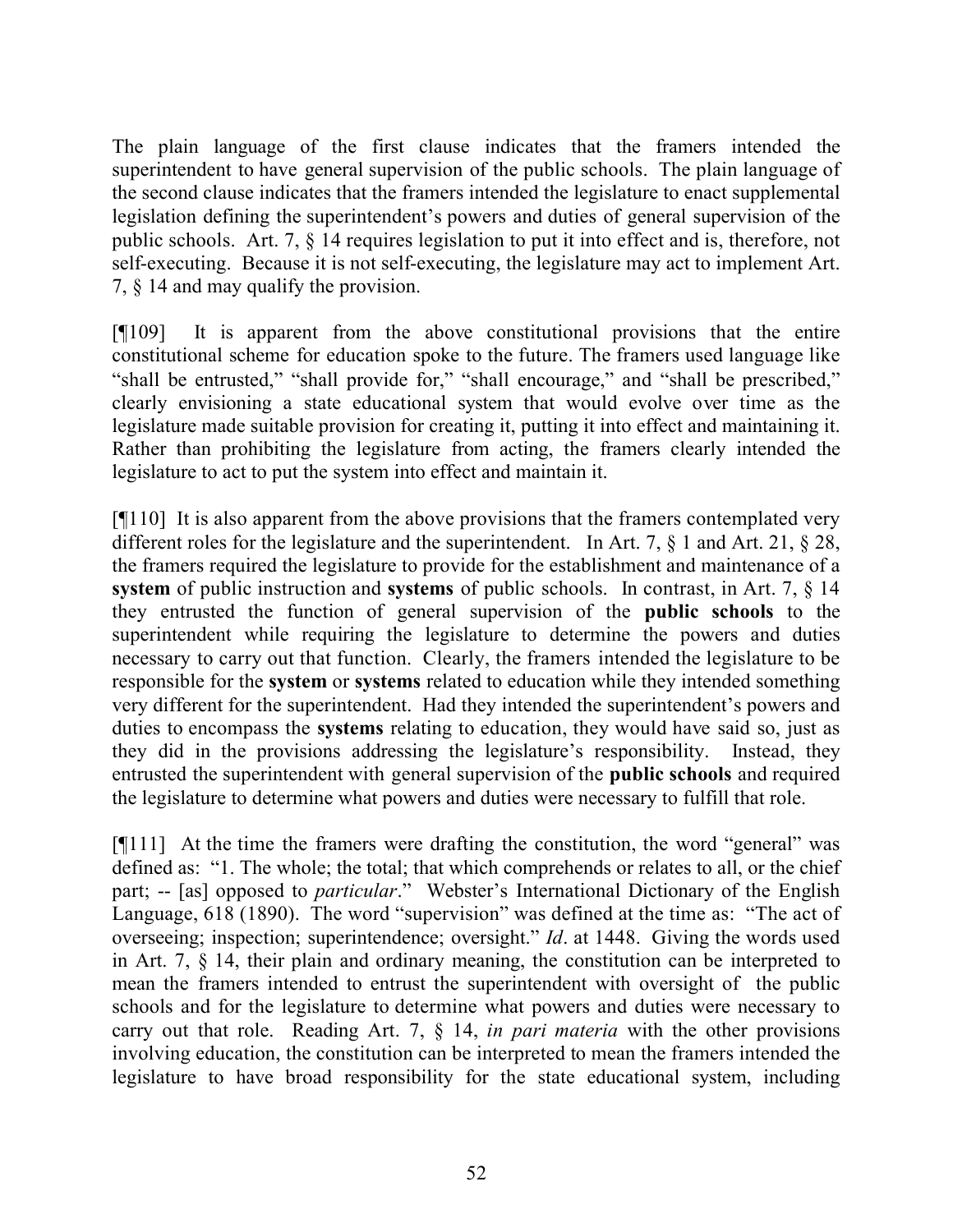The plain language of the first clause indicates that the framers intended the superintendent to have general supervision of the public schools. The plain language of the second clause indicates that the framers intended the legislature to enact supplemental legislation defining the superintendent's powers and duties of general supervision of the public schools. Art. 7, § 14 requires legislation to put it into effect and is, therefore, not self-executing. Because it is not self-executing, the legislature may act to implement Art. 7, § 14 and may qualify the provision.

[¶109] It is apparent from the above constitutional provisions that the entire constitutional scheme for education spoke to the future. The framers used language like "shall be entrusted," "shall provide for," "shall encourage," and "shall be prescribed," clearly envisioning a state educational system that would evolve over time as the legislature made suitable provision for creating it, putting it into effect and maintaining it. Rather than prohibiting the legislature from acting, the framers clearly intended the legislature to act to put the system into effect and maintain it.

[¶110] It is also apparent from the above provisions that the framers contemplated very different roles for the legislature and the superintendent. In Art. 7, § 1 and Art. 21, § 28, the framers required the legislature to provide for the establishment and maintenance of a **system** of public instruction and **systems** of public schools. In contrast, in Art. 7, § 14 they entrusted the function of general supervision of the **public schools** to the superintendent while requiring the legislature to determine the powers and duties necessary to carry out that function. Clearly, the framers intended the legislature to be responsible for the **system** or **systems** related to education while they intended something very different for the superintendent. Had they intended the superintendent's powers and duties to encompass the **systems** relating to education, they would have said so, just as they did in the provisions addressing the legislature's responsibility. Instead, they entrusted the superintendent with general supervision of the **public schools** and required the legislature to determine what powers and duties were necessary to fulfill that role.

[¶111] At the time the framers were drafting the constitution, the word "general" was defined as: "1. The whole; the total; that which comprehends or relates to all, or the chief part; -- [as] opposed to *particular*." Webster's International Dictionary of the English Language, 618 (1890). The word "supervision" was defined at the time as: "The act of overseeing; inspection; superintendence; oversight." *Id*. at 1448. Giving the words used in Art. 7, § 14, their plain and ordinary meaning, the constitution can be interpreted to mean the framers intended to entrust the superintendent with oversight of the public schools and for the legislature to determine what powers and duties were necessary to carry out that role. Reading Art. 7, § 14, *in pari materia* with the other provisions involving education, the constitution can be interpreted to mean the framers intended the legislature to have broad responsibility for the state educational system, including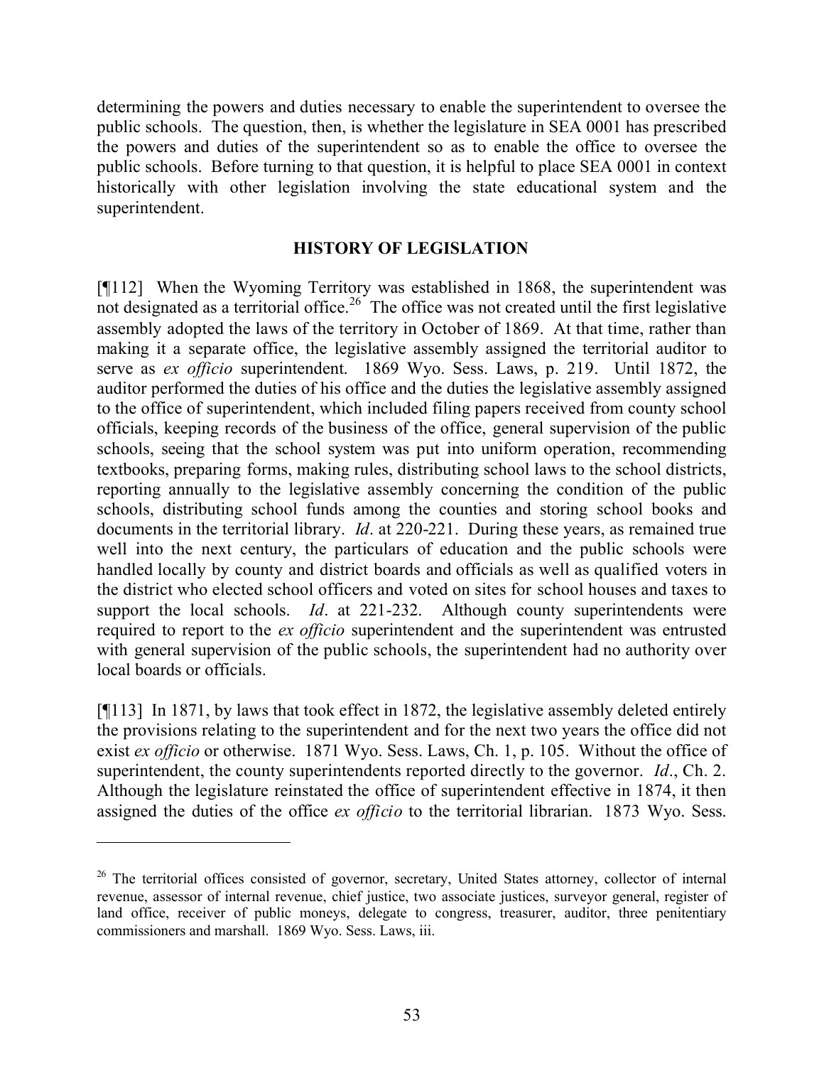determining the powers and duties necessary to enable the superintendent to oversee the public schools. The question, then, is whether the legislature in SEA 0001 has prescribed the powers and duties of the superintendent so as to enable the office to oversee the public schools. Before turning to that question, it is helpful to place SEA 0001 in context historically with other legislation involving the state educational system and the superintendent.

## HISTORY OF LEGISLATION

[¶112] When the Wyoming Territory was established in 1868, the superintendent was not designated as a territorial office.[26] The office was not created until the first legislative assembly adopted the laws of the territory in October of 1869. At that time, rather than making it a separate office, the legislative assembly assigned the territorial auditor to serve as *ex officio* superintendent. 1869 Wyo. Sess. Laws, p. 219. Until 1872, the auditor performed the duties of his office and the duties the legislative assembly assigned to the office of superintendent, which included filing papers received from county school officials, keeping records of the business of the office, general supervision of the public schools, seeing that the school system was put into uniform operation, recommending textbooks, preparing forms, making rules, distributing school laws to the school districts, reporting annually to the legislative assembly concerning the condition of the public schools, distributing school funds among the counties and storing school books and documents in the territorial library. *Id*. at 220-221. During these years, as remained true well into the next century, the particulars of education and the public schools were handled locally by county and district boards and officials as well as qualified voters in the district who elected school officers and voted on sites for school houses and taxes to support the local schools. *Id*. at 221-232. Although county superintendents were required to report to the *ex officio* superintendent and the superintendent was entrusted with general supervision of the public schools, the superintendent had no authority over local boards or officials.

[¶113] In 1871, by laws that took effect in 1872, the legislative assembly deleted entirely the provisions relating to the superintendent and for the next two years the office did not exist *ex officio* or otherwise. 1871 Wyo. Sess. Laws, Ch. 1, p. 105. Without the office of superintendent, the county superintendents reported directly to the governor. *Id*., Ch. 2. Although the legislature reinstated the office of superintendent effective in 1874, it then assigned the duties of the office *ex officio* to the territorial librarian. 1873 Wyo. Sess.

---

[26] The territorial offices consisted of governor, secretary, United States attorney, collector of internal revenue, assessor of internal revenue, chief justice, two associate justices, surveyor general, register of land office, receiver of public moneys, delegate to congress, treasurer, auditor, three penitentiary commissioners and marshall. 1869 Wyo. Sess. Laws, iii.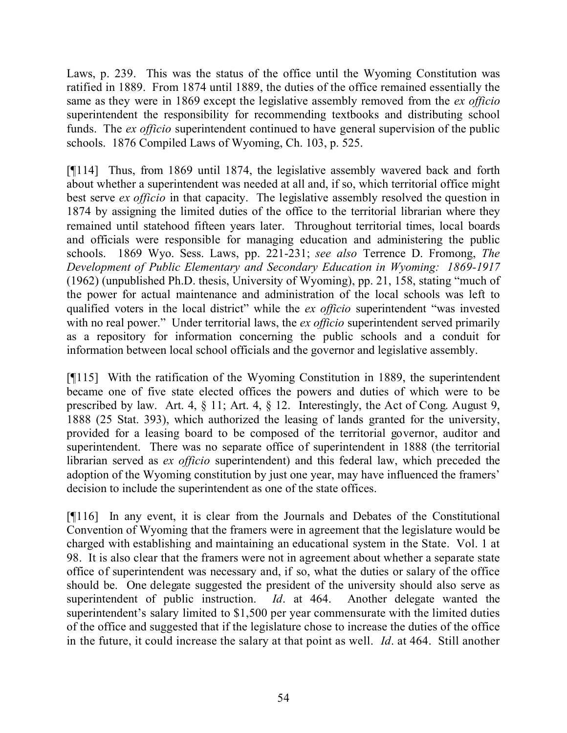Laws, p. 239. This was the status of the office until the Wyoming Constitution was ratified in 1889. From 1874 until 1889, the duties of the office remained essentially the same as they were in 1869 except the legislative assembly removed from the *ex officio* superintendent the responsibility for recommending textbooks and distributing school funds. The *ex officio* superintendent continued to have general supervision of the public schools. 1876 Compiled Laws of Wyoming, Ch. 103, p. 525.

[¶114] Thus, from 1869 until 1874, the legislative assembly wavered back and forth about whether a superintendent was needed at all and, if so, which territorial office might best serve *ex officio* in that capacity. The legislative assembly resolved the question in 1874 by assigning the limited duties of the office to the territorial librarian where they remained until statehood fifteen years later. Throughout territorial times, local boards and officials were responsible for managing education and administering the public schools. 1869 Wyo. Sess. Laws, pp. 221-231; *see also* Terrence D. Fromong, *The Development of Public Elementary and Secondary Education in Wyoming: 1869-1917* (1962) (unpublished Ph.D. thesis, University of Wyoming), pp. 21, 158, stating "much of the power for actual maintenance and administration of the local schools was left to qualified voters in the local district" while the *ex officio* superintendent "was invested with no real power." Under territorial laws, the *ex officio* superintendent served primarily as a repository for information concerning the public schools and a conduit for information between local school officials and the governor and legislative assembly.

[¶115] With the ratification of the Wyoming Constitution in 1889, the superintendent became one of five state elected offices the powers and duties of which were to be prescribed by law. Art. 4, § 11; Art. 4, § 12. Interestingly, the Act of Cong. August 9, 1888 (25 Stat. 393), which authorized the leasing of lands granted for the university, provided for a leasing board to be composed of the territorial governor, auditor and superintendent. There was no separate office of superintendent in 1888 (the territorial librarian served as *ex officio* superintendent) and this federal law, which preceded the adoption of the Wyoming constitution by just one year, may have influenced the framers' decision to include the superintendent as one of the state offices.

[¶116] In any event, it is clear from the Journals and Debates of the Constitutional Convention of Wyoming that the framers were in agreement that the legislature would be charged with establishing and maintaining an educational system in the State. Vol. 1 at 98. It is also clear that the framers were not in agreement about whether a separate state office of superintendent was necessary and, if so, what the duties or salary of the office should be. One delegate suggested the president of the university should also serve as superintendent of public instruction. *Id*. at 464. Another delegate wanted the superintendent's salary limited to $1,500 per year commensurate with the limited duties of the office and suggested that if the legislature chose to increase the duties of the office in the future, it could increase the salary at that point as well. *Id*. at 464. Still another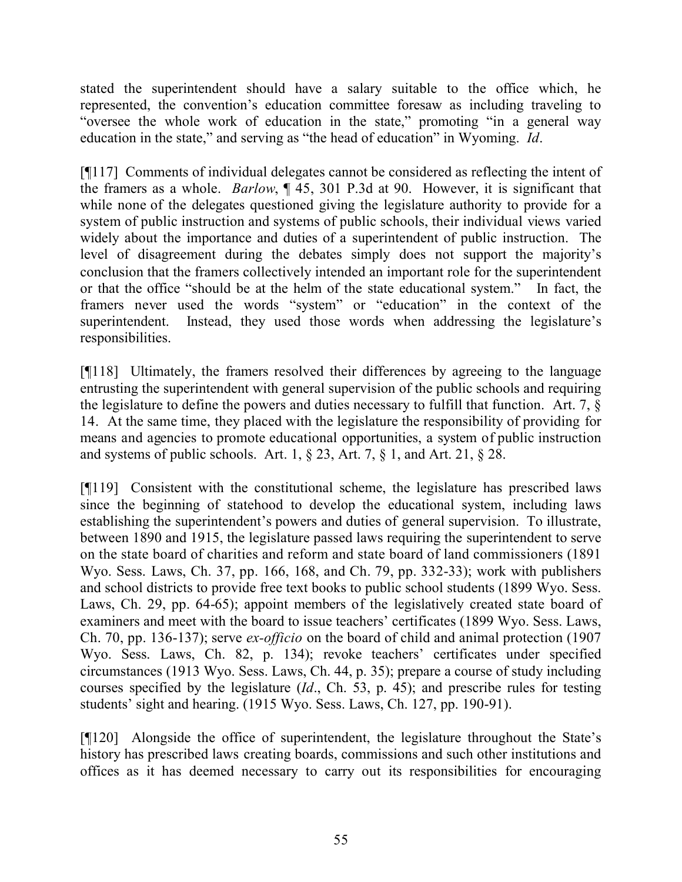stated the superintendent should have a salary suitable to the office which, he represented, the convention's education committee foresaw as including traveling to "oversee the whole work of education in the state," promoting "in a general way education in the state," and serving as "the head of education" in Wyoming. *Id*.

[¶117] Comments of individual delegates cannot be considered as reflecting the intent of the framers as a whole. *Barlow*, ¶ 45, 301 P.3d at 90. However, it is significant that while none of the delegates questioned giving the legislature authority to provide for a system of public instruction and systems of public schools, their individual views varied widely about the importance and duties of a superintendent of public instruction. The level of disagreement during the debates simply does not support the majority's conclusion that the framers collectively intended an important role for the superintendent or that the office "should be at the helm of the state educational system." In fact, the framers never used the words "system" or "education" in the context of the superintendent. Instead, they used those words when addressing the legislature's responsibilities.

[¶118] Ultimately, the framers resolved their differences by agreeing to the language entrusting the superintendent with general supervision of the public schools and requiring the legislature to define the powers and duties necessary to fulfill that function. Art. 7, § 14. At the same time, they placed with the legislature the responsibility of providing for means and agencies to promote educational opportunities, a system of public instruction and systems of public schools. Art. 1, § 23, Art. 7, § 1, and Art. 21, § 28.

[¶119] Consistent with the constitutional scheme, the legislature has prescribed laws since the beginning of statehood to develop the educational system, including laws establishing the superintendent's powers and duties of general supervision. To illustrate, between 1890 and 1915, the legislature passed laws requiring the superintendent to serve on the state board of charities and reform and state board of land commissioners (1891 Wyo. Sess. Laws, Ch. 37, pp. 166, 168, and Ch. 79, pp. 332-33); work with publishers and school districts to provide free text books to public school students (1899 Wyo. Sess. Laws, Ch. 29, pp. 64-65); appoint members of the legislatively created state board of examiners and meet with the board to issue teachers' certificates (1899 Wyo. Sess. Laws, Ch. 70, pp. 136-137); serve *ex-officio* on the board of child and animal protection (1907 Wyo. Sess. Laws, Ch. 82, p. 134); revoke teachers' certificates under specified circumstances (1913 Wyo. Sess. Laws, Ch. 44, p. 35); prepare a course of study including courses specified by the legislature (*Id*., Ch. 53, p. 45); and prescribe rules for testing students' sight and hearing. (1915 Wyo. Sess. Laws, Ch. 127, pp. 190-91).

[¶120] Alongside the office of superintendent, the legislature throughout the State's history has prescribed laws creating boards, commissions and such other institutions and offices as it has deemed necessary to carry out its responsibilities for encouraging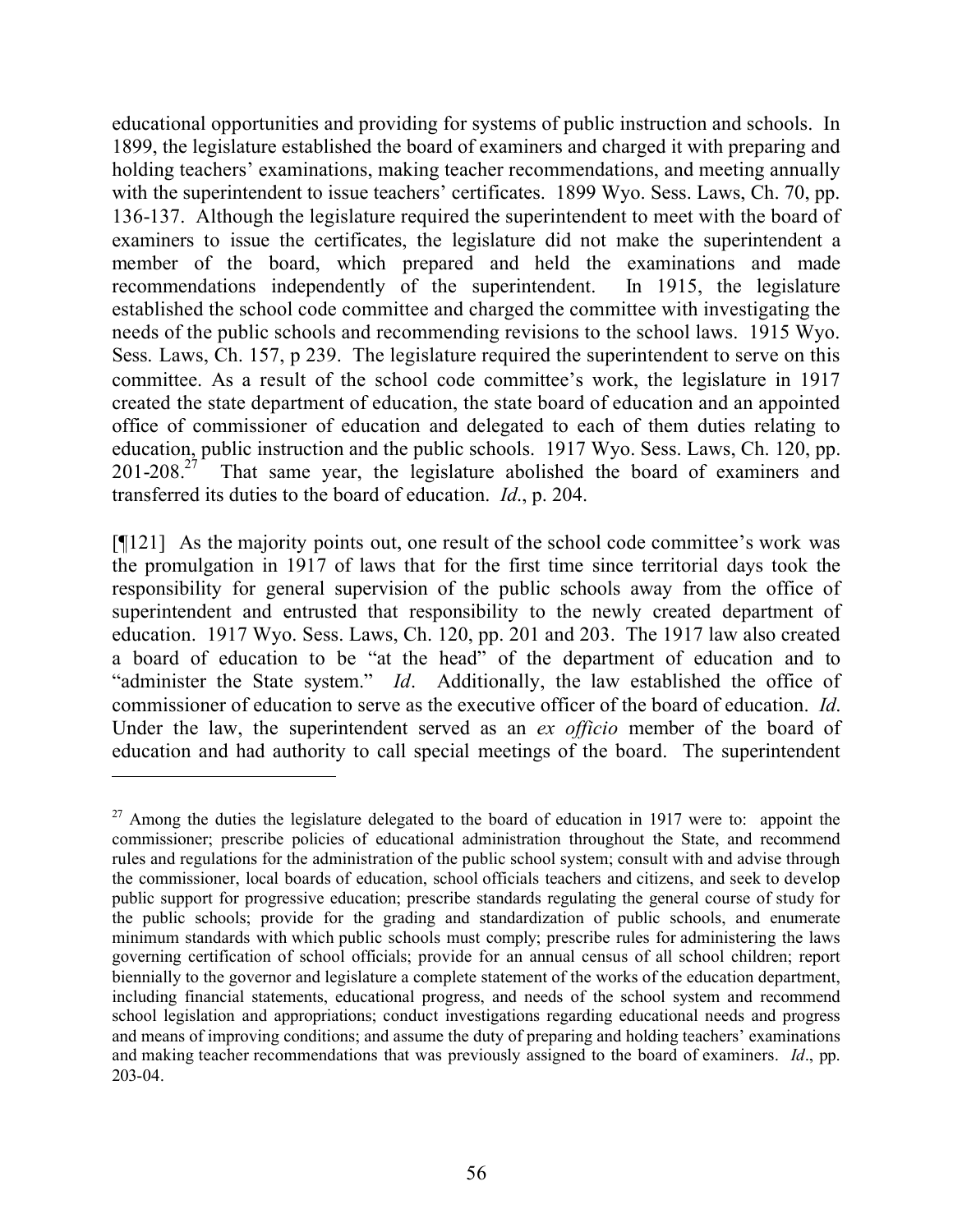educational opportunities and providing for systems of public instruction and schools. In 1899, the legislature established the board of examiners and charged it with preparing and holding teachers' examinations, making teacher recommendations, and meeting annually with the superintendent to issue teachers' certificates. 1899 Wyo. Sess. Laws, Ch. 70, pp. 136-137. Although the legislature required the superintendent to meet with the board of examiners to issue the certificates, the legislature did not make the superintendent a member of the board, which prepared and held the examinations and made recommendations independently of the superintendent. In 1915, the legislature established the school code committee and charged the committee with investigating the needs of the public schools and recommending revisions to the school laws. 1915 Wyo. Sess. Laws, Ch. 157, p 239. The legislature required the superintendent to serve on this committee. As a result of the school code committee's work, the legislature in 1917 created the state department of education, the state board of education and an appointed office of commissioner of education and delegated to each of them duties relating to education, public instruction and the public schools. 1917 Wyo. Sess. Laws, Ch. 120, pp. 201-208.[27] That same year, the legislature abolished the board of examiners and transferred its duties to the board of education. *Id*., p. 204.

[¶121] As the majority points out, one result of the school code committee's work was the promulgation in 1917 of laws that for the first time since territorial days took the responsibility for general supervision of the public schools away from the office of superintendent and entrusted that responsibility to the newly created department of education. 1917 Wyo. Sess. Laws, Ch. 120, pp. 201 and 203. The 1917 law also created a board of education to be "at the head" of the department of education and to "administer the State system." *Id*. Additionally, the law established the office of commissioner of education to serve as the executive officer of the board of education. *Id.* Under the law, the superintendent served as an *ex officio* member of the board of education and had authority to call special meetings of the board. The superintendent

---

[27] Among the duties the legislature delegated to the board of education in 1917 were to: appoint the commissioner; prescribe policies of educational administration throughout the State, and recommend rules and regulations for the administration of the public school system; consult with and advise through the commissioner, local boards of education, school officials teachers and citizens, and seek to develop public support for progressive education; prescribe standards regulating the general course of study for the public schools; provide for the grading and standardization of public schools, and enumerate minimum standards with which public schools must comply; prescribe rules for administering the laws governing certification of school officials; provide for an annual census of all school children; report biennially to the governor and legislature a complete statement of the works of the education department, including financial statements, educational progress, and needs of the school system and recommend school legislation and appropriations; conduct investigations regarding educational needs and progress and means of improving conditions; and assume the duty of preparing and holding teachers' examinations and making teacher recommendations that was previously assigned to the board of examiners. *Id*., pp. 203-04.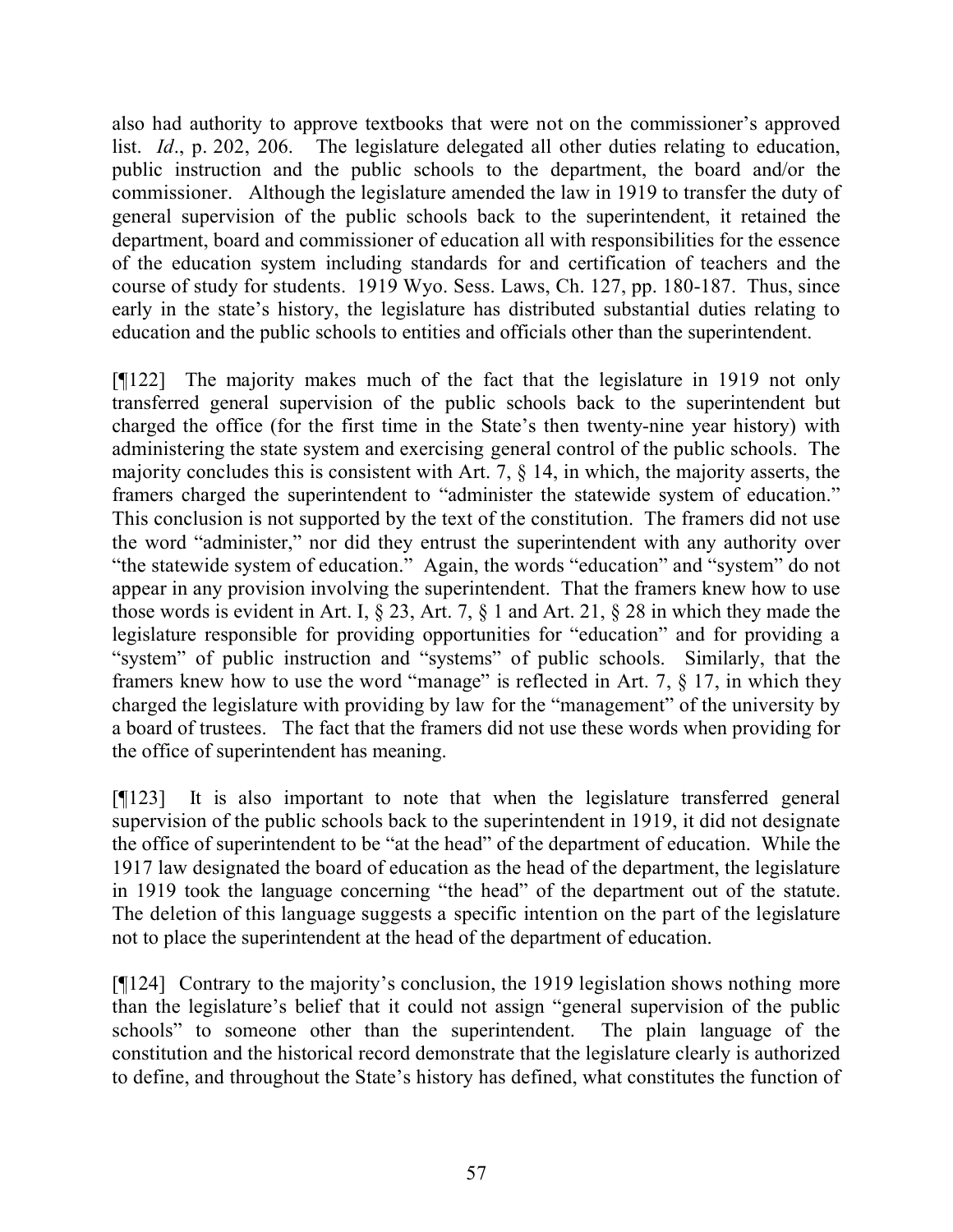also had authority to approve textbooks that were not on the commissioner's approved list. *Id*., p. 202, 206. The legislature delegated all other duties relating to education, public instruction and the public schools to the department, the board and/or the commissioner. Although the legislature amended the law in 1919 to transfer the duty of general supervision of the public schools back to the superintendent, it retained the department, board and commissioner of education all with responsibilities for the essence of the education system including standards for and certification of teachers and the course of study for students. 1919 Wyo. Sess. Laws, Ch. 127, pp. 180-187. Thus, since early in the state's history, the legislature has distributed substantial duties relating to education and the public schools to entities and officials other than the superintendent.

[¶122] The majority makes much of the fact that the legislature in 1919 not only transferred general supervision of the public schools back to the superintendent but charged the office (for the first time in the State's then twenty-nine year history) with administering the state system and exercising general control of the public schools. The majority concludes this is consistent with Art. 7, § 14, in which, the majority asserts, the framers charged the superintendent to "administer the statewide system of education." This conclusion is not supported by the text of the constitution. The framers did not use the word "administer," nor did they entrust the superintendent with any authority over "the statewide system of education." Again, the words "education" and "system" do not appear in any provision involving the superintendent. That the framers knew how to use those words is evident in Art. I, § 23, Art. 7, § 1 and Art. 21, § 28 in which they made the legislature responsible for providing opportunities for "education" and for providing a "system" of public instruction and "systems" of public schools. Similarly, that the framers knew how to use the word "manage" is reflected in Art. 7, § 17, in which they charged the legislature with providing by law for the "management" of the university by a board of trustees. The fact that the framers did not use these words when providing for the office of superintendent has meaning.

[¶123] It is also important to note that when the legislature transferred general supervision of the public schools back to the superintendent in 1919, it did not designate the office of superintendent to be "at the head" of the department of education. While the 1917 law designated the board of education as the head of the department, the legislature in 1919 took the language concerning "the head" of the department out of the statute. The deletion of this language suggests a specific intention on the part of the legislature not to place the superintendent at the head of the department of education.

[¶124] Contrary to the majority's conclusion, the 1919 legislation shows nothing more than the legislature's belief that it could not assign "general supervision of the public schools" to someone other than the superintendent. The plain language of the constitution and the historical record demonstrate that the legislature clearly is authorized to define, and throughout the State's history has defined, what constitutes the function of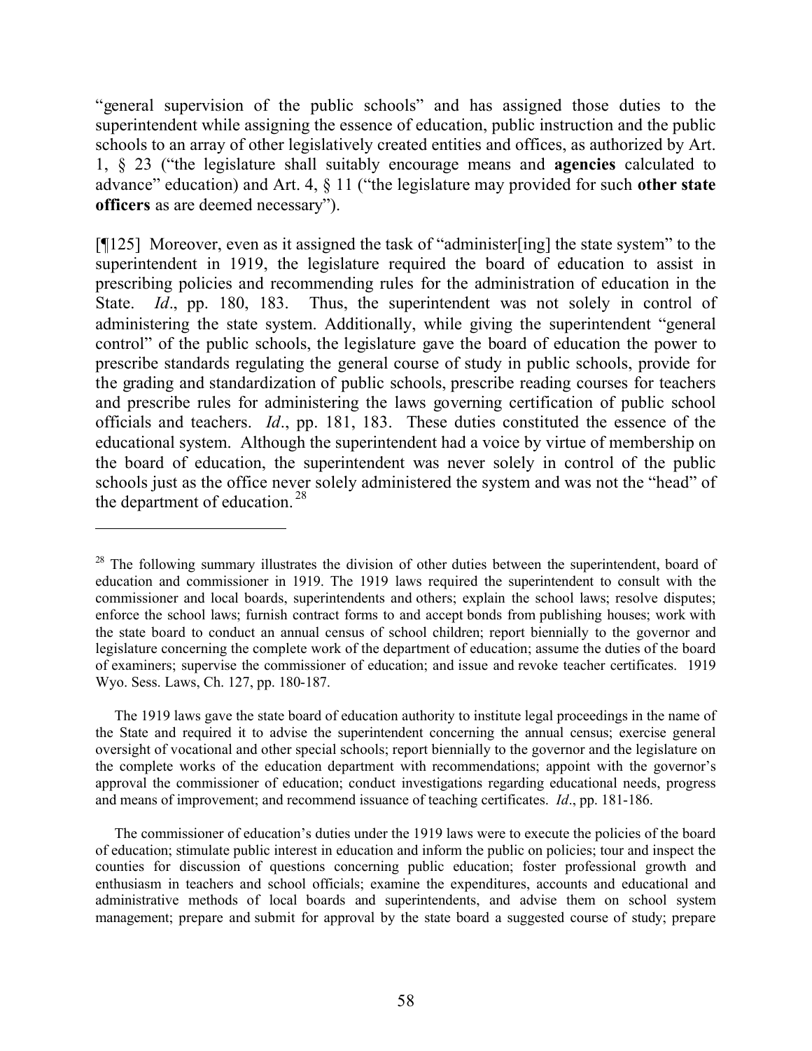"general supervision of the public schools" and has assigned those duties to the superintendent while assigning the essence of education, public instruction and the public schools to an array of other legislatively created entities and offices, as authorized by Art. 1, § 23 ("the legislature shall suitably encourage means and **agencies** calculated to advance" education) and Art. 4, § 11 ("the legislature may provided for such **other state officers** as are deemed necessary").

[¶125] Moreover, even as it assigned the task of "administer[ing] the state system" to the superintendent in 1919, the legislature required the board of education to assist in prescribing policies and recommending rules for the administration of education in the State. *Id*., pp. 180, 183. Thus, the superintendent was not solely in control of administering the state system. Additionally, while giving the superintendent "general control" of the public schools, the legislature gave the board of education the power to prescribe standards regulating the general course of study in public schools, provide for the grading and standardization of public schools, prescribe reading courses for teachers and prescribe rules for administering the laws governing certification of public school officials and teachers. *Id*., pp. 181, 183. These duties constituted the essence of the educational system. Although the superintendent had a voice by virtue of membership on the board of education, the superintendent was never solely in control of the public schools just as the office never solely administered the system and was not the "head" of the department of education.[28]

---

[28] The following summary illustrates the division of other duties between the superintendent, board of education and commissioner in 1919. The 1919 laws required the superintendent to consult with the commissioner and local boards, superintendents and others; explain the school laws; resolve disputes; enforce the school laws; furnish contract forms to and accept bonds from publishing houses; work with the state board to conduct an annual census of school children; report biennially to the governor and legislature concerning the complete work of the department of education; assume the duties of the board of examiners; supervise the commissioner of education; and issue and revoke teacher certificates. 1919 Wyo. Sess. Laws, Ch. 127, pp. 180-187.

The 1919 laws gave the state board of education authority to institute legal proceedings in the name of the State and required it to advise the superintendent concerning the annual census; exercise general oversight of vocational and other special schools; report biennially to the governor and the legislature on the complete works of the education department with recommendations; appoint with the governor's approval the commissioner of education; conduct investigations regarding educational needs, progress and means of improvement; and recommend issuance of teaching certificates. *Id*., pp. 181-186.

The commissioner of education's duties under the 1919 laws were to execute the policies of the board of education; stimulate public interest in education and inform the public on policies; tour and inspect the counties for discussion of questions concerning public education; foster professional growth and enthusiasm in teachers and school officials; examine the expenditures, accounts and educational and administrative methods of local boards and superintendents, and advise them on school system management; prepare and submit for approval by the state board a suggested course of study; prepare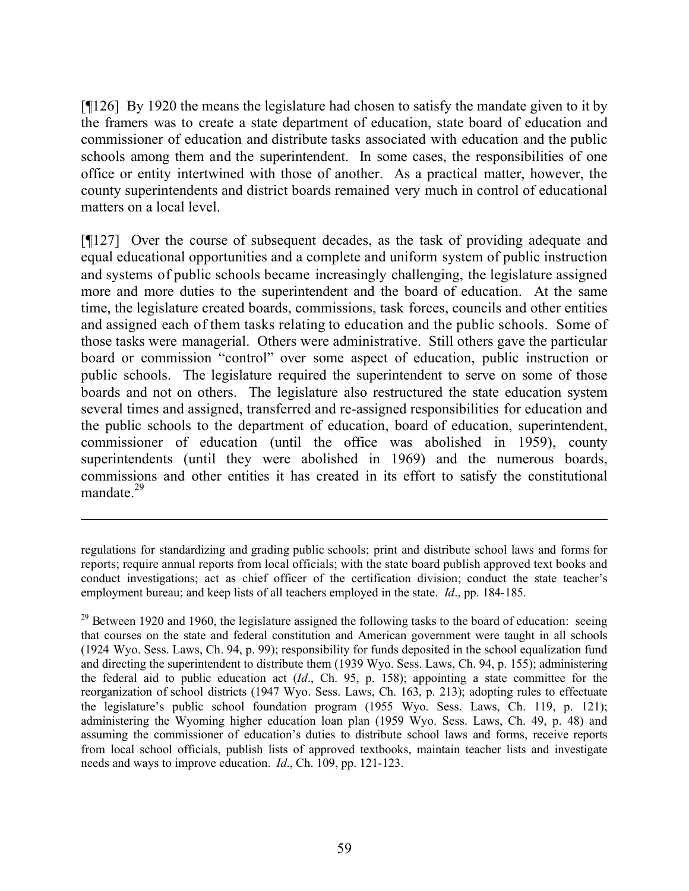[¶126] By 1920 the means the legislature had chosen to satisfy the mandate given to it by the framers was to create a state department of education, state board of education and commissioner of education and distribute tasks associated with education and the public schools among them and the superintendent. In some cases, the responsibilities of one office or entity intertwined with those of another. As a practical matter, however, the county superintendents and district boards remained very much in control of educational matters on a local level.

[¶127] Over the course of subsequent decades, as the task of providing adequate and equal educational opportunities and a complete and uniform system of public instruction and systems of public schools became increasingly challenging, the legislature assigned more and more duties to the superintendent and the board of education. At the same time, the legislature created boards, commissions, task forces, councils and other entities and assigned each of them tasks relating to education and the public schools. Some of those tasks were managerial. Others were administrative. Still others gave the particular board or commission "control" over some aspect of education, public instruction or public schools. The legislature required the superintendent to serve on some of those boards and not on others. The legislature also restructured the state education system several times and assigned, transferred and re-assigned responsibilities for education and the public schools to the department of education, board of education, superintendent, commissioner of education (until the office was abolished in 1959), county superintendents (until they were abolished in 1969) and the numerous boards, commissions and other entities it has created in its effort to satisfy the constitutional mandate.[29]

---

regulations for standardizing and grading public schools; print and distribute school laws and forms for reports; require annual reports from local officials; with the state board publish approved text books and conduct investigations; act as chief officer of the certification division; conduct the state teacher's employment bureau; and keep lists of all teachers employed in the state. *Id*., pp. 184-185.

[29] Between 1920 and 1960, the legislature assigned the following tasks to the board of education: seeing that courses on the state and federal constitution and American government were taught in all schools (1924 Wyo. Sess. Laws, Ch. 94, p. 99); responsibility for funds deposited in the school equalization fund and directing the superintendent to distribute them (1939 Wyo. Sess. Laws, Ch. 94, p. 155); administering the federal aid to public education act (*Id*., Ch. 95, p. 158); appointing a state committee for the reorganization of school districts (1947 Wyo. Sess. Laws, Ch. 163, p. 213); adopting rules to effectuate the legislature's public school foundation program (1955 Wyo. Sess. Laws, Ch. 119, p. 121); administering the Wyoming higher education loan plan (1959 Wyo. Sess. Laws, Ch. 49, p. 48) and assuming the commissioner of education's duties to distribute school laws and forms, receive reports from local school officials, publish lists of approved textbooks, maintain teacher lists and investigate needs and ways to improve education. *Id*., Ch. 109, pp. 121-123.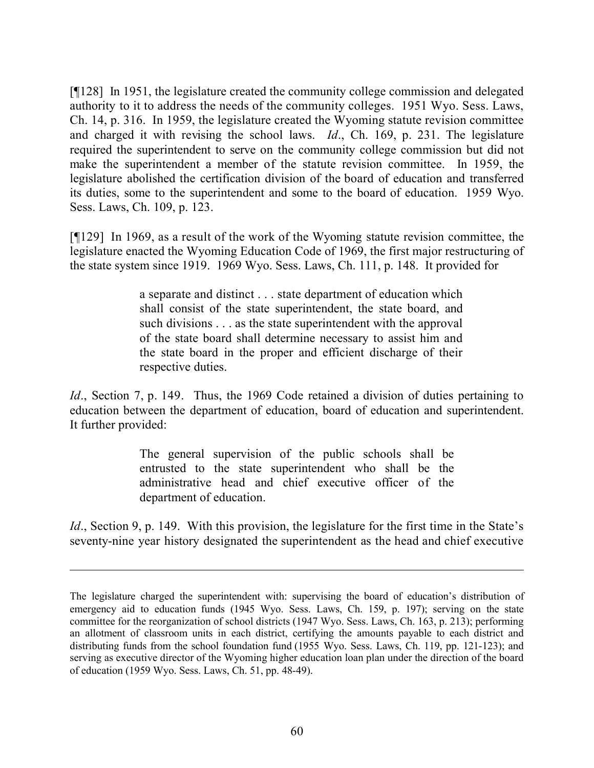[¶128] In 1951, the legislature created the community college commission and delegated authority to it to address the needs of the community colleges. 1951 Wyo. Sess. Laws, Ch. 14, p. 316. In 1959, the legislature created the Wyoming statute revision committee and charged it with revising the school laws. *Id*., Ch. 169, p. 231. The legislature required the superintendent to serve on the community college commission but did not make the superintendent a member of the statute revision committee. In 1959, the legislature abolished the certification division of the board of education and transferred its duties, some to the superintendent and some to the board of education. 1959 Wyo. Sess. Laws, Ch. 109, p. 123.

[¶129] In 1969, as a result of the work of the Wyoming statute revision committee, the legislature enacted the Wyoming Education Code of 1969, the first major restructuring of the state system since 1919. 1969 Wyo. Sess. Laws, Ch. 111, p. 148. It provided for

> a separate and distinct . . . state department of education which shall consist of the state superintendent, the state board, and such divisions . . . as the state superintendent with the approval of the state board shall determine necessary to assist him and the state board in the proper and efficient discharge of their respective duties.

*Id*., Section 7, p. 149. Thus, the 1969 Code retained a division of duties pertaining to education between the department of education, board of education and superintendent. It further provided:

> The general supervision of the public schools shall be entrusted to the state superintendent who shall be the administrative head and chief executive officer of the department of education.

*Id*., Section 9, p. 149. With this provision, the legislature for the first time in the State's seventy-nine year history designated the superintendent as the head and chief executive

---

The legislature charged the superintendent with: supervising the board of education's distribution of emergency aid to education funds (1945 Wyo. Sess. Laws, Ch. 159, p. 197); serving on the state committee for the reorganization of school districts (1947 Wyo. Sess. Laws, Ch. 163, p. 213); performing an allotment of classroom units in each district, certifying the amounts payable to each district and distributing funds from the school foundation fund (1955 Wyo. Sess. Laws, Ch. 119, pp. 121-123); and serving as executive director of the Wyoming higher education loan plan under the direction of the board of education (1959 Wyo. Sess. Laws, Ch. 51, pp. 48-49).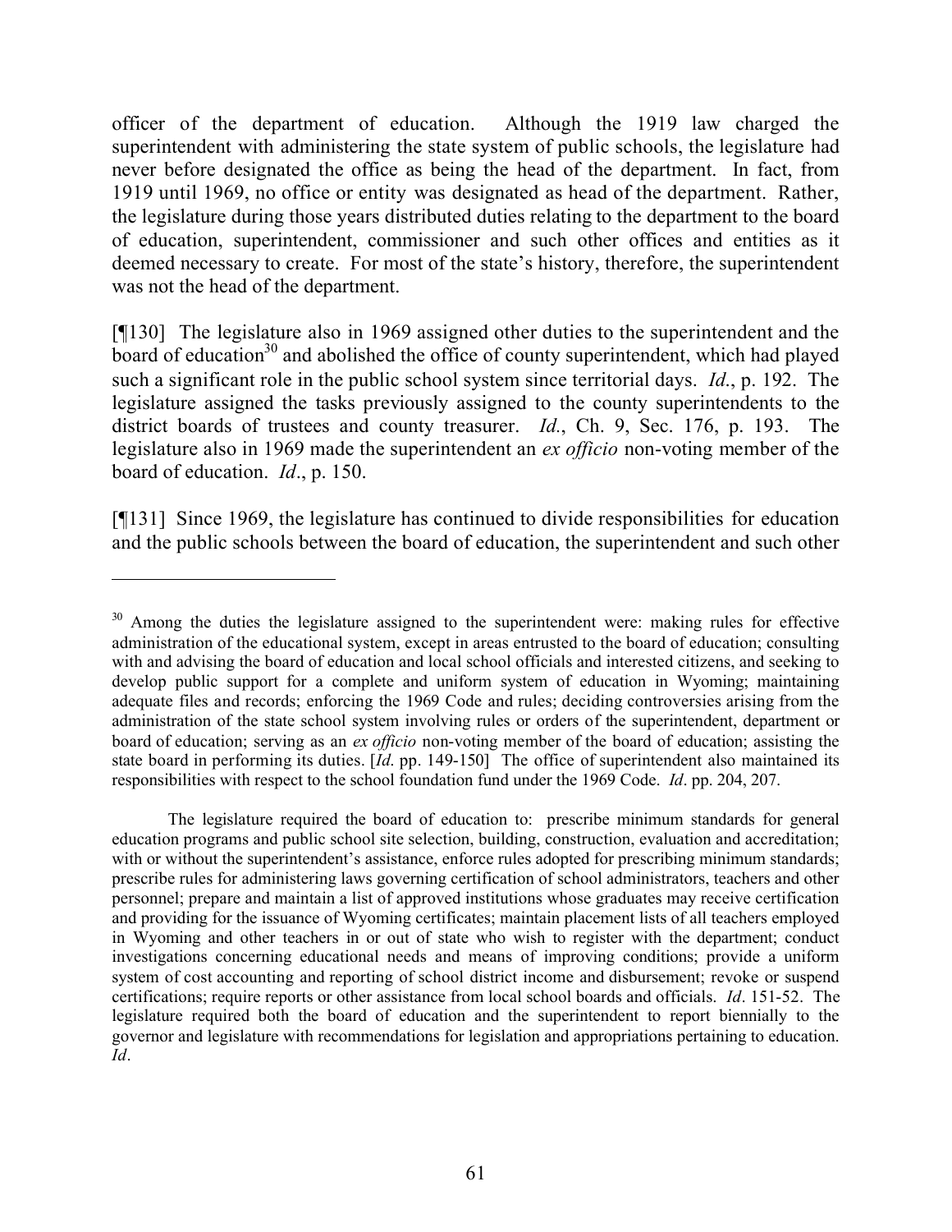officer of the department of education. Although the 1919 law charged the superintendent with administering the state system of public schools, the legislature had never before designated the office as being the head of the department. In fact, from 1919 until 1969, no office or entity was designated as head of the department. Rather, the legislature during those years distributed duties relating to the department to the board of education, superintendent, commissioner and such other offices and entities as it deemed necessary to create. For most of the state's history, therefore, the superintendent was not the head of the department.

[¶130] The legislature also in 1969 assigned other duties to the superintendent and the board of education[30] and abolished the office of county superintendent, which had played such a significant role in the public school system since territorial days. *Id.*, p. 192. The legislature assigned the tasks previously assigned to the county superintendents to the district boards of trustees and county treasurer. *Id.*, Ch. 9, Sec. 176, p. 193. The legislature also in 1969 made the superintendent an *ex officio* non-voting member of the board of education. *Id*., p. 150.

[¶131] Since 1969, the legislature has continued to divide responsibilities for education and the public schools between the board of education, the superintendent and such other

---

[30] Among the duties the legislature assigned to the superintendent were: making rules for effective administration of the educational system, except in areas entrusted to the board of education; consulting with and advising the board of education and local school officials and interested citizens, and seeking to develop public support for a complete and uniform system of education in Wyoming; maintaining adequate files and records; enforcing the 1969 Code and rules; deciding controversies arising from the administration of the state school system involving rules or orders of the superintendent, department or board of education; serving as an *ex officio* non-voting member of the board of education; assisting the state board in performing its duties. [*Id.* pp. 149-150] The office of superintendent also maintained its responsibilities with respect to the school foundation fund under the 1969 Code. *Id*. pp. 204, 207.

The legislature required the board of education to: prescribe minimum standards for general education programs and public school site selection, building, construction, evaluation and accreditation; with or without the superintendent's assistance, enforce rules adopted for prescribing minimum standards; prescribe rules for administering laws governing certification of school administrators, teachers and other personnel; prepare and maintain a list of approved institutions whose graduates may receive certification and providing for the issuance of Wyoming certificates; maintain placement lists of all teachers employed in Wyoming and other teachers in or out of state who wish to register with the department; conduct investigations concerning educational needs and means of improving conditions; provide a uniform system of cost accounting and reporting of school district income and disbursement; revoke or suspend certifications; require reports or other assistance from local school boards and officials. *Id*. 151-52. The legislature required both the board of education and the superintendent to report biennially to the governor and legislature with recommendations for legislation and appropriations pertaining to education. *Id*.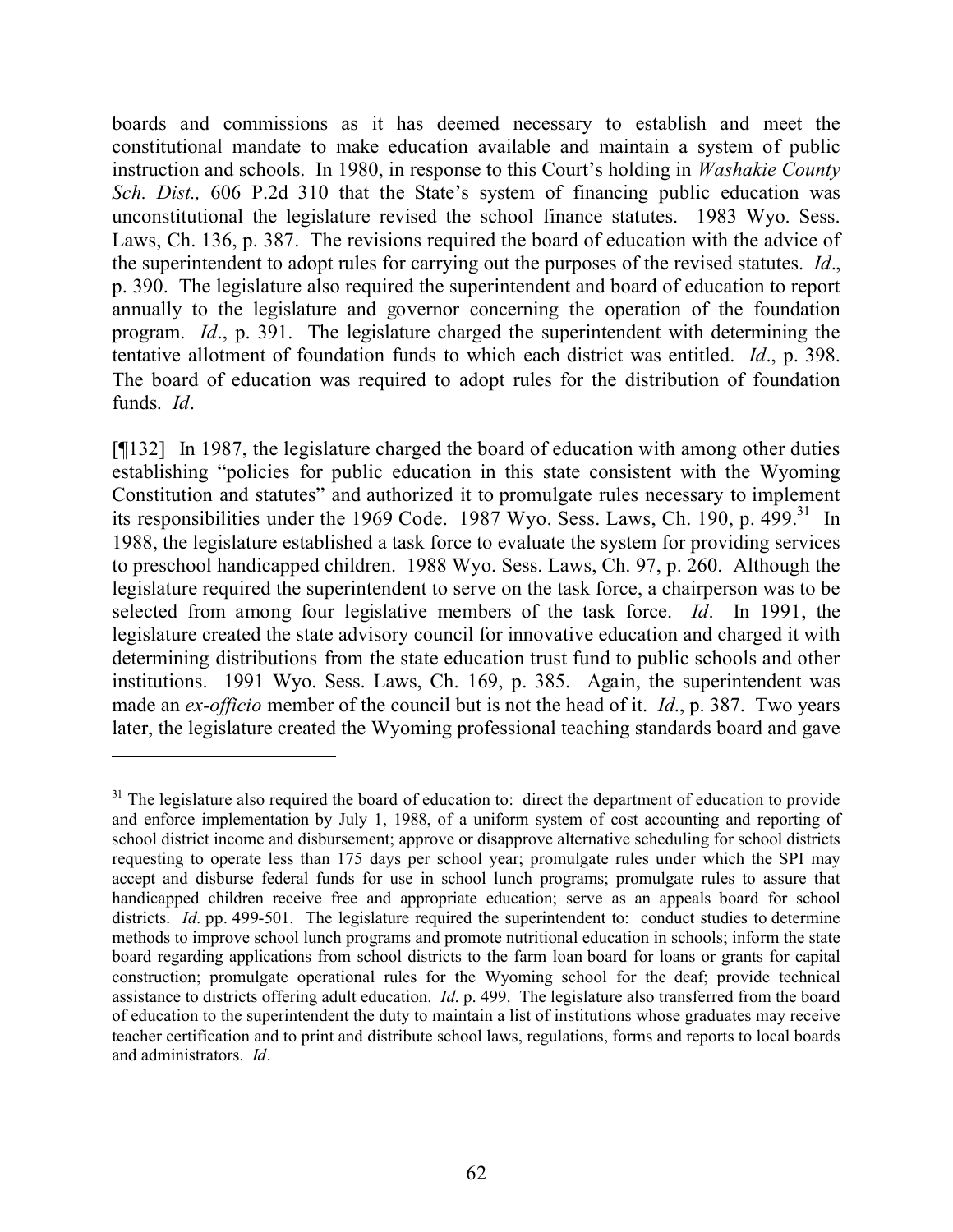boards and commissions as it has deemed necessary to establish and meet the constitutional mandate to make education available and maintain a system of public instruction and schools. In 1980, in response to this Court's holding in *Washakie County Sch. Dist.,* 606 P.2d 310 that the State's system of financing public education was unconstitutional the legislature revised the school finance statutes. 1983 Wyo. Sess. Laws, Ch. 136, p. 387. The revisions required the board of education with the advice of the superintendent to adopt rules for carrying out the purposes of the revised statutes. *Id*., p. 390. The legislature also required the superintendent and board of education to report annually to the legislature and governor concerning the operation of the foundation program. *Id*., p. 391. The legislature charged the superintendent with determining the tentative allotment of foundation funds to which each district was entitled. *Id*., p. 398. The board of education was required to adopt rules for the distribution of foundation funds. *Id*.

[¶132] In 1987, the legislature charged the board of education with among other duties establishing "policies for public education in this state consistent with the Wyoming Constitution and statutes" and authorized it to promulgate rules necessary to implement its responsibilities under the 1969 Code. 1987 Wyo. Sess. Laws, Ch. 190, p. 499.[31] In 1988, the legislature established a task force to evaluate the system for providing services to preschool handicapped children. 1988 Wyo. Sess. Laws, Ch. 97, p. 260. Although the legislature required the superintendent to serve on the task force, a chairperson was to be selected from among four legislative members of the task force. *Id*. In 1991, the legislature created the state advisory council for innovative education and charged it with determining distributions from the state education trust fund to public schools and other institutions. 1991 Wyo. Sess. Laws, Ch. 169, p. 385. Again, the superintendent was made an *ex-officio* member of the council but is not the head of it. *Id*., p. 387. Two years later, the legislature created the Wyoming professional teaching standards board and gave

---

[31] The legislature also required the board of education to: direct the department of education to provide and enforce implementation by July 1, 1988, of a uniform system of cost accounting and reporting of school district income and disbursement; approve or disapprove alternative scheduling for school districts requesting to operate less than 175 days per school year; promulgate rules under which the SPI may accept and disburse federal funds for use in school lunch programs; promulgate rules to assure that handicapped children receive free and appropriate education; serve as an appeals board for school districts. *Id.* pp. 499-501. The legislature required the superintendent to: conduct studies to determine methods to improve school lunch programs and promote nutritional education in schools; inform the state board regarding applications from school districts to the farm loan board for loans or grants for capital construction; promulgate operational rules for the Wyoming school for the deaf; provide technical assistance to districts offering adult education. *Id.* p. 499. The legislature also transferred from the board of education to the superintendent the duty to maintain a list of institutions whose graduates may receive teacher certification and to print and distribute school laws, regulations, forms and reports to local boards and administrators. *Id*.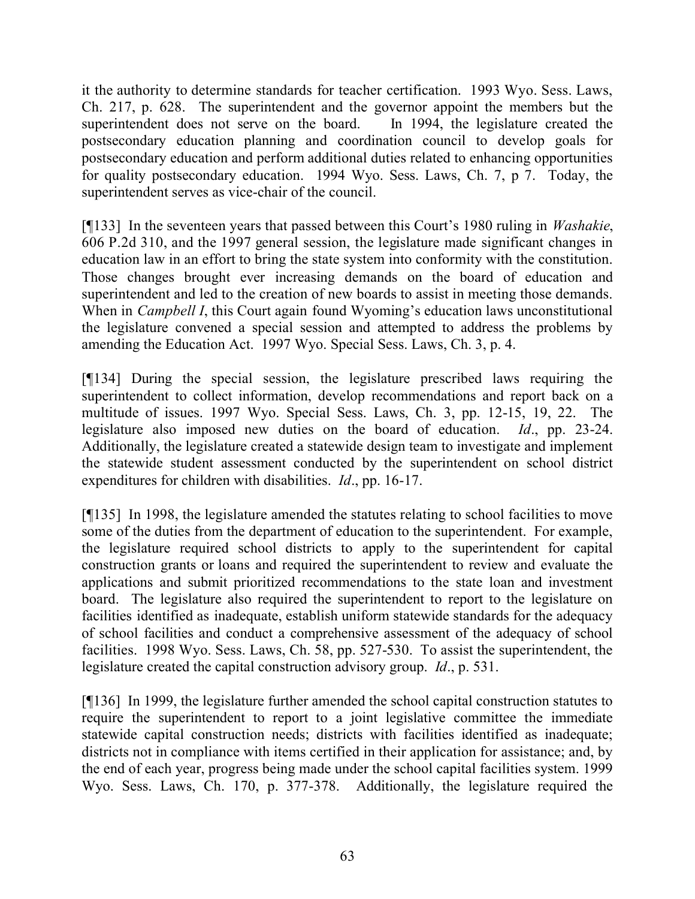it the authority to determine standards for teacher certification. 1993 Wyo. Sess. Laws, Ch. 217, p. 628. The superintendent and the governor appoint the members but the superintendent does not serve on the board. In 1994, the legislature created the postsecondary education planning and coordination council to develop goals for postsecondary education and perform additional duties related to enhancing opportunities for quality postsecondary education. 1994 Wyo. Sess. Laws, Ch. 7, p 7. Today, the superintendent serves as vice-chair of the council.

[¶133] In the seventeen years that passed between this Court's 1980 ruling in *Washakie*, 606 P.2d 310, and the 1997 general session, the legislature made significant changes in education law in an effort to bring the state system into conformity with the constitution. Those changes brought ever increasing demands on the board of education and superintendent and led to the creation of new boards to assist in meeting those demands. When in *Campbell I*, this Court again found Wyoming's education laws unconstitutional the legislature convened a special session and attempted to address the problems by amending the Education Act. 1997 Wyo. Special Sess. Laws, Ch. 3, p. 4.

[¶134] During the special session, the legislature prescribed laws requiring the superintendent to collect information, develop recommendations and report back on a multitude of issues. 1997 Wyo. Special Sess. Laws, Ch. 3, pp. 12-15, 19, 22. The legislature also imposed new duties on the board of education. *Id*., pp. 23-24. Additionally, the legislature created a statewide design team to investigate and implement the statewide student assessment conducted by the superintendent on school district expenditures for children with disabilities. *Id*., pp. 16-17.

[¶135] In 1998, the legislature amended the statutes relating to school facilities to move some of the duties from the department of education to the superintendent. For example, the legislature required school districts to apply to the superintendent for capital construction grants or loans and required the superintendent to review and evaluate the applications and submit prioritized recommendations to the state loan and investment board. The legislature also required the superintendent to report to the legislature on facilities identified as inadequate, establish uniform statewide standards for the adequacy of school facilities and conduct a comprehensive assessment of the adequacy of school facilities. 1998 Wyo. Sess. Laws, Ch. 58, pp. 527-530. To assist the superintendent, the legislature created the capital construction advisory group. *Id*., p. 531.

[¶136] In 1999, the legislature further amended the school capital construction statutes to require the superintendent to report to a joint legislative committee the immediate statewide capital construction needs; districts with facilities identified as inadequate; districts not in compliance with items certified in their application for assistance; and, by the end of each year, progress being made under the school capital facilities system. 1999 Wyo. Sess. Laws, Ch. 170, p. 377-378. Additionally, the legislature required the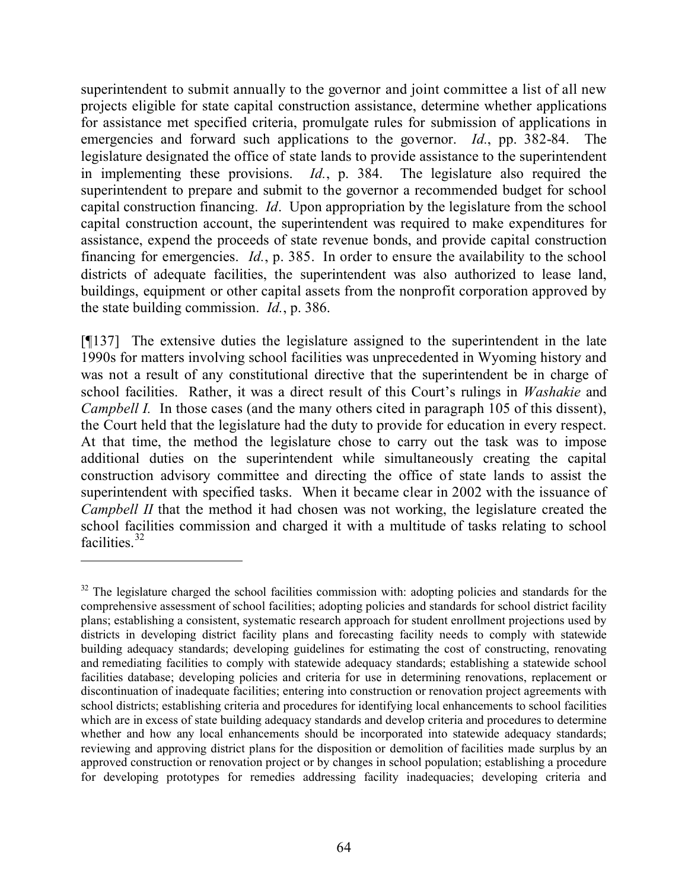superintendent to submit annually to the governor and joint committee a list of all new projects eligible for state capital construction assistance, determine whether applications for assistance met specified criteria, promulgate rules for submission of applications in emergencies and forward such applications to the governor. *Id.*, pp. 382-84. The legislature designated the office of state lands to provide assistance to the superintendent in implementing these provisions. *Id.*, p. 384. The legislature also required the superintendent to prepare and submit to the governor a recommended budget for school capital construction financing. *Id*. Upon appropriation by the legislature from the school capital construction account, the superintendent was required to make expenditures for assistance, expend the proceeds of state revenue bonds, and provide capital construction financing for emergencies. *Id.*, p. 385. In order to ensure the availability to the school districts of adequate facilities, the superintendent was also authorized to lease land, buildings, equipment or other capital assets from the nonprofit corporation approved by the state building commission. *Id.*, p. 386.

[¶137] The extensive duties the legislature assigned to the superintendent in the late 1990s for matters involving school facilities was unprecedented in Wyoming history and was not a result of any constitutional directive that the superintendent be in charge of school facilities. Rather, it was a direct result of this Court's rulings in *Washakie* and *Campbell I.* In those cases (and the many others cited in paragraph 105 of this dissent), the Court held that the legislature had the duty to provide for education in every respect. At that time, the method the legislature chose to carry out the task was to impose additional duties on the superintendent while simultaneously creating the capital construction advisory committee and directing the office of state lands to assist the superintendent with specified tasks. When it became clear in 2002 with the issuance of *Campbell II* that the method it had chosen was not working, the legislature created the school facilities commission and charged it with a multitude of tasks relating to school facilities.[32]

---

[32] The legislature charged the school facilities commission with: adopting policies and standards for the comprehensive assessment of school facilities; adopting policies and standards for school district facility plans; establishing a consistent, systematic research approach for student enrollment projections used by districts in developing district facility plans and forecasting facility needs to comply with statewide building adequacy standards; developing guidelines for estimating the cost of constructing, renovating and remediating facilities to comply with statewide adequacy standards; establishing a statewide school facilities database; developing policies and criteria for use in determining renovations, replacement or discontinuation of inadequate facilities; entering into construction or renovation project agreements with school districts; establishing criteria and procedures for identifying local enhancements to school facilities which are in excess of state building adequacy standards and develop criteria and procedures to determine whether and how any local enhancements should be incorporated into statewide adequacy standards; reviewing and approving district plans for the disposition or demolition of facilities made surplus by an approved construction or renovation project or by changes in school population; establishing a procedure for developing prototypes for remedies addressing facility inadequacies; developing criteria and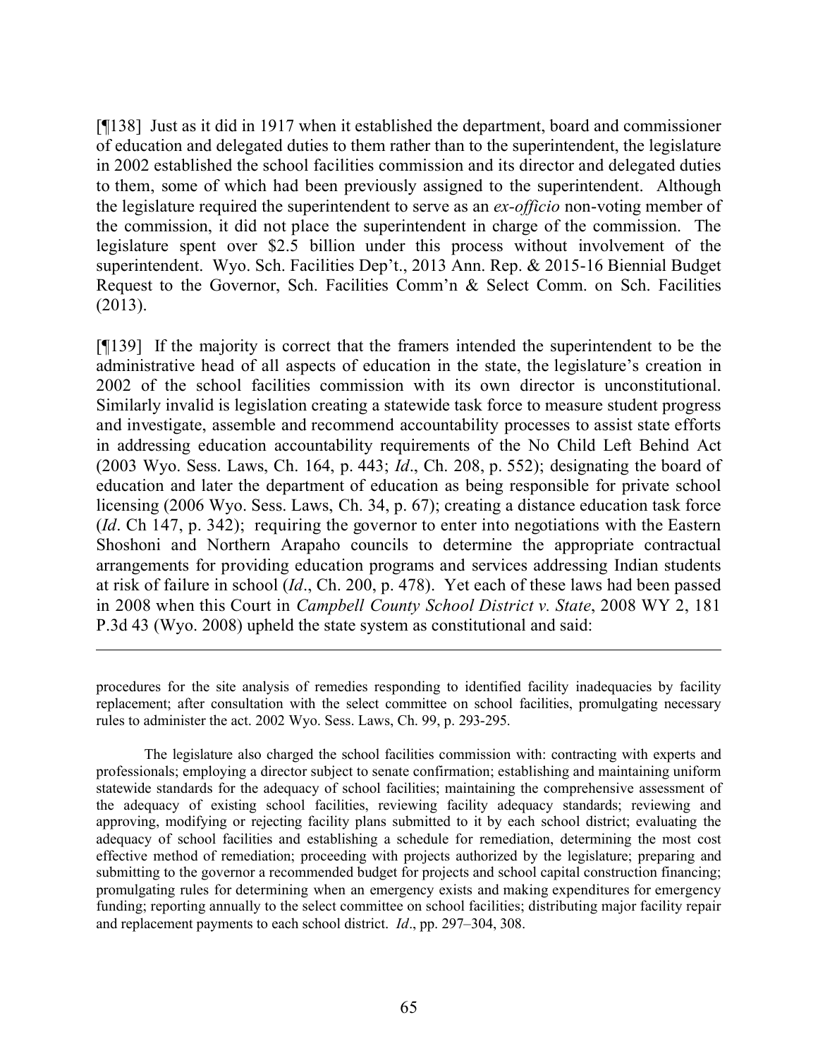[¶138] Just as it did in 1917 when it established the department, board and commissioner of education and delegated duties to them rather than to the superintendent, the legislature in 2002 established the school facilities commission and its director and delegated duties to them, some of which had been previously assigned to the superintendent. Although the legislature required the superintendent to serve as an *ex-officio* non-voting member of the commission, it did not place the superintendent in charge of the commission. The legislature spent over $2.5 billion under this process without involvement of the superintendent. Wyo. Sch. Facilities Dep't., 2013 Ann. Rep. & 2015-16 Biennial Budget Request to the Governor, Sch. Facilities Comm'n & Select Comm. on Sch. Facilities (2013).

[¶139] If the majority is correct that the framers intended the superintendent to be the administrative head of all aspects of education in the state, the legislature's creation in 2002 of the school facilities commission with its own director is unconstitutional. Similarly invalid is legislation creating a statewide task force to measure student progress and investigate, assemble and recommend accountability processes to assist state efforts in addressing education accountability requirements of the No Child Left Behind Act (2003 Wyo. Sess. Laws, Ch. 164, p. 443; *Id*., Ch. 208, p. 552); designating the board of education and later the department of education as being responsible for private school licensing (2006 Wyo. Sess. Laws, Ch. 34, p. 67); creating a distance education task force (*Id*. Ch 147, p. 342); requiring the governor to enter into negotiations with the Eastern Shoshoni and Northern Arapaho councils to determine the appropriate contractual arrangements for providing education programs and services addressing Indian students at risk of failure in school (*Id*., Ch. 200, p. 478). Yet each of these laws had been passed in 2008 when this Court in *Campbell County School District v. State*, 2008 WY 2, 181 P.3d 43 (Wyo. 2008) upheld the state system as constitutional and said:

---

procedures for the site analysis of remedies responding to identified facility inadequacies by facility replacement; after consultation with the select committee on school facilities, promulgating necessary rules to administer the act. 2002 Wyo. Sess. Laws, Ch. 99, p. 293-295.

The legislature also charged the school facilities commission with: contracting with experts and professionals; employing a director subject to senate confirmation; establishing and maintaining uniform statewide standards for the adequacy of school facilities; maintaining the comprehensive assessment of the adequacy of existing school facilities, reviewing facility adequacy standards; reviewing and approving, modifying or rejecting facility plans submitted to it by each school district; evaluating the adequacy of school facilities and establishing a schedule for remediation, determining the most cost effective method of remediation; proceeding with projects authorized by the legislature; preparing and submitting to the governor a recommended budget for projects and school capital construction financing; promulgating rules for determining when an emergency exists and making expenditures for emergency funding; reporting annually to the select committee on school facilities; distributing major facility repair and replacement payments to each school district. *Id*., pp. 297–304, 308.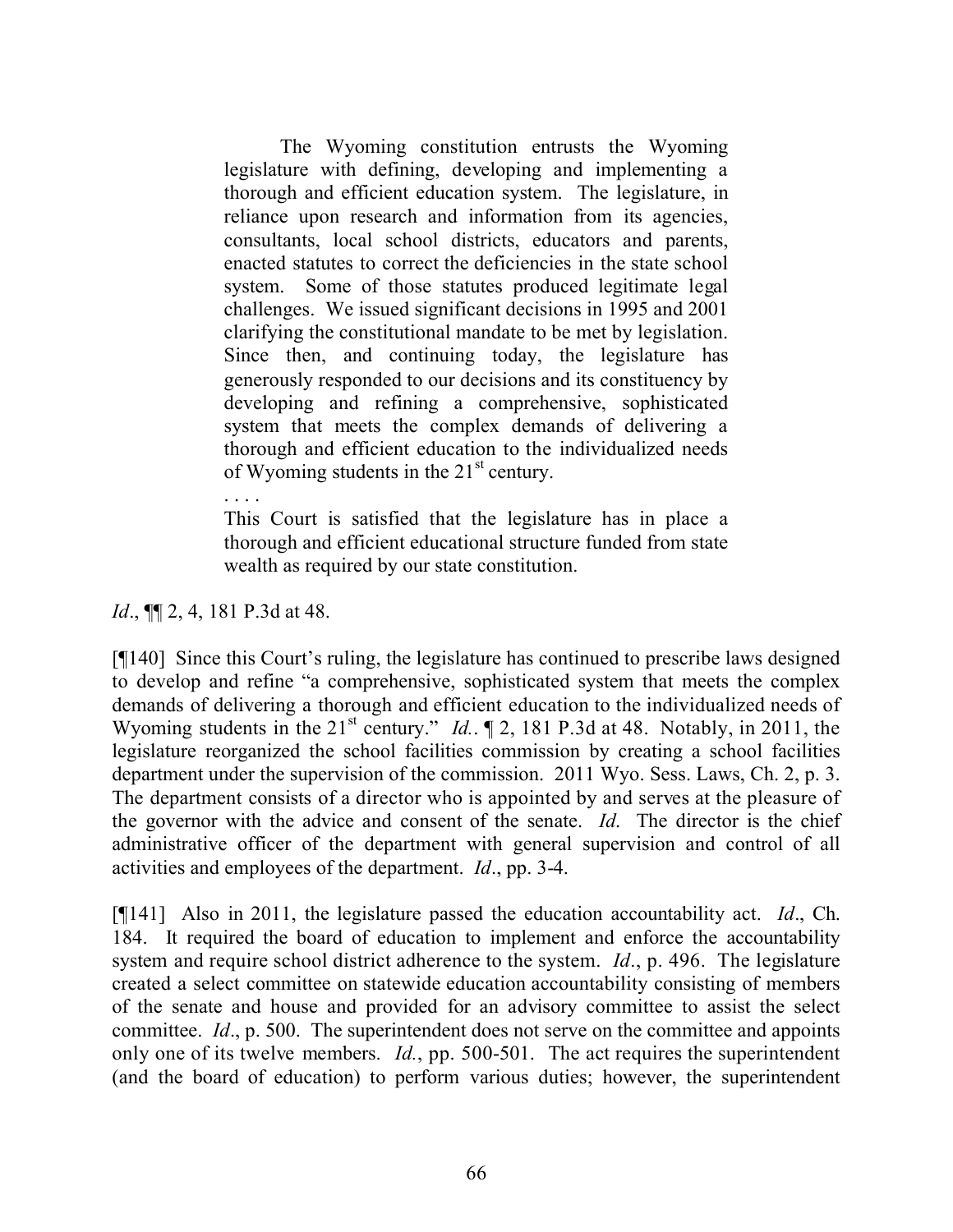> The Wyoming constitution entrusts the Wyoming legislature with defining, developing and implementing a thorough and efficient education system. The legislature, in reliance upon research and information from its agencies, consultants, local school districts, educators and parents, enacted statutes to correct the deficiencies in the state school system. Some of those statutes produced legitimate legal challenges. We issued significant decisions in 1995 and 2001 clarifying the constitutional mandate to be met by legislation. Since then, and continuing today, the legislature has generously responded to our decisions and its constituency by developing and refining a comprehensive, sophisticated system that meets the complex demands of delivering a thorough and efficient education to the individualized needs of Wyoming students in the 21st century.
>
> . . . .
>
> This Court is satisfied that the legislature has in place a thorough and efficient educational structure funded from state wealth as required by our state constitution.

*Id*., ¶¶ 2, 4, 181 P.3d at 48.

[¶140] Since this Court's ruling, the legislature has continued to prescribe laws designed to develop and refine "a comprehensive, sophisticated system that meets the complex demands of delivering a thorough and efficient education to the individualized needs of Wyoming students in the 21st century." *Id.*. ¶ 2, 181 P.3d at 48. Notably, in 2011, the legislature reorganized the school facilities commission by creating a school facilities department under the supervision of the commission. 2011 Wyo. Sess. Laws, Ch. 2, p. 3. The department consists of a director who is appointed by and serves at the pleasure of the governor with the advice and consent of the senate. *Id*. The director is the chief administrative officer of the department with general supervision and control of all activities and employees of the department. *Id*., pp. 3-4.

[¶141] Also in 2011, the legislature passed the education accountability act. *Id*., Ch. 184. It required the board of education to implement and enforce the accountability system and require school district adherence to the system. *Id*., p. 496. The legislature created a select committee on statewide education accountability consisting of members of the senate and house and provided for an advisory committee to assist the select committee. *Id*., p. 500. The superintendent does not serve on the committee and appoints only one of its twelve members. *Id.*, pp. 500-501. The act requires the superintendent (and the board of education) to perform various duties; however, the superintendent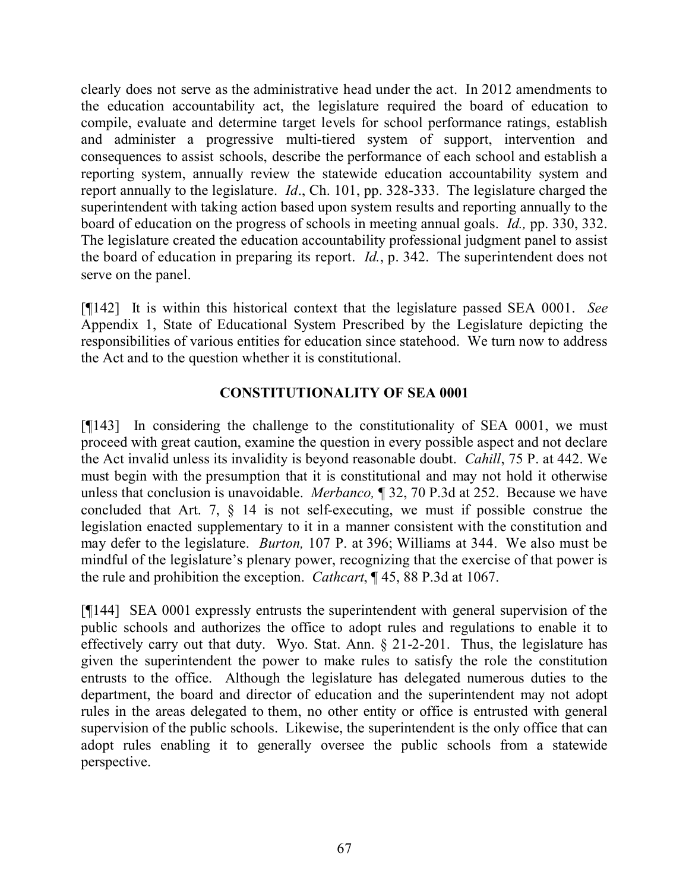clearly does not serve as the administrative head under the act. In 2012 amendments to the education accountability act, the legislature required the board of education to compile, evaluate and determine target levels for school performance ratings, establish and administer a progressive multi-tiered system of support, intervention and consequences to assist schools, describe the performance of each school and establish a reporting system, annually review the statewide education accountability system and report annually to the legislature. *Id*., Ch. 101, pp. 328-333. The legislature charged the superintendent with taking action based upon system results and reporting annually to the board of education on the progress of schools in meeting annual goals. *Id.,* pp. 330, 332. The legislature created the education accountability professional judgment panel to assist the board of education in preparing its report. *Id.*, p. 342. The superintendent does not serve on the panel.

[¶142] It is within this historical context that the legislature passed SEA 0001. *See* Appendix 1, State of Educational System Prescribed by the Legislature depicting the responsibilities of various entities for education since statehood. We turn now to address the Act and to the question whether it is constitutional.

## CONSTITUTIONALITY OF SEA 0001

[¶143] In considering the challenge to the constitutionality of SEA 0001, we must proceed with great caution, examine the question in every possible aspect and not declare the Act invalid unless its invalidity is beyond reasonable doubt. *Cahill*, 75 P. at 442. We must begin with the presumption that it is constitutional and may not hold it otherwise unless that conclusion is unavoidable. *Merbanco,* ¶ 32, 70 P.3d at 252. Because we have concluded that Art. 7, § 14 is not self-executing, we must if possible construe the legislation enacted supplementary to it in a manner consistent with the constitution and may defer to the legislature. *Burton,* 107 P. at 396; Williams at 344. We also must be mindful of the legislature's plenary power, recognizing that the exercise of that power is the rule and prohibition the exception. *Cathcart*, ¶ 45, 88 P.3d at 1067.

[¶144] SEA 0001 expressly entrusts the superintendent with general supervision of the public schools and authorizes the office to adopt rules and regulations to enable it to effectively carry out that duty. Wyo. Stat. Ann. § 21-2-201. Thus, the legislature has given the superintendent the power to make rules to satisfy the role the constitution entrusts to the office. Although the legislature has delegated numerous duties to the department, the board and director of education and the superintendent may not adopt rules in the areas delegated to them, no other entity or office is entrusted with general supervision of the public schools. Likewise, the superintendent is the only office that can adopt rules enabling it to generally oversee the public schools from a statewide perspective.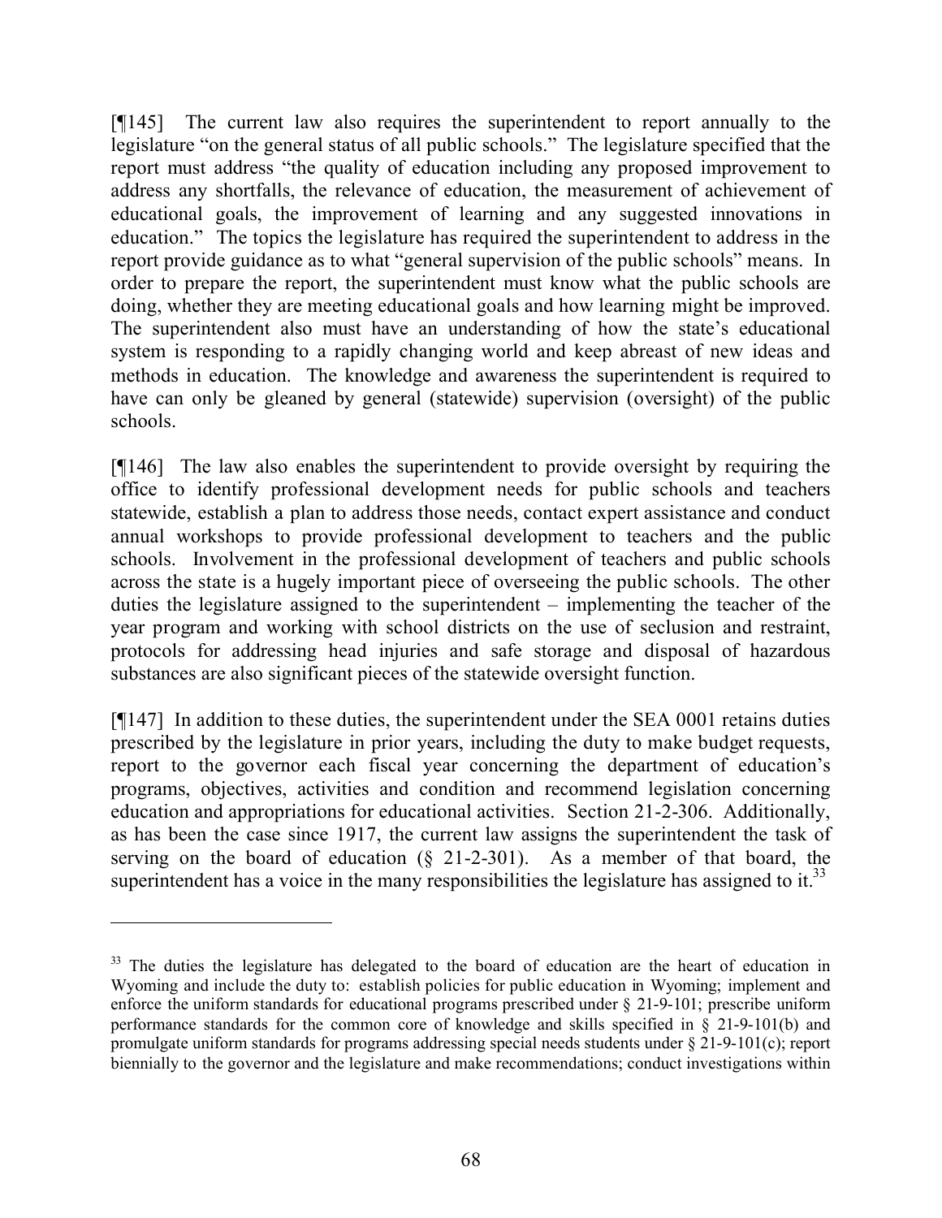[¶145] The current law also requires the superintendent to report annually to the legislature "on the general status of all public schools." The legislature specified that the report must address "the quality of education including any proposed improvement to address any shortfalls, the relevance of education, the measurement of achievement of educational goals, the improvement of learning and any suggested innovations in education." The topics the legislature has required the superintendent to address in the report provide guidance as to what "general supervision of the public schools" means. In order to prepare the report, the superintendent must know what the public schools are doing, whether they are meeting educational goals and how learning might be improved. The superintendent also must have an understanding of how the state's educational system is responding to a rapidly changing world and keep abreast of new ideas and methods in education. The knowledge and awareness the superintendent is required to have can only be gleaned by general (statewide) supervision (oversight) of the public schools.

[¶146] The law also enables the superintendent to provide oversight by requiring the office to identify professional development needs for public schools and teachers statewide, establish a plan to address those needs, contact expert assistance and conduct annual workshops to provide professional development to teachers and the public schools. Involvement in the professional development of teachers and public schools across the state is a hugely important piece of overseeing the public schools. The other duties the legislature assigned to the superintendent – implementing the teacher of the year program and working with school districts on the use of seclusion and restraint, protocols for addressing head injuries and safe storage and disposal of hazardous substances are also significant pieces of the statewide oversight function.

[¶147] In addition to these duties, the superintendent under the SEA 0001 retains duties prescribed by the legislature in prior years, including the duty to make budget requests, report to the governor each fiscal year concerning the department of education's programs, objectives, activities and condition and recommend legislation concerning education and appropriations for educational activities. Section 21-2-306. Additionally, as has been the case since 1917, the current law assigns the superintendent the task of serving on the board of education (§ 21-2-301). As a member of that board, the superintendent has a voice in the many responsibilities the legislature has assigned to it.[33]

---

[33] The duties the legislature has delegated to the board of education are the heart of education in Wyoming and include the duty to: establish policies for public education in Wyoming; implement and enforce the uniform standards for educational programs prescribed under § 21-9-101; prescribe uniform performance standards for the common core of knowledge and skills specified in § 21-9-101(b) and promulgate uniform standards for programs addressing special needs students under § 21-9-101(c); report biennially to the governor and the legislature and make recommendations; conduct investigations within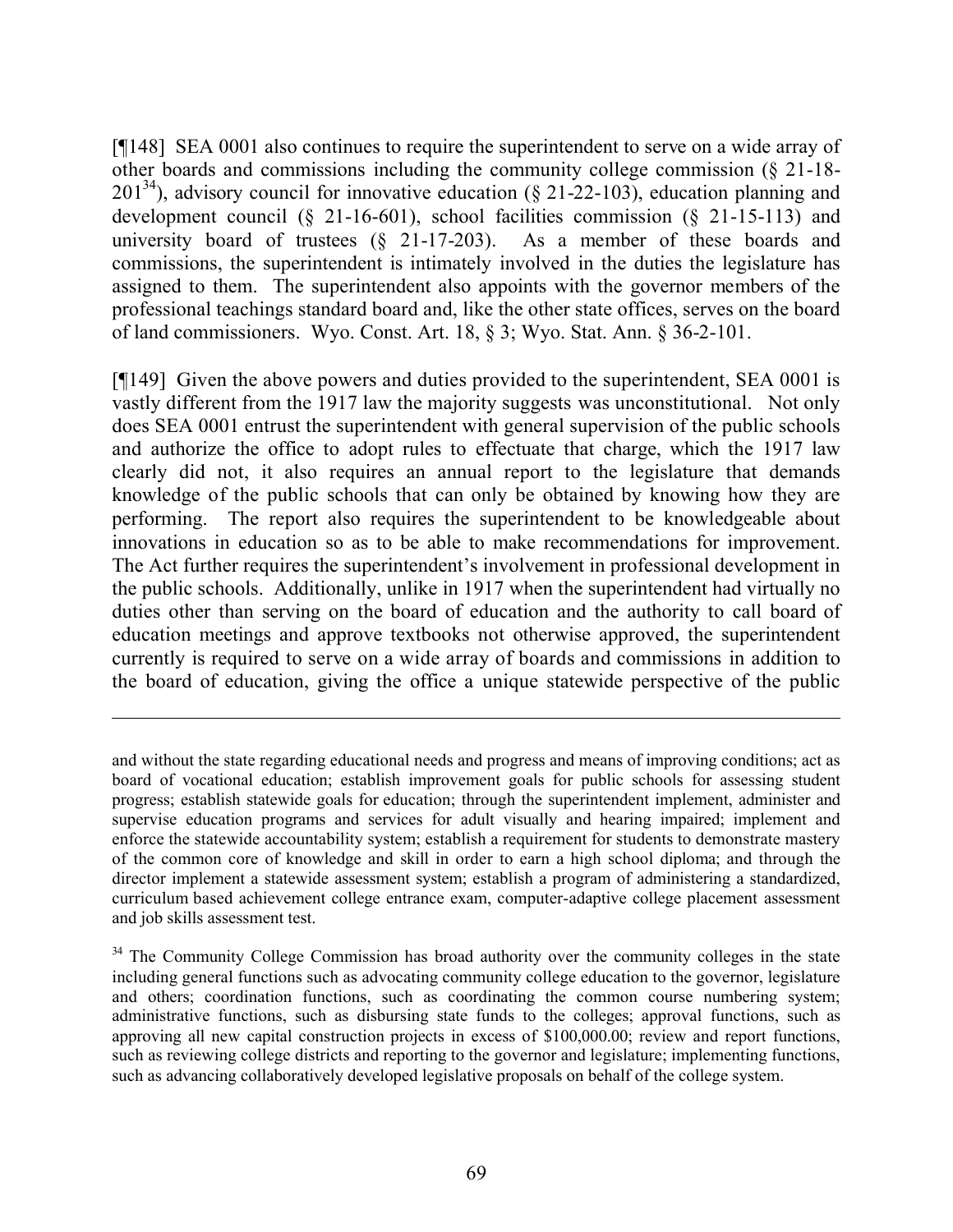[¶148] SEA 0001 also continues to require the superintendent to serve on a wide array of other boards and commissions including the community college commission (§ 21-18-201[34]), advisory council for innovative education (§ 21-22-103), education planning and development council (§ 21-16-601), school facilities commission (§ 21-15-113) and university board of trustees (§ 21-17-203). As a member of these boards and commissions, the superintendent is intimately involved in the duties the legislature has assigned to them. The superintendent also appoints with the governor members of the professional teachings standard board and, like the other state offices, serves on the board of land commissioners. Wyo. Const. Art. 18, § 3; Wyo. Stat. Ann. § 36-2-101.

[¶149] Given the above powers and duties provided to the superintendent, SEA 0001 is vastly different from the 1917 law the majority suggests was unconstitutional. Not only does SEA 0001 entrust the superintendent with general supervision of the public schools and authorize the office to adopt rules to effectuate that charge, which the 1917 law clearly did not, it also requires an annual report to the legislature that demands knowledge of the public schools that can only be obtained by knowing how they are performing. The report also requires the superintendent to be knowledgeable about innovations in education so as to be able to make recommendations for improvement. The Act further requires the superintendent's involvement in professional development in the public schools. Additionally, unlike in 1917 when the superintendent had virtually no duties other than serving on the board of education and the authority to call board of education meetings and approve textbooks not otherwise approved, the superintendent currently is required to serve on a wide array of boards and commissions in addition to the board of education, giving the office a unique statewide perspective of the public

---

and without the state regarding educational needs and progress and means of improving conditions; act as board of vocational education; establish improvement goals for public schools for assessing student progress; establish statewide goals for education; through the superintendent implement, administer and supervise education programs and services for adult visually and hearing impaired; implement and enforce the statewide accountability system; establish a requirement for students to demonstrate mastery of the common core of knowledge and skill in order to earn a high school diploma; and through the director implement a statewide assessment system; establish a program of administering a standardized, curriculum based achievement college entrance exam, computer-adaptive college placement assessment and job skills assessment test.

[34] The Community College Commission has broad authority over the community colleges in the state including general functions such as advocating community college education to the governor, legislature and others; coordination functions, such as coordinating the common course numbering system; administrative functions, such as disbursing state funds to the colleges; approval functions, such as approving all new capital construction projects in excess of $100,000.00; review and report functions, such as reviewing college districts and reporting to the governor and legislature; implementing functions, such as advancing collaboratively developed legislative proposals on behalf of the college system.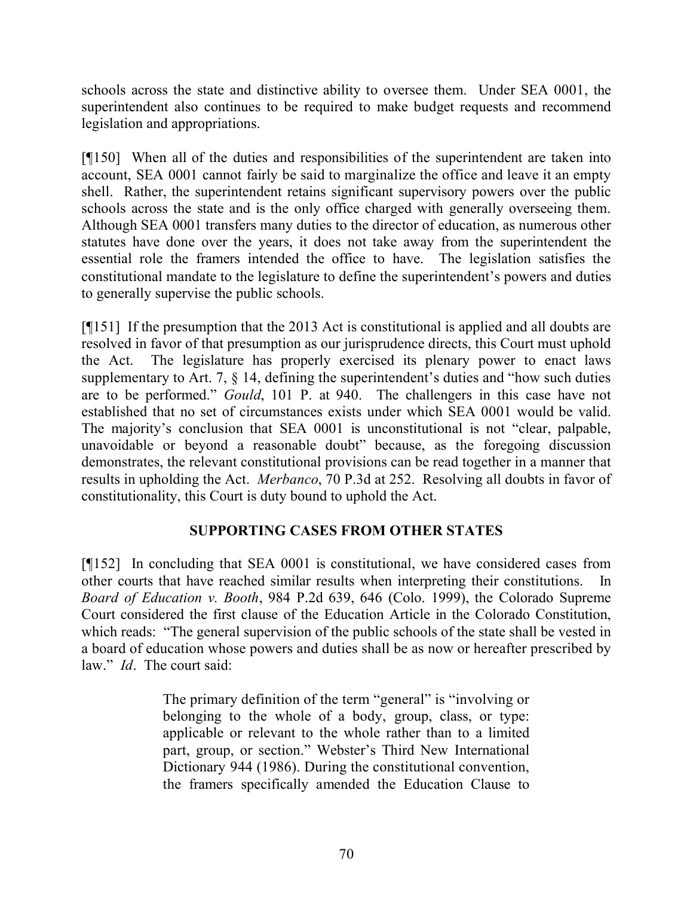schools across the state and distinctive ability to oversee them. Under SEA 0001, the superintendent also continues to be required to make budget requests and recommend legislation and appropriations.

[¶150] When all of the duties and responsibilities of the superintendent are taken into account, SEA 0001 cannot fairly be said to marginalize the office and leave it an empty shell. Rather, the superintendent retains significant supervisory powers over the public schools across the state and is the only office charged with generally overseeing them. Although SEA 0001 transfers many duties to the director of education, as numerous other statutes have done over the years, it does not take away from the superintendent the essential role the framers intended the office to have. The legislation satisfies the constitutional mandate to the legislature to define the superintendent's powers and duties to generally supervise the public schools.

[¶151] If the presumption that the 2013 Act is constitutional is applied and all doubts are resolved in favor of that presumption as our jurisprudence directs, this Court must uphold the Act. The legislature has properly exercised its plenary power to enact laws supplementary to Art. 7, § 14, defining the superintendent's duties and "how such duties are to be performed." *Gould*, 101 P. at 940. The challengers in this case have not established that no set of circumstances exists under which SEA 0001 would be valid. The majority's conclusion that SEA 0001 is unconstitutional is not "clear, palpable, unavoidable or beyond a reasonable doubt" because, as the foregoing discussion demonstrates, the relevant constitutional provisions can be read together in a manner that results in upholding the Act. *Merbanco*, 70 P.3d at 252. Resolving all doubts in favor of constitutionality, this Court is duty bound to uphold the Act.

## SUPPORTING CASES FROM OTHER STATES

[¶152] In concluding that SEA 0001 is constitutional, we have considered cases from other courts that have reached similar results when interpreting their constitutions. In *Board of Education v. Booth*, 984 P.2d 639, 646 (Colo. 1999), the Colorado Supreme Court considered the first clause of the Education Article in the Colorado Constitution, which reads: "The general supervision of the public schools of the state shall be vested in a board of education whose powers and duties shall be as now or hereafter prescribed by law." *Id*. The court said:

> The primary definition of the term "general" is "involving or belonging to the whole of a body, group, class, or type: applicable or relevant to the whole rather than to a limited part, group, or section." Webster's Third New International Dictionary 944 (1986). During the constitutional convention, the framers specifically amended the Education Clause to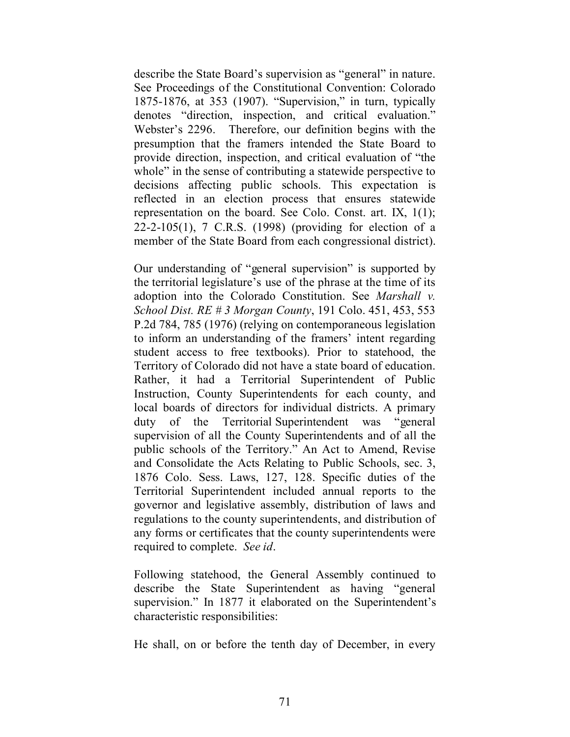describe the State Board's supervision as "general" in nature. See Proceedings of the Constitutional Convention: Colorado 1875-1876, at 353 (1907). "Supervision," in turn, typically denotes "direction, inspection, and critical evaluation." Webster's 2296. Therefore, our definition begins with the presumption that the framers intended the State Board to provide direction, inspection, and critical evaluation of "the whole" in the sense of contributing a statewide perspective to decisions affecting public schools. This expectation is reflected in an election process that ensures statewide representation on the board. See Colo. Const. art. IX, 1(1); 22-2-105(1), 7 C.R.S. (1998) (providing for election of a member of the State Board from each congressional district).

Our understanding of "general supervision" is supported by the territorial legislature's use of the phrase at the time of its adoption into the Colorado Constitution. See *Marshall v. School Dist. RE # 3 Morgan County*, 191 Colo. 451, 453, 553 P.2d 784, 785 (1976) (relying on contemporaneous legislation to inform an understanding of the framers' intent regarding student access to free textbooks). Prior to statehood, the Territory of Colorado did not have a state board of education. Rather, it had a Territorial Superintendent of Public Instruction, County Superintendents for each county, and local boards of directors for individual districts. A primary duty of the Territorial Superintendent was "general supervision of all the County Superintendents and of all the public schools of the Territory." An Act to Amend, Revise and Consolidate the Acts Relating to Public Schools, sec. 3, 1876 Colo. Sess. Laws, 127, 128. Specific duties of the Territorial Superintendent included annual reports to the governor and legislative assembly, distribution of laws and regulations to the county superintendents, and distribution of any forms or certificates that the county superintendents were required to complete. *See id*.

Following statehood, the General Assembly continued to describe the State Superintendent as having "general supervision." In 1877 it elaborated on the Superintendent's characteristic responsibilities:

He shall, on or before the tenth day of December, in every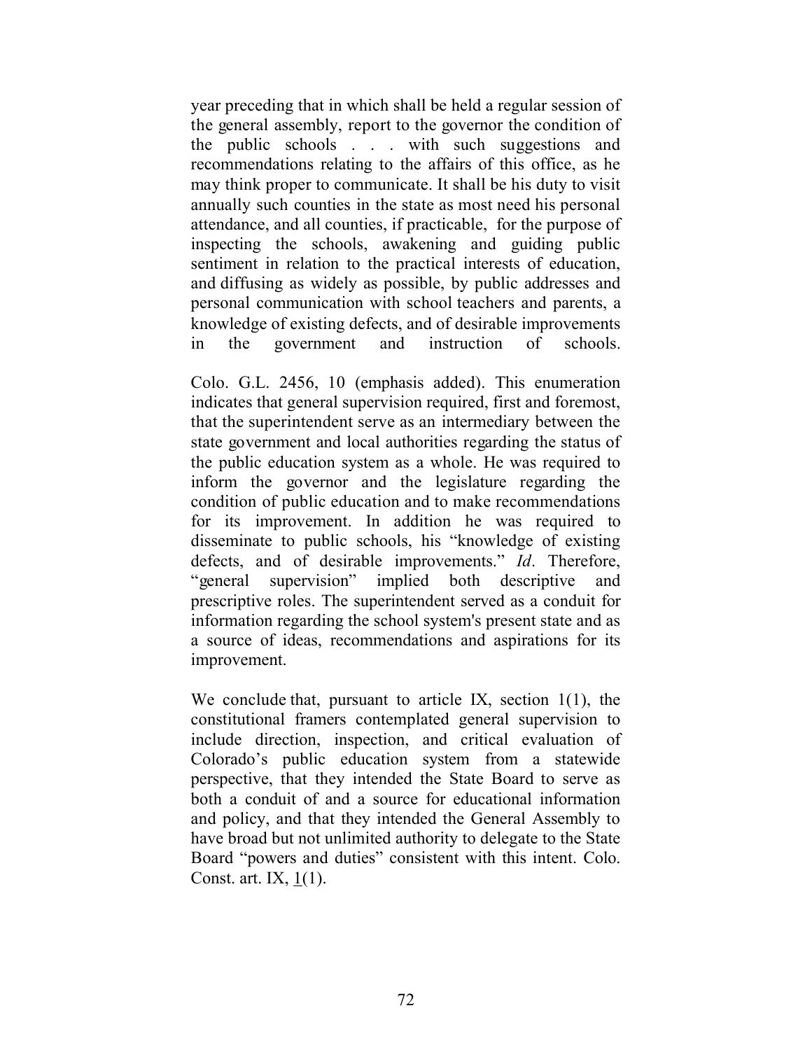year preceding that in which shall be held a regular session of the general assembly, report to the governor the condition of the public schools . . . with such suggestions and recommendations relating to the affairs of this office, as he may think proper to communicate. It shall be his duty to visit annually such counties in the state as most need his personal attendance, and all counties, if practicable, for the purpose of inspecting the schools, awakening and guiding public sentiment in relation to the practical interests of education, and diffusing as widely as possible, by public addresses and personal communication with school teachers and parents, a knowledge of existing defects, and of desirable improvements in the government and instruction of schools.

Colo. G.L. 2456, 10 (emphasis added). This enumeration indicates that general supervision required, first and foremost, that the superintendent serve as an intermediary between the state government and local authorities regarding the status of the public education system as a whole. He was required to inform the governor and the legislature regarding the condition of public education and to make recommendations for its improvement. In addition he was required to disseminate to public schools, his "knowledge of existing defects, and of desirable improvements." *Id*. Therefore, "general supervision" implied both descriptive and prescriptive roles. The superintendent served as a conduit for information regarding the school system's present state and as a source of ideas, recommendations and aspirations for its improvement.

We conclude that, pursuant to article IX, section 1(1), the constitutional framers contemplated general supervision to include direction, inspection, and critical evaluation of Colorado's public education system from a statewide perspective, that they intended the State Board to serve as both a conduit of and a source for educational information and policy, and that they intended the General Assembly to have broad but not unlimited authority to delegate to the State Board "powers and duties" consistent with this intent. Colo. Const. art. IX, 1(1).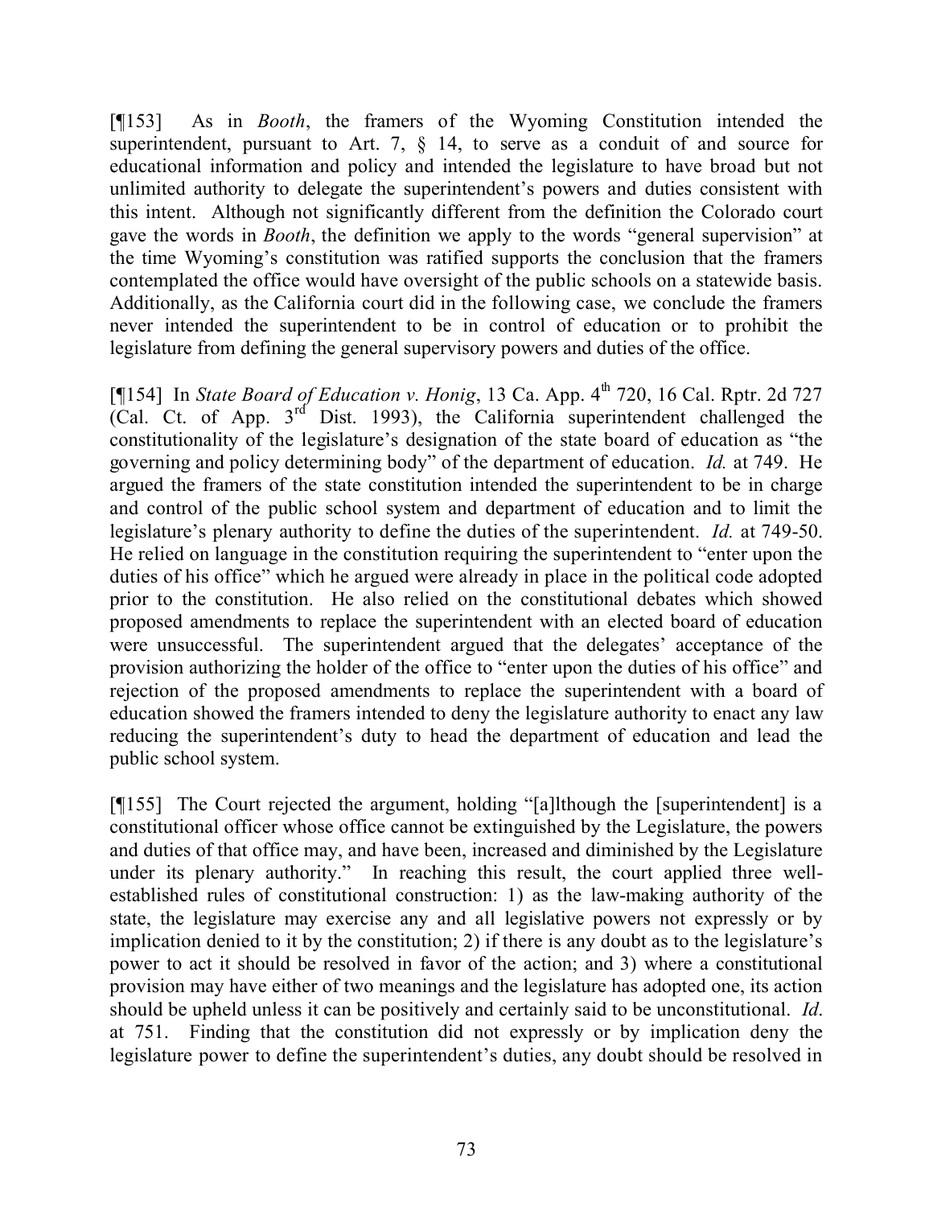[¶153] As in *Booth*, the framers of the Wyoming Constitution intended the superintendent, pursuant to Art. 7, § 14, to serve as a conduit of and source for educational information and policy and intended the legislature to have broad but not unlimited authority to delegate the superintendent's powers and duties consistent with this intent. Although not significantly different from the definition the Colorado court gave the words in *Booth*, the definition we apply to the words "general supervision" at the time Wyoming's constitution was ratified supports the conclusion that the framers contemplated the office would have oversight of the public schools on a statewide basis. Additionally, as the California court did in the following case, we conclude the framers never intended the superintendent to be in control of education or to prohibit the legislature from defining the general supervisory powers and duties of the office.

[¶154] In *State Board of Education v. Honig*, 13 Ca. App. 4th 720, 16 Cal. Rptr. 2d 727 (Cal. Ct. of App. 3rd Dist. 1993), the California superintendent challenged the constitutionality of the legislature's designation of the state board of education as "the governing and policy determining body" of the department of education. *Id.* at 749. He argued the framers of the state constitution intended the superintendent to be in charge and control of the public school system and department of education and to limit the legislature's plenary authority to define the duties of the superintendent. *Id.* at 749-50. He relied on language in the constitution requiring the superintendent to "enter upon the duties of his office" which he argued were already in place in the political code adopted prior to the constitution. He also relied on the constitutional debates which showed proposed amendments to replace the superintendent with an elected board of education were unsuccessful. The superintendent argued that the delegates' acceptance of the provision authorizing the holder of the office to "enter upon the duties of his office" and rejection of the proposed amendments to replace the superintendent with a board of education showed the framers intended to deny the legislature authority to enact any law reducing the superintendent's duty to head the department of education and lead the public school system.

[¶155] The Court rejected the argument, holding "[a]lthough the [superintendent] is a constitutional officer whose office cannot be extinguished by the Legislature, the powers and duties of that office may, and have been, increased and diminished by the Legislature under its plenary authority." In reaching this result, the court applied three well-established rules of constitutional construction: 1) as the law-making authority of the state, the legislature may exercise any and all legislative powers not expressly or by implication denied to it by the constitution; 2) if there is any doubt as to the legislature's power to act it should be resolved in favor of the action; and 3) where a constitutional provision may have either of two meanings and the legislature has adopted one, its action should be upheld unless it can be positively and certainly said to be unconstitutional. *Id*. at 751. Finding that the constitution did not expressly or by implication deny the legislature power to define the superintendent's duties, any doubt should be resolved in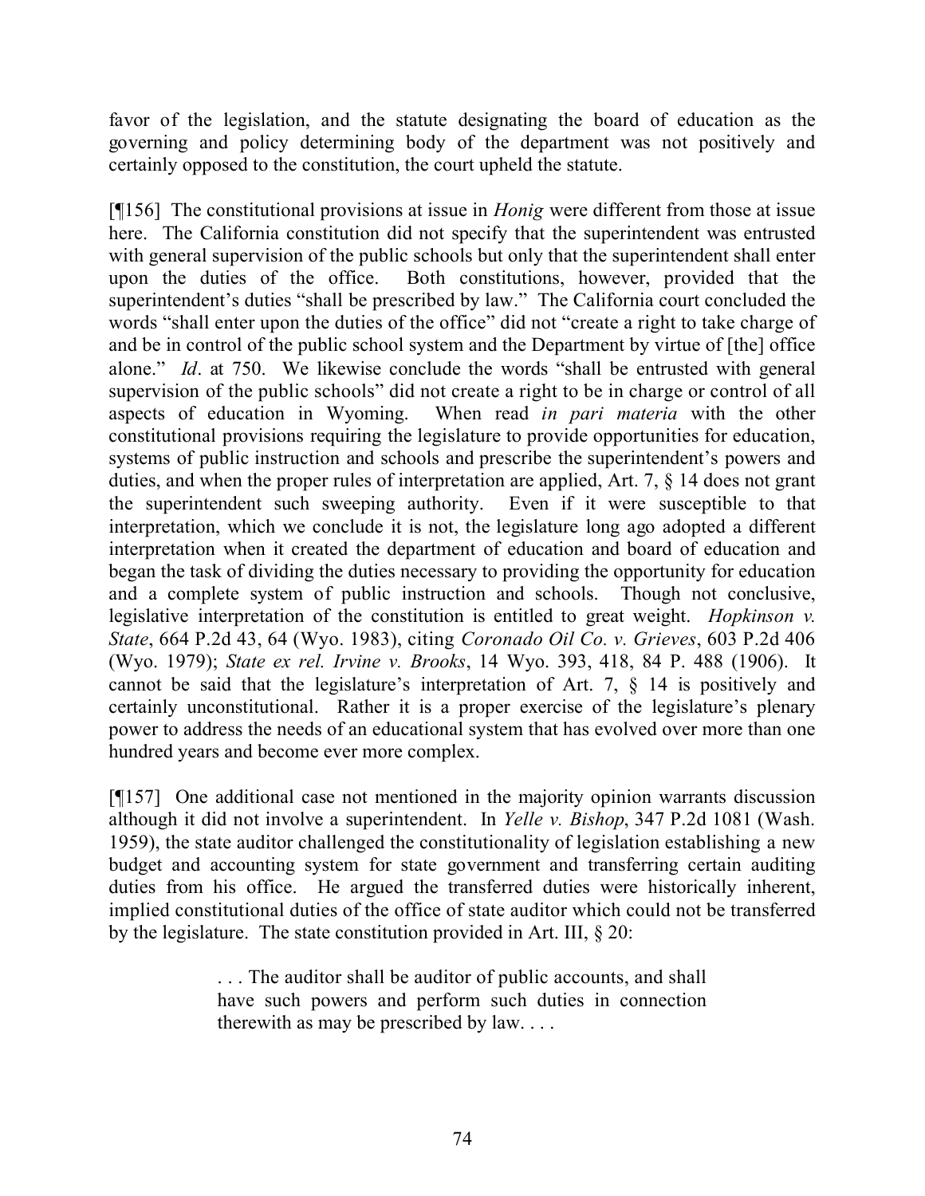favor of the legislation, and the statute designating the board of education as the governing and policy determining body of the department was not positively and certainly opposed to the constitution, the court upheld the statute.

[¶156] The constitutional provisions at issue in *Honig* were different from those at issue here. The California constitution did not specify that the superintendent was entrusted with general supervision of the public schools but only that the superintendent shall enter upon the duties of the office. Both constitutions, however, provided that the superintendent's duties "shall be prescribed by law." The California court concluded the words "shall enter upon the duties of the office" did not "create a right to take charge of and be in control of the public school system and the Department by virtue of [the] office alone." *Id*. at 750. We likewise conclude the words "shall be entrusted with general supervision of the public schools" did not create a right to be in charge or control of all aspects of education in Wyoming. When read *in pari materia* with the other constitutional provisions requiring the legislature to provide opportunities for education, systems of public instruction and schools and prescribe the superintendent's powers and duties, and when the proper rules of interpretation are applied, Art. 7, § 14 does not grant the superintendent such sweeping authority. Even if it were susceptible to that interpretation, which we conclude it is not, the legislature long ago adopted a different interpretation when it created the department of education and board of education and began the task of dividing the duties necessary to providing the opportunity for education and a complete system of public instruction and schools. Though not conclusive, legislative interpretation of the constitution is entitled to great weight. *Hopkinson v. State*, 664 P.2d 43, 64 (Wyo. 1983), citing *Coronado Oil Co. v. Grieves*, 603 P.2d 406 (Wyo. 1979); *State ex rel. Irvine v. Brooks*, 14 Wyo. 393, 418, 84 P. 488 (1906). It cannot be said that the legislature's interpretation of Art. 7, § 14 is positively and certainly unconstitutional. Rather it is a proper exercise of the legislature's plenary power to address the needs of an educational system that has evolved over more than one hundred years and become ever more complex.

[¶157] One additional case not mentioned in the majority opinion warrants discussion although it did not involve a superintendent. In *Yelle v. Bishop*, 347 P.2d 1081 (Wash. 1959), the state auditor challenged the constitutionality of legislation establishing a new budget and accounting system for state government and transferring certain auditing duties from his office. He argued the transferred duties were historically inherent, implied constitutional duties of the office of state auditor which could not be transferred by the legislature. The state constitution provided in Art. III, § 20:

> . . . The auditor shall be auditor of public accounts, and shall have such powers and perform such duties in connection therewith as may be prescribed by law. . . .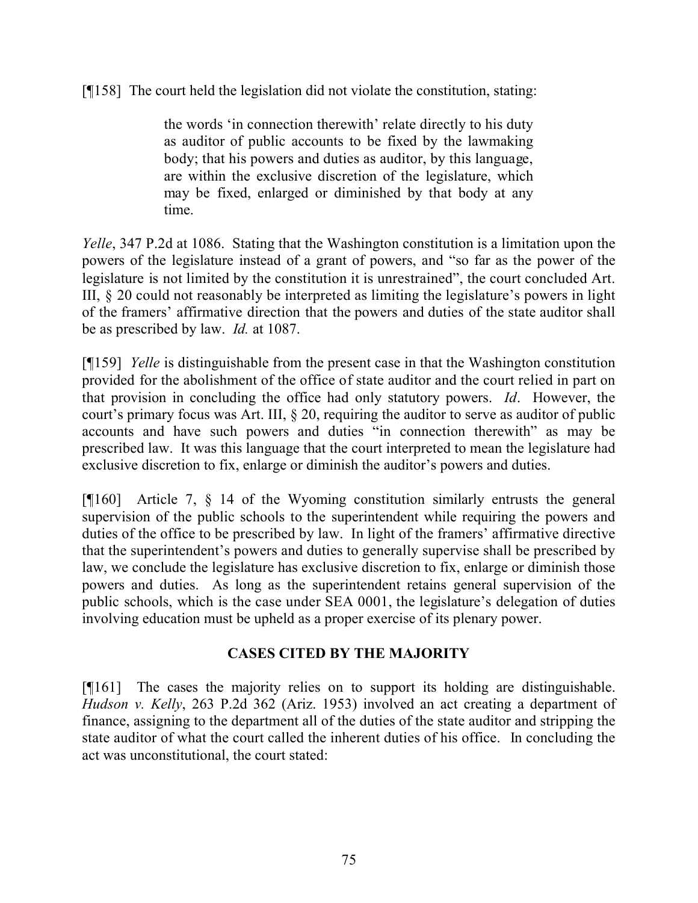[¶158] The court held the legislation did not violate the constitution, stating:

> the words 'in connection therewith' relate directly to his duty as auditor of public accounts to be fixed by the lawmaking body; that his powers and duties as auditor, by this language, are within the exclusive discretion of the legislature, which may be fixed, enlarged or diminished by that body at any time.

*Yelle*, 347 P.2d at 1086. Stating that the Washington constitution is a limitation upon the powers of the legislature instead of a grant of powers, and "so far as the power of the legislature is not limited by the constitution it is unrestrained", the court concluded Art. III, § 20 could not reasonably be interpreted as limiting the legislature's powers in light of the framers' affirmative direction that the powers and duties of the state auditor shall be as prescribed by law. *Id.* at 1087.

[¶159] *Yelle* is distinguishable from the present case in that the Washington constitution provided for the abolishment of the office of state auditor and the court relied in part on that provision in concluding the office had only statutory powers. *Id*. However, the court's primary focus was Art. III, § 20, requiring the auditor to serve as auditor of public accounts and have such powers and duties "in connection therewith" as may be prescribed law. It was this language that the court interpreted to mean the legislature had exclusive discretion to fix, enlarge or diminish the auditor's powers and duties.

[¶160] Article 7, § 14 of the Wyoming constitution similarly entrusts the general supervision of the public schools to the superintendent while requiring the powers and duties of the office to be prescribed by law. In light of the framers' affirmative directive that the superintendent's powers and duties to generally supervise shall be prescribed by law, we conclude the legislature has exclusive discretion to fix, enlarge or diminish those powers and duties. As long as the superintendent retains general supervision of the public schools, which is the case under SEA 0001, the legislature's delegation of duties involving education must be upheld as a proper exercise of its plenary power.

## CASES CITED BY THE MAJORITY

[¶161] The cases the majority relies on to support its holding are distinguishable. *Hudson v. Kelly*, 263 P.2d 362 (Ariz. 1953) involved an act creating a department of finance, assigning to the department all of the duties of the state auditor and stripping the state auditor of what the court called the inherent duties of his office. In concluding the act was unconstitutional, the court stated: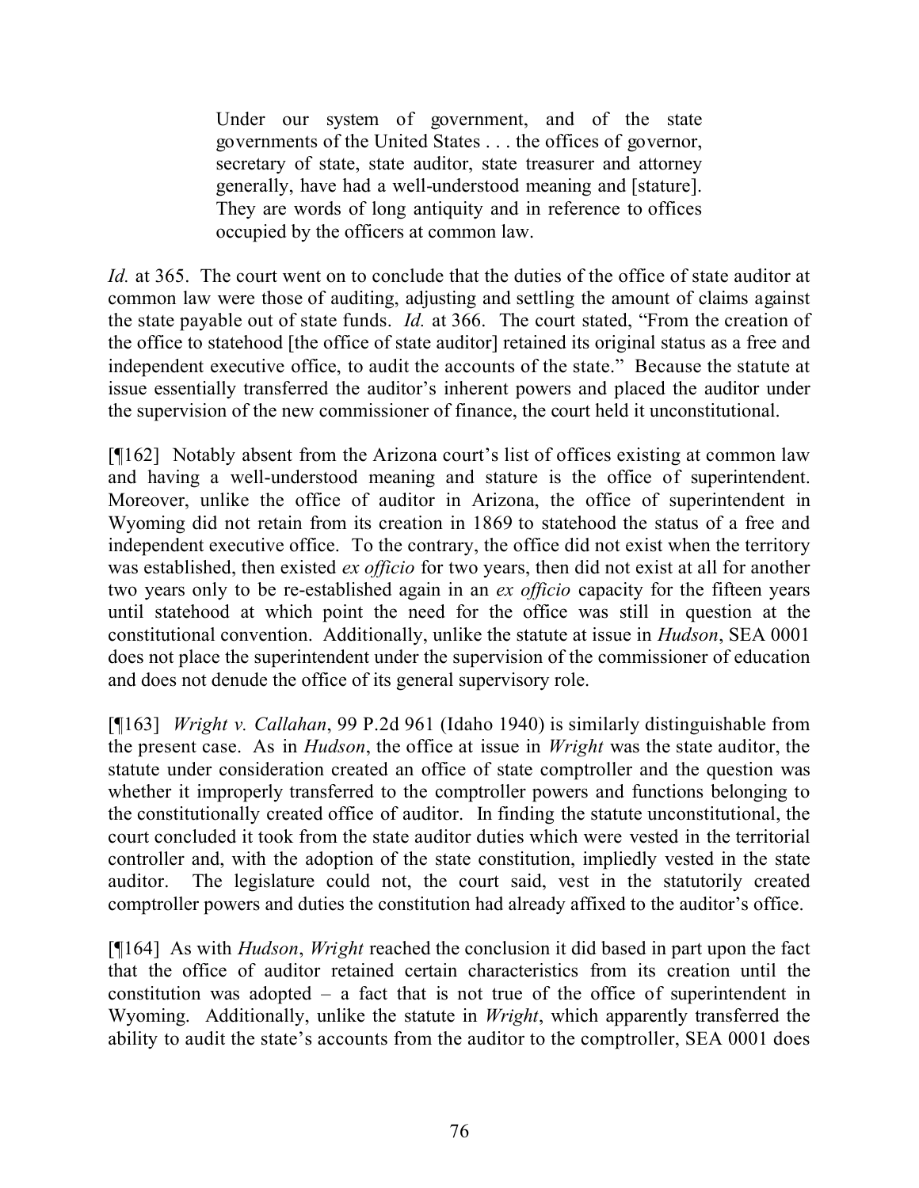> Under our system of government, and of the state governments of the United States . . . the offices of governor, secretary of state, state auditor, state treasurer and attorney generally, have had a well-understood meaning and [stature]. They are words of long antiquity and in reference to offices occupied by the officers at common law.

*Id.* at 365. The court went on to conclude that the duties of the office of state auditor at common law were those of auditing, adjusting and settling the amount of claims against the state payable out of state funds. *Id.* at 366. The court stated, "From the creation of the office to statehood [the office of state auditor] retained its original status as a free and independent executive office, to audit the accounts of the state." Because the statute at issue essentially transferred the auditor's inherent powers and placed the auditor under the supervision of the new commissioner of finance, the court held it unconstitutional.

[¶162] Notably absent from the Arizona court's list of offices existing at common law and having a well-understood meaning and stature is the office of superintendent. Moreover, unlike the office of auditor in Arizona, the office of superintendent in Wyoming did not retain from its creation in 1869 to statehood the status of a free and independent executive office. To the contrary, the office did not exist when the territory was established, then existed *ex officio* for two years, then did not exist at all for another two years only to be re-established again in an *ex officio* capacity for the fifteen years until statehood at which point the need for the office was still in question at the constitutional convention. Additionally, unlike the statute at issue in *Hudson*, SEA 0001 does not place the superintendent under the supervision of the commissioner of education and does not denude the office of its general supervisory role.

[¶163] *Wright v. Callahan*, 99 P.2d 961 (Idaho 1940) is similarly distinguishable from the present case. As in *Hudson*, the office at issue in *Wright* was the state auditor, the statute under consideration created an office of state comptroller and the question was whether it improperly transferred to the comptroller powers and functions belonging to the constitutionally created office of auditor. In finding the statute unconstitutional, the court concluded it took from the state auditor duties which were vested in the territorial controller and, with the adoption of the state constitution, impliedly vested in the state auditor. The legislature could not, the court said, vest in the statutorily created comptroller powers and duties the constitution had already affixed to the auditor's office.

[¶164] As with *Hudson*, *Wright* reached the conclusion it did based in part upon the fact that the office of auditor retained certain characteristics from its creation until the constitution was adopted – a fact that is not true of the office of superintendent in Wyoming. Additionally, unlike the statute in *Wright*, which apparently transferred the ability to audit the state's accounts from the auditor to the comptroller, SEA 0001 does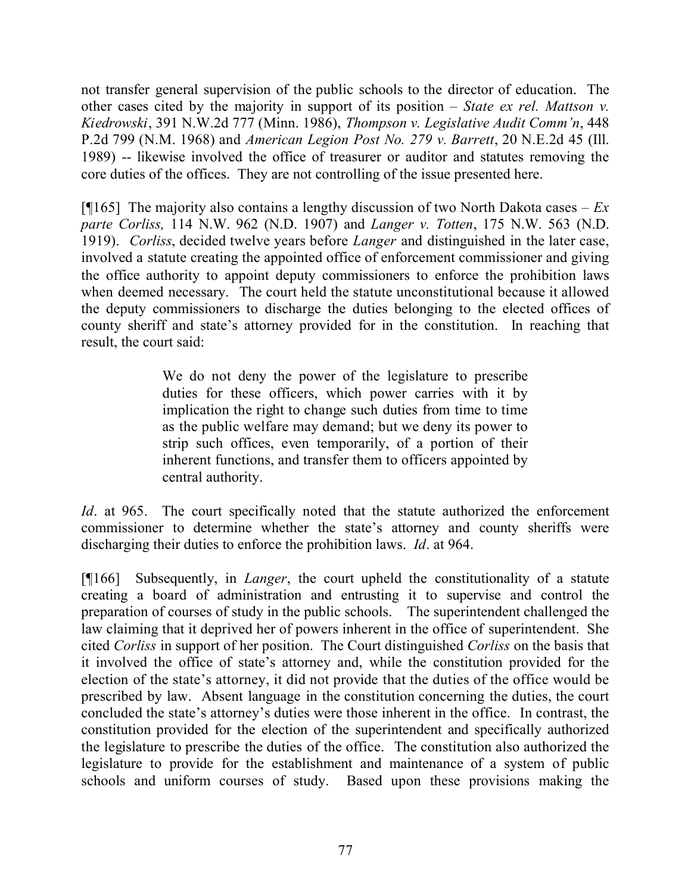not transfer general supervision of the public schools to the director of education. The other cases cited by the majority in support of its position – *State ex rel. Mattson v. Kiedrowski*, 391 N.W.2d 777 (Minn. 1986), *Thompson v. Legislative Audit Comm'n*, 448 P.2d 799 (N.M. 1968) and *American Legion Post No. 279 v. Barrett*, 20 N.E.2d 45 (Ill. 1989) -- likewise involved the office of treasurer or auditor and statutes removing the core duties of the offices. They are not controlling of the issue presented here.

[¶165] The majority also contains a lengthy discussion of two North Dakota cases – *Ex parte Corliss,* 114 N.W. 962 (N.D. 1907) and *Langer v. Totten*, 175 N.W. 563 (N.D. 1919). *Corliss*, decided twelve years before *Langer* and distinguished in the later case, involved a statute creating the appointed office of enforcement commissioner and giving the office authority to appoint deputy commissioners to enforce the prohibition laws when deemed necessary. The court held the statute unconstitutional because it allowed the deputy commissioners to discharge the duties belonging to the elected offices of county sheriff and state's attorney provided for in the constitution. In reaching that result, the court said:

> We do not deny the power of the legislature to prescribe duties for these officers, which power carries with it by implication the right to change such duties from time to time as the public welfare may demand; but we deny its power to strip such offices, even temporarily, of a portion of their inherent functions, and transfer them to officers appointed by central authority.

*Id*. at 965. The court specifically noted that the statute authorized the enforcement commissioner to determine whether the state's attorney and county sheriffs were discharging their duties to enforce the prohibition laws. *Id*. at 964.

[¶166] Subsequently, in *Langer*, the court upheld the constitutionality of a statute creating a board of administration and entrusting it to supervise and control the preparation of courses of study in the public schools. The superintendent challenged the law claiming that it deprived her of powers inherent in the office of superintendent. She cited *Corliss* in support of her position. The Court distinguished *Corliss* on the basis that it involved the office of state's attorney and, while the constitution provided for the election of the state's attorney, it did not provide that the duties of the office would be prescribed by law. Absent language in the constitution concerning the duties, the court concluded the state's attorney's duties were those inherent in the office. In contrast, the constitution provided for the election of the superintendent and specifically authorized the legislature to prescribe the duties of the office. The constitution also authorized the legislature to provide for the establishment and maintenance of a system of public schools and uniform courses of study. Based upon these provisions making the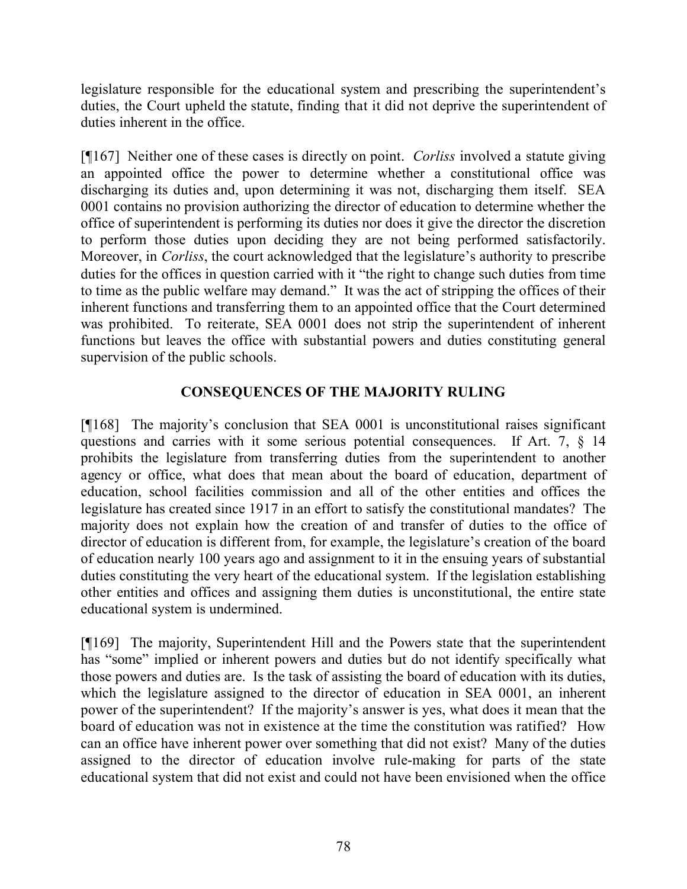legislature responsible for the educational system and prescribing the superintendent's duties, the Court upheld the statute, finding that it did not deprive the superintendent of duties inherent in the office.

[¶167] Neither one of these cases is directly on point. *Corliss* involved a statute giving an appointed office the power to determine whether a constitutional office was discharging its duties and, upon determining it was not, discharging them itself. SEA 0001 contains no provision authorizing the director of education to determine whether the office of superintendent is performing its duties nor does it give the director the discretion to perform those duties upon deciding they are not being performed satisfactorily. Moreover, in *Corliss*, the court acknowledged that the legislature's authority to prescribe duties for the offices in question carried with it "the right to change such duties from time to time as the public welfare may demand." It was the act of stripping the offices of their inherent functions and transferring them to an appointed office that the Court determined was prohibited. To reiterate, SEA 0001 does not strip the superintendent of inherent functions but leaves the office with substantial powers and duties constituting general supervision of the public schools.

## CONSEQUENCES OF THE MAJORITY RULING

[¶168] The majority's conclusion that SEA 0001 is unconstitutional raises significant questions and carries with it some serious potential consequences. If Art. 7, § 14 prohibits the legislature from transferring duties from the superintendent to another agency or office, what does that mean about the board of education, department of education, school facilities commission and all of the other entities and offices the legislature has created since 1917 in an effort to satisfy the constitutional mandates? The majority does not explain how the creation of and transfer of duties to the office of director of education is different from, for example, the legislature's creation of the board of education nearly 100 years ago and assignment to it in the ensuing years of substantial duties constituting the very heart of the educational system. If the legislation establishing other entities and offices and assigning them duties is unconstitutional, the entire state educational system is undermined.

[¶169] The majority, Superintendent Hill and the Powers state that the superintendent has "some" implied or inherent powers and duties but do not identify specifically what those powers and duties are. Is the task of assisting the board of education with its duties, which the legislature assigned to the director of education in SEA 0001, an inherent power of the superintendent? If the majority's answer is yes, what does it mean that the board of education was not in existence at the time the constitution was ratified? How can an office have inherent power over something that did not exist? Many of the duties assigned to the director of education involve rule-making for parts of the state educational system that did not exist and could not have been envisioned when the office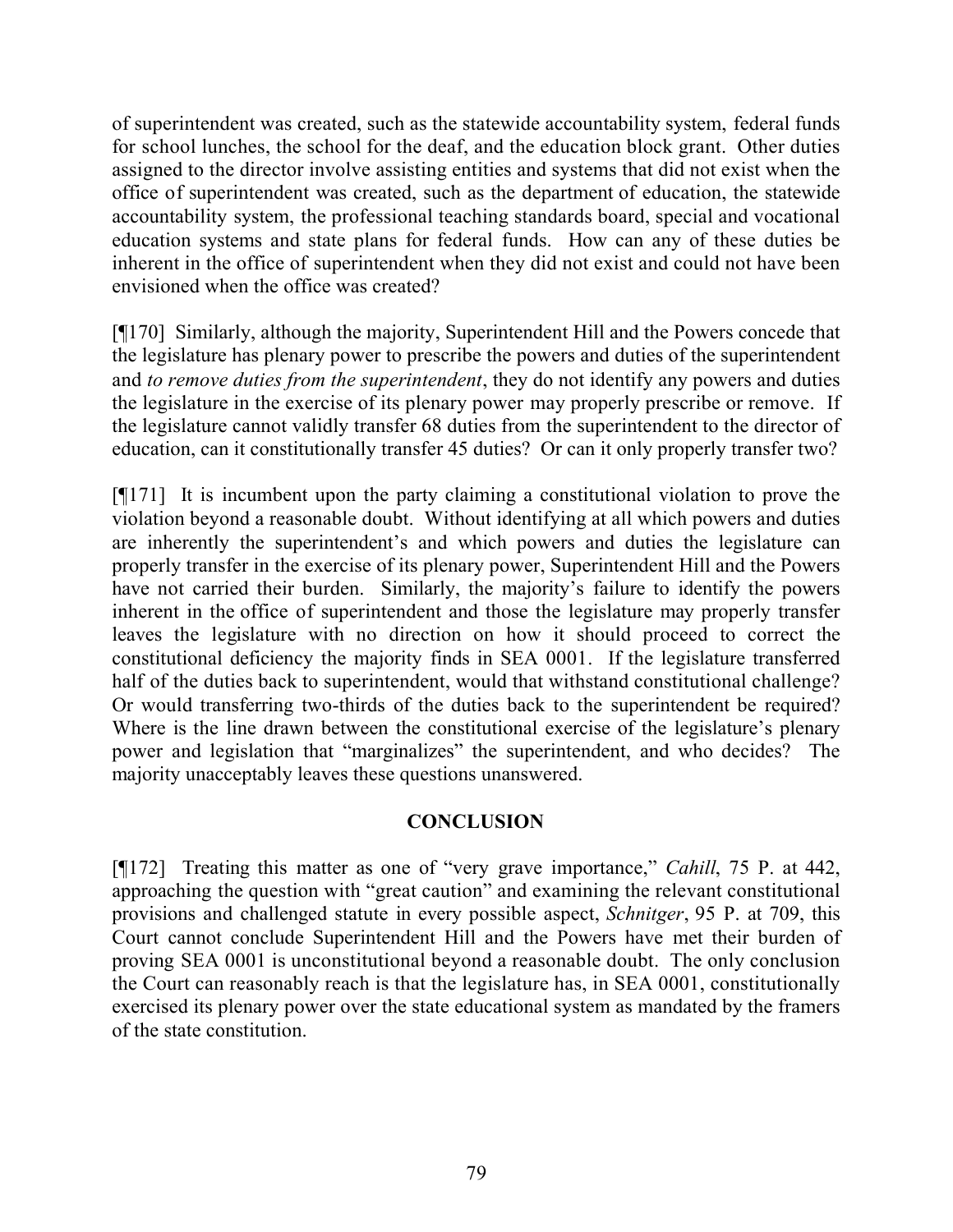of superintendent was created, such as the statewide accountability system, federal funds for school lunches, the school for the deaf, and the education block grant. Other duties assigned to the director involve assisting entities and systems that did not exist when the office of superintendent was created, such as the department of education, the statewide accountability system, the professional teaching standards board, special and vocational education systems and state plans for federal funds. How can any of these duties be inherent in the office of superintendent when they did not exist and could not have been envisioned when the office was created?

[¶170] Similarly, although the majority, Superintendent Hill and the Powers concede that the legislature has plenary power to prescribe the powers and duties of the superintendent and *to remove duties from the superintendent*, they do not identify any powers and duties the legislature in the exercise of its plenary power may properly prescribe or remove. If the legislature cannot validly transfer 68 duties from the superintendent to the director of education, can it constitutionally transfer 45 duties? Or can it only properly transfer two?

[¶171] It is incumbent upon the party claiming a constitutional violation to prove the violation beyond a reasonable doubt. Without identifying at all which powers and duties are inherently the superintendent's and which powers and duties the legislature can properly transfer in the exercise of its plenary power, Superintendent Hill and the Powers have not carried their burden. Similarly, the majority's failure to identify the powers inherent in the office of superintendent and those the legislature may properly transfer leaves the legislature with no direction on how it should proceed to correct the constitutional deficiency the majority finds in SEA 0001. If the legislature transferred half of the duties back to superintendent, would that withstand constitutional challenge? Or would transferring two-thirds of the duties back to the superintendent be required? Where is the line drawn between the constitutional exercise of the legislature's plenary power and legislation that "marginalizes" the superintendent, and who decides? The majority unacceptably leaves these questions unanswered.

## CONCLUSION

[¶172] Treating this matter as one of "very grave importance," *Cahill*, 75 P. at 442, approaching the question with "great caution" and examining the relevant constitutional provisions and challenged statute in every possible aspect, *Schnitger*, 95 P. at 709, this Court cannot conclude Superintendent Hill and the Powers have met their burden of proving SEA 0001 is unconstitutional beyond a reasonable doubt. The only conclusion the Court can reasonably reach is that the legislature has, in SEA 0001, constitutionally exercised its plenary power over the state educational system as mandated by the framers of the state constitution.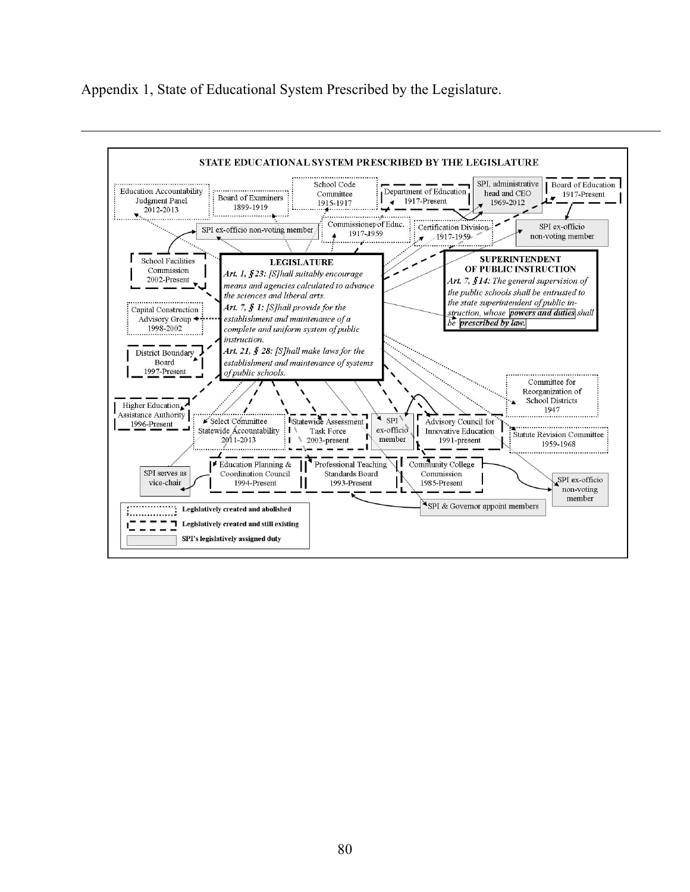Appendix 1, State of Educational System Prescribed by the Legislature.

---

STATE EDUCATIONAL SYSTEM PRESCRIBED BY THE LEGISLATURE

Education Accountability Judgment Panel 2012-2013

Board of Examiners 1899-1919

School Code Committee 1915-1917

Department of Education 1917-Present

SPI, administrative head and CEO 1969-2012

Board of Education 1917-Present

SPI ex-officio non-voting member

Commissioner of Educ. 1917-1959

Certification Division 1917-1959

SPI ex-officio non-voting member

School Facilities Commission 2002-Present

**LEGISLATURE**

***Art. 1, §23:*** *[S]hall suitably encourage means and agencies calculated to advance the sciences and liberal arts.*

***Art. 7, § 1:*** *[S]hall provide for the establishment and maintenance of a complete and uniform system of public instruction.*

***Art. 21, § 28:*** *[S]hall make laws for the establishment and maintenance of systems of public schools.*

**SUPERINTENDENT OF PUBLIC INSTRUCTION**

***Art. 7, §14:*** *The general supervision of the public schools shall be entrusted to the state superintendent of public instruction, whose* ***powers and duties*** *shall be* ***prescribed by law.***

Capital Construction Advisory Group 1998-2002

District Boundary Board 1997-Present

Committee for Reorganization of School Districts 1947

Higher Education Assistance Authority 1996-Present

Select Committee Statewide Accountability 2011-2013

Statewide Assessment Task Force 2003-present

SPI ex-officio member

Advisory Council for Innovative Education 1991-present

Statute Revision Committee 1959-1968

SPI serves as vice-chair

Education Planning & Coordination Council 1994-Present

Professional Teaching Standards Board 1993-Present

Community College Commission 1985-Present

SPI ex-officio non-voting member

SPI & Governor appoint members

Legislatively created and abolished

Legislatively created and still existing

SPI's legislatively assigned duty